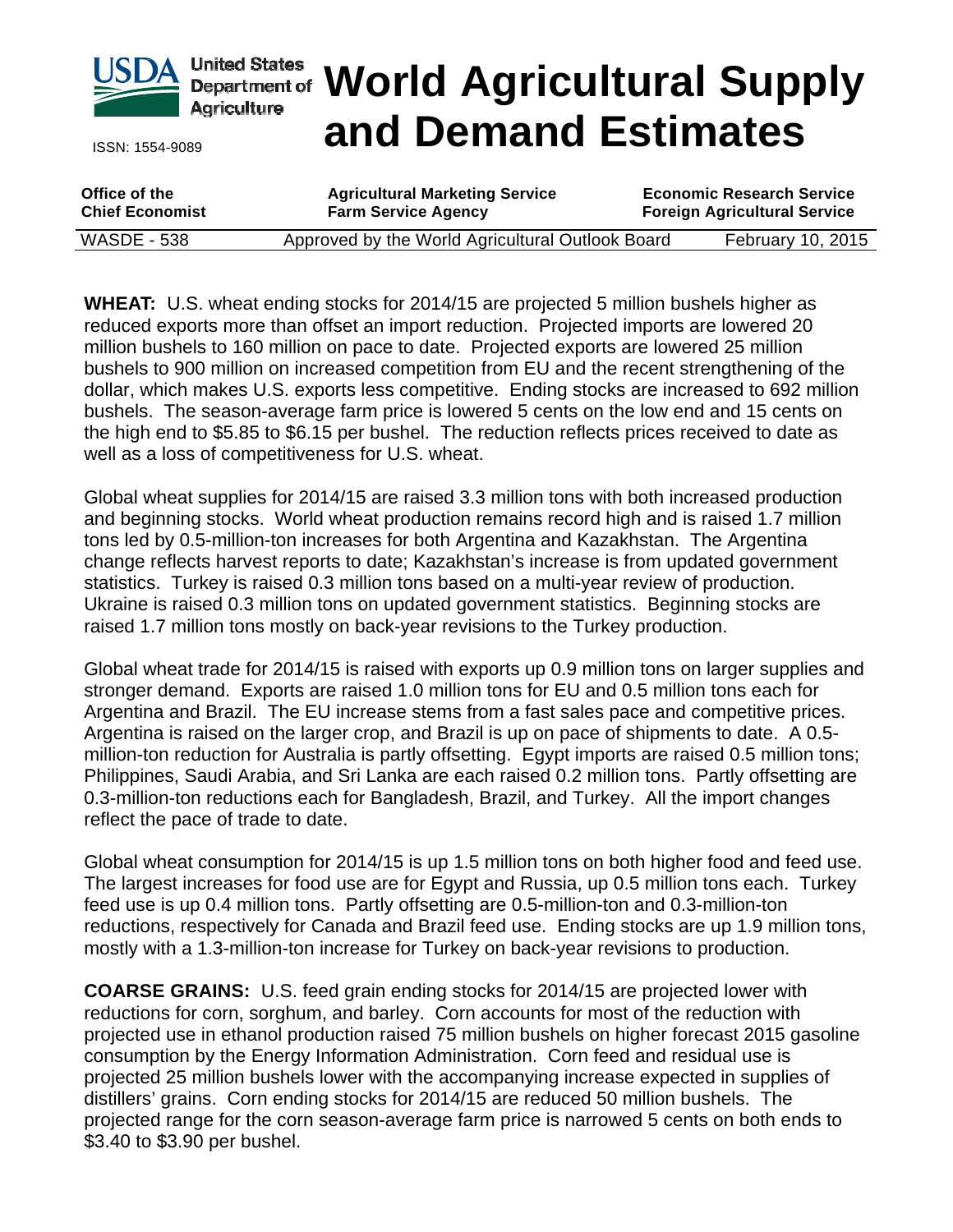# World Agricultural Supply and Demand Estimates

United States Department of Agriculture

ISSN: 1554-9089

| Office of the Chief Economist | Agricultural Marketing Service Farm Service Agency | Economic Research Service Foreign Agricultural Service |
|---|---|---|
| WASDE - 538 | Approved by the World Agricultural Outlook Board | February 10, 2015 |

**WHEAT:** U.S. wheat ending stocks for 2014/15 are projected 5 million bushels higher as reduced exports more than offset an import reduction. Projected imports are lowered 20 million bushels to 160 million on pace to date. Projected exports are lowered 25 million bushels to 900 million on increased competition from EU and the recent strengthening of the dollar, which makes U.S. exports less competitive. Ending stocks are increased to 692 million bushels. The season-average farm price is lowered 5 cents on the low end and 15 cents on the high end to $5.85 to $6.15 per bushel. The reduction reflects prices received to date as well as a loss of competitiveness for U.S. wheat.

Global wheat supplies for 2014/15 are raised 3.3 million tons with both increased production and beginning stocks. World wheat production remains record high and is raised 1.7 million tons led by 0.5-million-ton increases for both Argentina and Kazakhstan. The Argentina change reflects harvest reports to date; Kazakhstan's increase is from updated government statistics. Turkey is raised 0.3 million tons based on a multi-year review of production. Ukraine is raised 0.3 million tons on updated government statistics. Beginning stocks are raised 1.7 million tons mostly on back-year revisions to the Turkey production.

Global wheat trade for 2014/15 is raised with exports up 0.9 million tons on larger supplies and stronger demand. Exports are raised 1.0 million tons for EU and 0.5 million tons each for Argentina and Brazil. The EU increase stems from a fast sales pace and competitive prices. Argentina is raised on the larger crop, and Brazil is up on pace of shipments to date. A 0.5-million-ton reduction for Australia is partly offsetting. Egypt imports are raised 0.5 million tons; Philippines, Saudi Arabia, and Sri Lanka are each raised 0.2 million tons. Partly offsetting are 0.3-million-ton reductions each for Bangladesh, Brazil, and Turkey. All the import changes reflect the pace of trade to date.

Global wheat consumption for 2014/15 is up 1.5 million tons on both higher food and feed use. The largest increases for food use are for Egypt and Russia, up 0.5 million tons each. Turkey feed use is up 0.4 million tons. Partly offsetting are 0.5-million-ton and 0.3-million-ton reductions, respectively for Canada and Brazil feed use. Ending stocks are up 1.9 million tons, mostly with a 1.3-million-ton increase for Turkey on back-year revisions to production.

**COARSE GRAINS:** U.S. feed grain ending stocks for 2014/15 are projected lower with reductions for corn, sorghum, and barley. Corn accounts for most of the reduction with projected use in ethanol production raised 75 million bushels on higher forecast 2015 gasoline consumption by the Energy Information Administration. Corn feed and residual use is projected 25 million bushels lower with the accompanying increase expected in supplies of distillers' grains. Corn ending stocks for 2014/15 are reduced 50 million bushels. The projected range for the corn season-average farm price is narrowed 5 cents on both ends to $3.40 to $3.90 per bushel.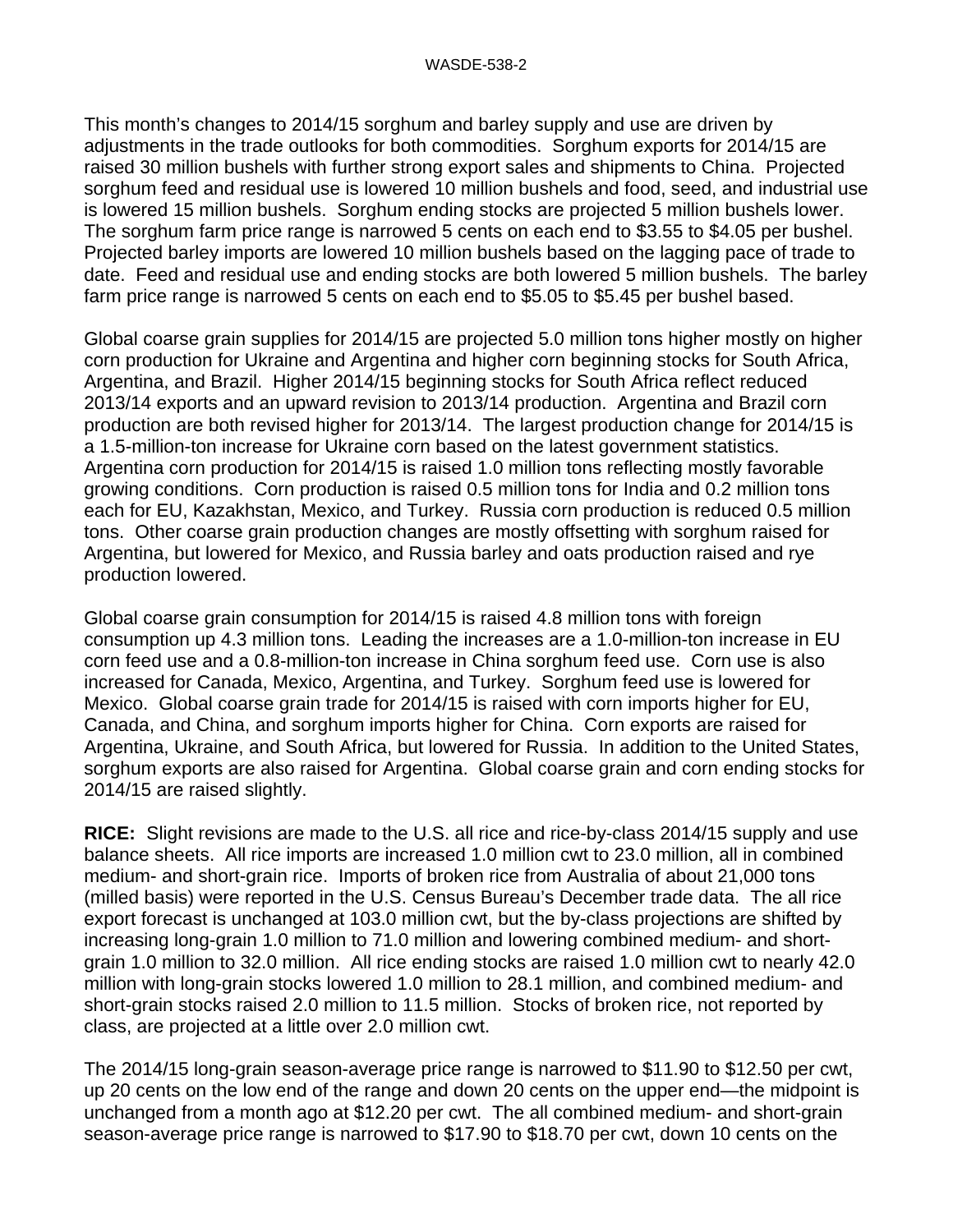This month's changes to 2014/15 sorghum and barley supply and use are driven by adjustments in the trade outlooks for both commodities. Sorghum exports for 2014/15 are raised 30 million bushels with further strong export sales and shipments to China. Projected sorghum feed and residual use is lowered 10 million bushels and food, seed, and industrial use is lowered 15 million bushels. Sorghum ending stocks are projected 5 million bushels lower. The sorghum farm price range is narrowed 5 cents on each end to $3.55 to $4.05 per bushel. Projected barley imports are lowered 10 million bushels based on the lagging pace of trade to date. Feed and residual use and ending stocks are both lowered 5 million bushels. The barley farm price range is narrowed 5 cents on each end to $5.05 to $5.45 per bushel based.

Global coarse grain supplies for 2014/15 are projected 5.0 million tons higher mostly on higher corn production for Ukraine and Argentina and higher corn beginning stocks for South Africa, Argentina, and Brazil. Higher 2014/15 beginning stocks for South Africa reflect reduced 2013/14 exports and an upward revision to 2013/14 production. Argentina and Brazil corn production are both revised higher for 2013/14. The largest production change for 2014/15 is a 1.5-million-ton increase for Ukraine corn based on the latest government statistics. Argentina corn production for 2014/15 is raised 1.0 million tons reflecting mostly favorable growing conditions. Corn production is raised 0.5 million tons for India and 0.2 million tons each for EU, Kazakhstan, Mexico, and Turkey. Russia corn production is reduced 0.5 million tons. Other coarse grain production changes are mostly offsetting with sorghum raised for Argentina, but lowered for Mexico, and Russia barley and oats production raised and rye production lowered.

Global coarse grain consumption for 2014/15 is raised 4.8 million tons with foreign consumption up 4.3 million tons. Leading the increases are a 1.0-million-ton increase in EU corn feed use and a 0.8-million-ton increase in China sorghum feed use. Corn use is also increased for Canada, Mexico, Argentina, and Turkey. Sorghum feed use is lowered for Mexico. Global coarse grain trade for 2014/15 is raised with corn imports higher for EU, Canada, and China, and sorghum imports higher for China. Corn exports are raised for Argentina, Ukraine, and South Africa, but lowered for Russia. In addition to the United States, sorghum exports are also raised for Argentina. Global coarse grain and corn ending stocks for 2014/15 are raised slightly.

**RICE:** Slight revisions are made to the U.S. all rice and rice-by-class 2014/15 supply and use balance sheets. All rice imports are increased 1.0 million cwt to 23.0 million, all in combined medium- and short-grain rice. Imports of broken rice from Australia of about 21,000 tons (milled basis) were reported in the U.S. Census Bureau's December trade data. The all rice export forecast is unchanged at 103.0 million cwt, but the by-class projections are shifted by increasing long-grain 1.0 million to 71.0 million and lowering combined medium- and short-grain 1.0 million to 32.0 million. All rice ending stocks are raised 1.0 million cwt to nearly 42.0 million with long-grain stocks lowered 1.0 million to 28.1 million, and combined medium- and short-grain stocks raised 2.0 million to 11.5 million. Stocks of broken rice, not reported by class, are projected at a little over 2.0 million cwt.

The 2014/15 long-grain season-average price range is narrowed to $11.90 to $12.50 per cwt, up 20 cents on the low end of the range and down 20 cents on the upper end—the midpoint is unchanged from a month ago at $12.20 per cwt. The all combined medium- and short-grain season-average price range is narrowed to $17.90 to $18.70 per cwt, down 10 cents on the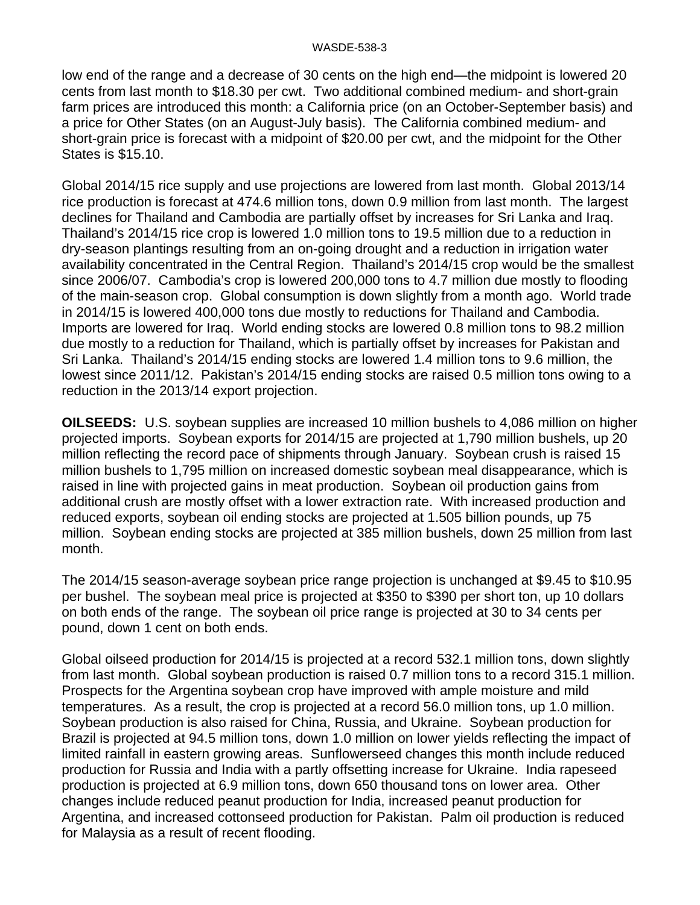low end of the range and a decrease of 30 cents on the high end—the midpoint is lowered 20 cents from last month to $18.30 per cwt. Two additional combined medium- and short-grain farm prices are introduced this month: a California price (on an October-September basis) and a price for Other States (on an August-July basis). The California combined medium- and short-grain price is forecast with a midpoint of $20.00 per cwt, and the midpoint for the Other States is $15.10.

Global 2014/15 rice supply and use projections are lowered from last month. Global 2013/14 rice production is forecast at 474.6 million tons, down 0.9 million from last month. The largest declines for Thailand and Cambodia are partially offset by increases for Sri Lanka and Iraq. Thailand's 2014/15 rice crop is lowered 1.0 million tons to 19.5 million due to a reduction in dry-season plantings resulting from an on-going drought and a reduction in irrigation water availability concentrated in the Central Region. Thailand's 2014/15 crop would be the smallest since 2006/07. Cambodia's crop is lowered 200,000 tons to 4.7 million due mostly to flooding of the main-season crop. Global consumption is down slightly from a month ago. World trade in 2014/15 is lowered 400,000 tons due mostly to reductions for Thailand and Cambodia. Imports are lowered for Iraq. World ending stocks are lowered 0.8 million tons to 98.2 million due mostly to a reduction for Thailand, which is partially offset by increases for Pakistan and Sri Lanka. Thailand's 2014/15 ending stocks are lowered 1.4 million tons to 9.6 million, the lowest since 2011/12. Pakistan's 2014/15 ending stocks are raised 0.5 million tons owing to a reduction in the 2013/14 export projection.

**OILSEEDS:** U.S. soybean supplies are increased 10 million bushels to 4,086 million on higher projected imports. Soybean exports for 2014/15 are projected at 1,790 million bushels, up 20 million reflecting the record pace of shipments through January. Soybean crush is raised 15 million bushels to 1,795 million on increased domestic soybean meal disappearance, which is raised in line with projected gains in meat production. Soybean oil production gains from additional crush are mostly offset with a lower extraction rate. With increased production and reduced exports, soybean oil ending stocks are projected at 1.505 billion pounds, up 75 million. Soybean ending stocks are projected at 385 million bushels, down 25 million from last month.

The 2014/15 season-average soybean price range projection is unchanged at $9.45 to $10.95 per bushel. The soybean meal price is projected at $350 to $390 per short ton, up 10 dollars on both ends of the range. The soybean oil price range is projected at 30 to 34 cents per pound, down 1 cent on both ends.

Global oilseed production for 2014/15 is projected at a record 532.1 million tons, down slightly from last month. Global soybean production is raised 0.7 million tons to a record 315.1 million. Prospects for the Argentina soybean crop have improved with ample moisture and mild temperatures. As a result, the crop is projected at a record 56.0 million tons, up 1.0 million. Soybean production is also raised for China, Russia, and Ukraine. Soybean production for Brazil is projected at 94.5 million tons, down 1.0 million on lower yields reflecting the impact of limited rainfall in eastern growing areas. Sunflowerseed changes this month include reduced production for Russia and India with a partly offsetting increase for Ukraine. India rapeseed production is projected at 6.9 million tons, down 650 thousand tons on lower area. Other changes include reduced peanut production for India, increased peanut production for Argentina, and increased cottonseed production for Pakistan. Palm oil production is reduced for Malaysia as a result of recent flooding.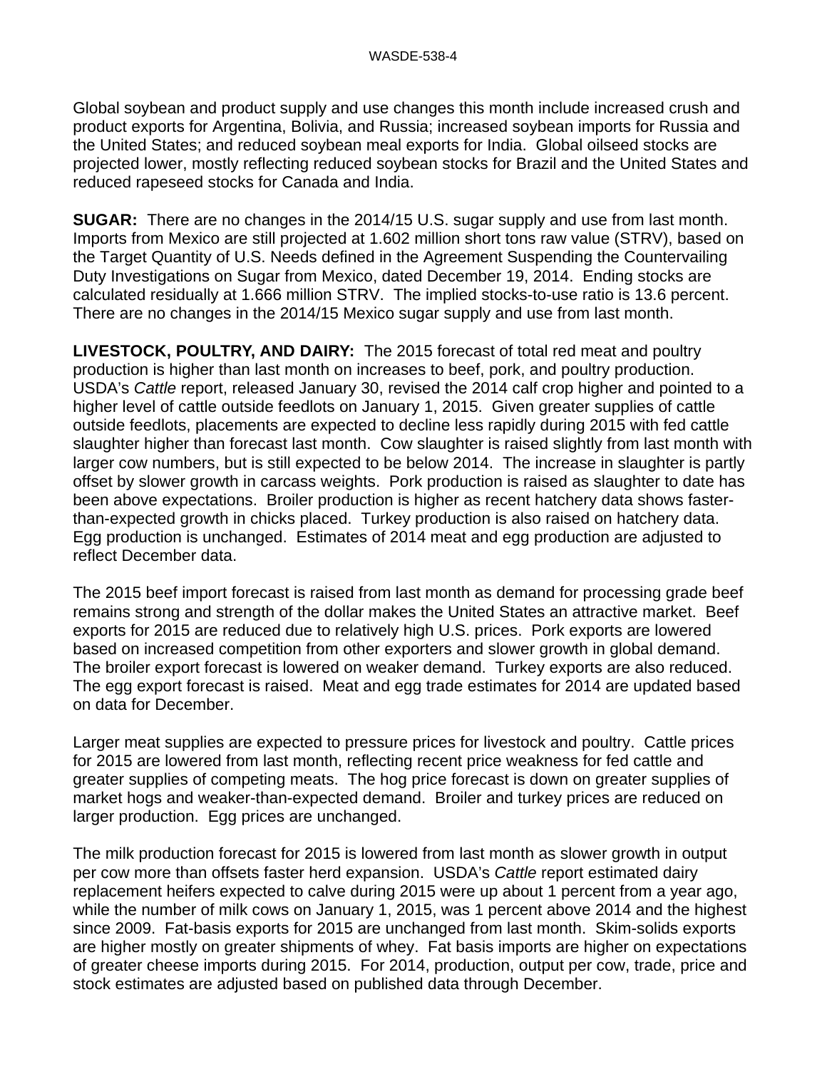Global soybean and product supply and use changes this month include increased crush and product exports for Argentina, Bolivia, and Russia; increased soybean imports for Russia and the United States; and reduced soybean meal exports for India. Global oilseed stocks are projected lower, mostly reflecting reduced soybean stocks for Brazil and the United States and reduced rapeseed stocks for Canada and India.

**SUGAR:** There are no changes in the 2014/15 U.S. sugar supply and use from last month. Imports from Mexico are still projected at 1.602 million short tons raw value (STRV), based on the Target Quantity of U.S. Needs defined in the Agreement Suspending the Countervailing Duty Investigations on Sugar from Mexico, dated December 19, 2014. Ending stocks are calculated residually at 1.666 million STRV. The implied stocks-to-use ratio is 13.6 percent. There are no changes in the 2014/15 Mexico sugar supply and use from last month.

**LIVESTOCK, POULTRY, AND DAIRY:** The 2015 forecast of total red meat and poultry production is higher than last month on increases to beef, pork, and poultry production. USDA's *Cattle* report, released January 30, revised the 2014 calf crop higher and pointed to a higher level of cattle outside feedlots on January 1, 2015. Given greater supplies of cattle outside feedlots, placements are expected to decline less rapidly during 2015 with fed cattle slaughter higher than forecast last month. Cow slaughter is raised slightly from last month with larger cow numbers, but is still expected to be below 2014. The increase in slaughter is partly offset by slower growth in carcass weights. Pork production is raised as slaughter to date has been above expectations. Broiler production is higher as recent hatchery data shows faster-than-expected growth in chicks placed. Turkey production is also raised on hatchery data. Egg production is unchanged. Estimates of 2014 meat and egg production are adjusted to reflect December data.

The 2015 beef import forecast is raised from last month as demand for processing grade beef remains strong and strength of the dollar makes the United States an attractive market. Beef exports for 2015 are reduced due to relatively high U.S. prices. Pork exports are lowered based on increased competition from other exporters and slower growth in global demand. The broiler export forecast is lowered on weaker demand. Turkey exports are also reduced. The egg export forecast is raised. Meat and egg trade estimates for 2014 are updated based on data for December.

Larger meat supplies are expected to pressure prices for livestock and poultry. Cattle prices for 2015 are lowered from last month, reflecting recent price weakness for fed cattle and greater supplies of competing meats. The hog price forecast is down on greater supplies of market hogs and weaker-than-expected demand. Broiler and turkey prices are reduced on larger production. Egg prices are unchanged.

The milk production forecast for 2015 is lowered from last month as slower growth in output per cow more than offsets faster herd expansion. USDA's *Cattle* report estimated dairy replacement heifers expected to calve during 2015 were up about 1 percent from a year ago, while the number of milk cows on January 1, 2015, was 1 percent above 2014 and the highest since 2009. Fat-basis exports for 2015 are unchanged from last month. Skim-solids exports are higher mostly on greater shipments of whey. Fat basis imports are higher on expectations of greater cheese imports during 2015. For 2014, production, output per cow, trade, price and stock estimates are adjusted based on published data through December.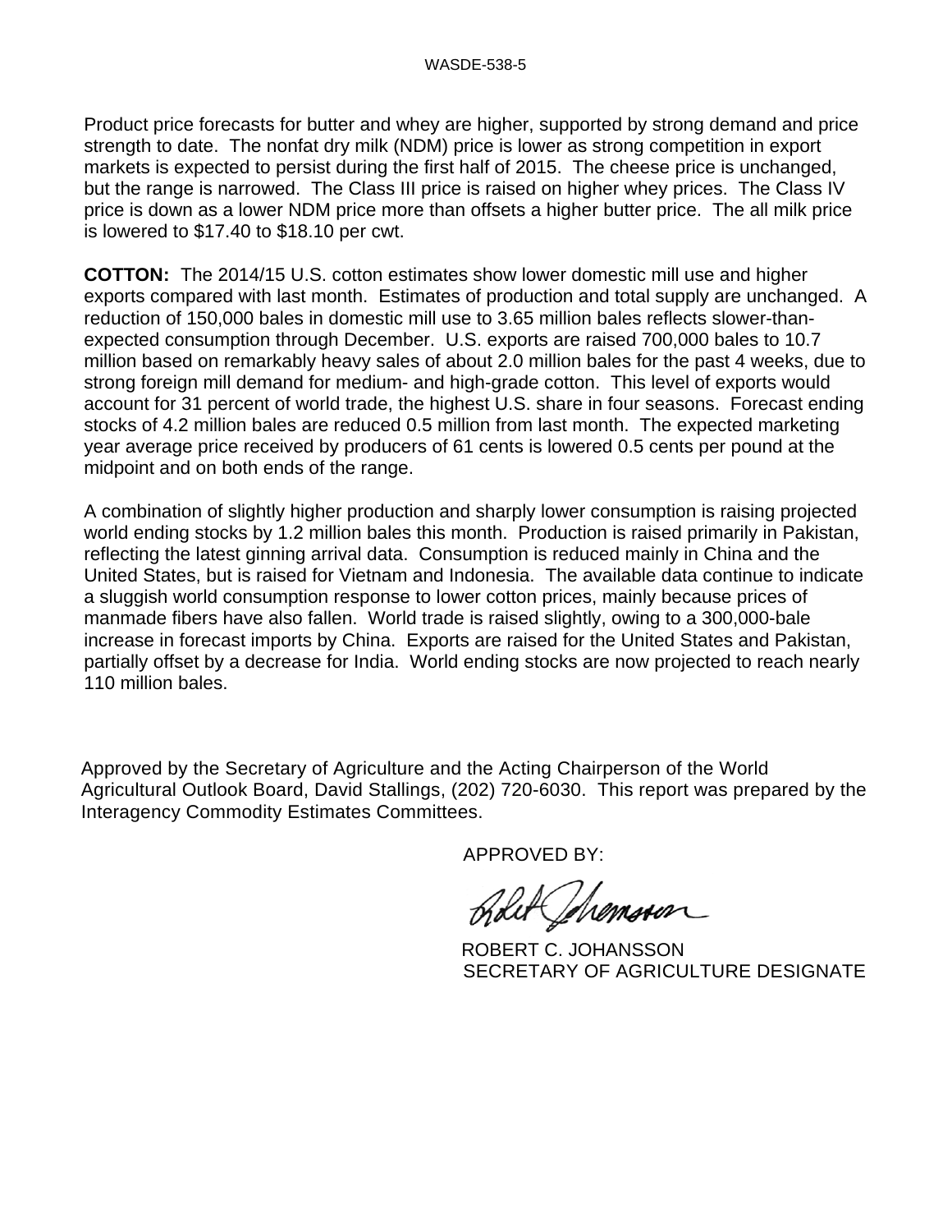Product price forecasts for butter and whey are higher, supported by strong demand and price strength to date. The nonfat dry milk (NDM) price is lower as strong competition in export markets is expected to persist during the first half of 2015. The cheese price is unchanged, but the range is narrowed. The Class III price is raised on higher whey prices. The Class IV price is down as a lower NDM price more than offsets a higher butter price. The all milk price is lowered to $17.40 to $18.10 per cwt.

**COTTON:** The 2014/15 U.S. cotton estimates show lower domestic mill use and higher exports compared with last month. Estimates of production and total supply are unchanged. A reduction of 150,000 bales in domestic mill use to 3.65 million bales reflects slower-than-expected consumption through December. U.S. exports are raised 700,000 bales to 10.7 million based on remarkably heavy sales of about 2.0 million bales for the past 4 weeks, due to strong foreign mill demand for medium- and high-grade cotton. This level of exports would account for 31 percent of world trade, the highest U.S. share in four seasons. Forecast ending stocks of 4.2 million bales are reduced 0.5 million from last month. The expected marketing year average price received by producers of 61 cents is lowered 0.5 cents per pound at the midpoint and on both ends of the range.

A combination of slightly higher production and sharply lower consumption is raising projected world ending stocks by 1.2 million bales this month. Production is raised primarily in Pakistan, reflecting the latest ginning arrival data. Consumption is reduced mainly in China and the United States, but is raised for Vietnam and Indonesia. The available data continue to indicate a sluggish world consumption response to lower cotton prices, mainly because prices of manmade fibers have also fallen. World trade is raised slightly, owing to a 300,000-bale increase in forecast imports by China. Exports are raised for the United States and Pakistan, partially offset by a decrease for India. World ending stocks are now projected to reach nearly 110 million bales.

Approved by the Secretary of Agriculture and the Acting Chairperson of the World Agricultural Outlook Board, David Stallings, (202) 720-6030. This report was prepared by the Interagency Commodity Estimates Committees.

APPROVED BY:

ROBERT C. JOHANSSON
SECRETARY OF AGRICULTURE DESIGNATE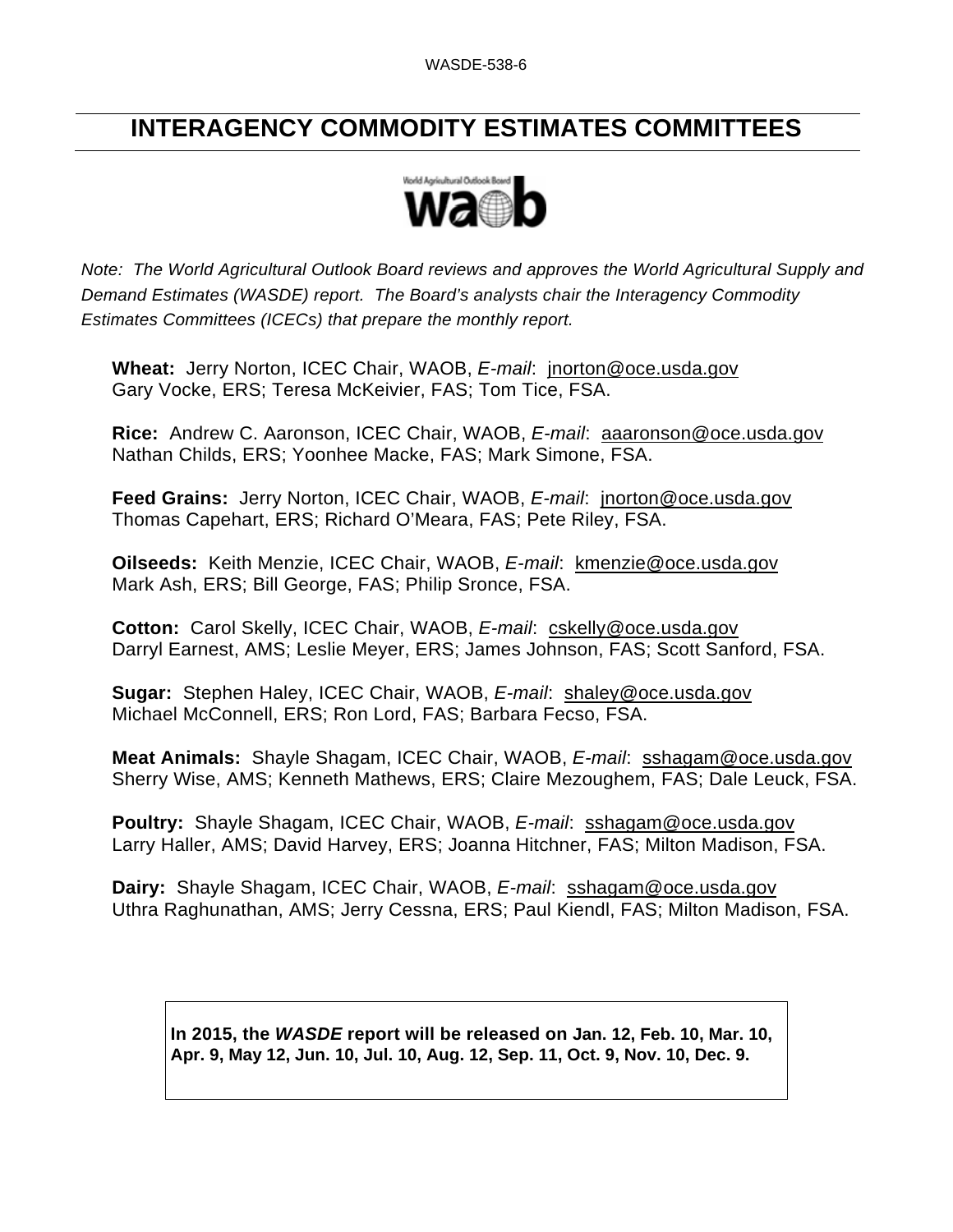# INTERAGENCY COMMODITY ESTIMATES COMMITTEES

*Note: The World Agricultural Outlook Board reviews and approves the World Agricultural Supply and Demand Estimates (WASDE) report. The Board's analysts chair the Interagency Commodity Estimates Committees (ICECs) that prepare the monthly report.*

**Wheat:** Jerry Norton, ICEC Chair, WAOB, *E-mail*: jnorton@oce.usda.gov
Gary Vocke, ERS; Teresa McKeivier, FAS; Tom Tice, FSA.

**Rice:** Andrew C. Aaronson, ICEC Chair, WAOB, *E-mail*: aaaronson@oce.usda.gov
Nathan Childs, ERS; Yoonhee Macke, FAS; Mark Simone, FSA.

**Feed Grains:** Jerry Norton, ICEC Chair, WAOB, *E-mail*: jnorton@oce.usda.gov
Thomas Capehart, ERS; Richard O'Meara, FAS; Pete Riley, FSA.

**Oilseeds:** Keith Menzie, ICEC Chair, WAOB, *E-mail*: kmenzie@oce.usda.gov
Mark Ash, ERS; Bill George, FAS; Philip Sronce, FSA.

**Cotton:** Carol Skelly, ICEC Chair, WAOB, *E-mail*: cskelly@oce.usda.gov
Darryl Earnest, AMS; Leslie Meyer, ERS; James Johnson, FAS; Scott Sanford, FSA.

**Sugar:** Stephen Haley, ICEC Chair, WAOB, *E-mail*: shaley@oce.usda.gov
Michael McConnell, ERS; Ron Lord, FAS; Barbara Fecso, FSA.

**Meat Animals:** Shayle Shagam, ICEC Chair, WAOB, *E-mail*: sshagam@oce.usda.gov
Sherry Wise, AMS; Kenneth Mathews, ERS; Claire Mezoughem, FAS; Dale Leuck, FSA.

**Poultry:** Shayle Shagam, ICEC Chair, WAOB, *E-mail*: sshagam@oce.usda.gov
Larry Haller, AMS; David Harvey, ERS; Joanna Hitchner, FAS; Milton Madison, FSA.

**Dairy:** Shayle Shagam, ICEC Chair, WAOB, *E-mail*: sshagam@oce.usda.gov
Uthra Raghunathan, AMS; Jerry Cessna, ERS; Paul Kiendl, FAS; Milton Madison, FSA.

**In 2015, the *WASDE* report will be released on Jan. 12, Feb. 10, Mar. 10, Apr. 9, May 12, Jun. 10, Jul. 10, Aug. 12, Sep. 11, Oct. 9, Nov. 10, Dec. 9.**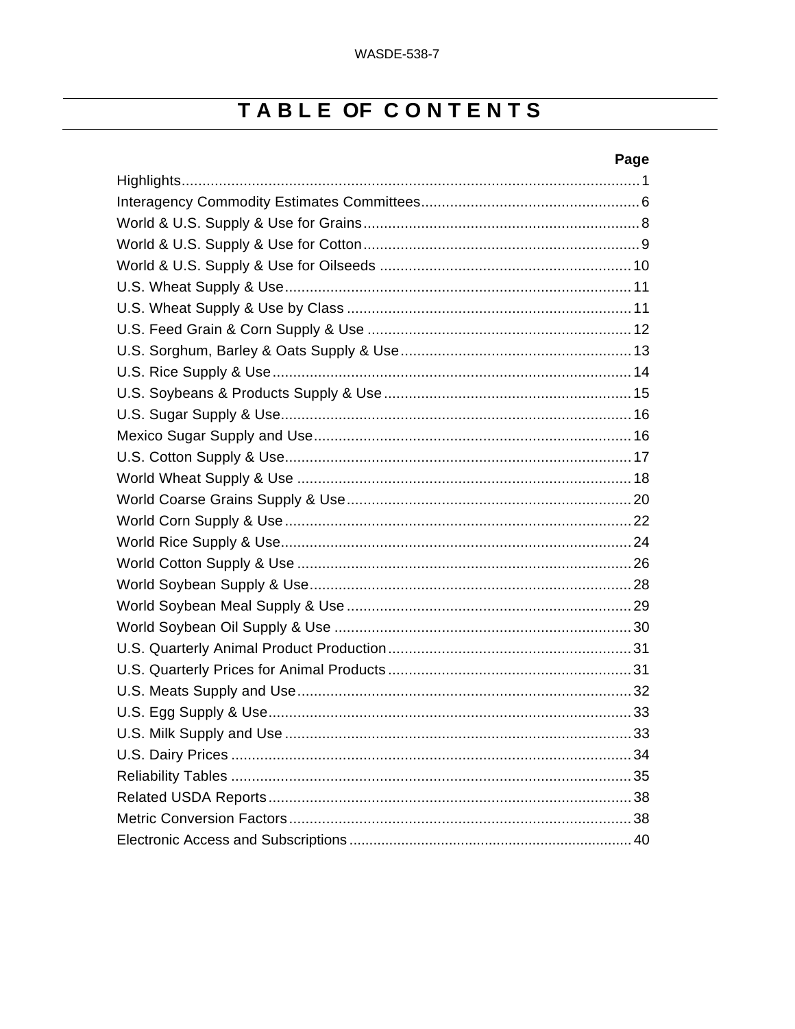# TABLE OF CONTENTS

| | Page |
|---|---|
| Highlights | 1 |
| Interagency Commodity Estimates Committees | 6 |
| World & U.S. Supply & Use for Grains | 8 |
| World & U.S. Supply & Use for Cotton | 9 |
| World & U.S. Supply & Use for Oilseeds | 10 |
| U.S. Wheat Supply & Use | 11 |
| U.S. Wheat Supply & Use by Class | 11 |
| U.S. Feed Grain & Corn Supply & Use | 12 |
| U.S. Sorghum, Barley & Oats Supply & Use | 13 |
| U.S. Rice Supply & Use | 14 |
| U.S. Soybeans & Products Supply & Use | 15 |
| U.S. Sugar Supply & Use | 16 |
| Mexico Sugar Supply and Use | 16 |
| U.S. Cotton Supply & Use | 17 |
| World Wheat Supply & Use | 18 |
| World Coarse Grains Supply & Use | 20 |
| World Corn Supply & Use | 22 |
| World Rice Supply & Use | 24 |
| World Cotton Supply & Use | 26 |
| World Soybean Supply & Use | 28 |
| World Soybean Meal Supply & Use | 29 |
| World Soybean Oil Supply & Use | 30 |
| U.S. Quarterly Animal Product Production | 31 |
| U.S. Quarterly Prices for Animal Products | 31 |
| U.S. Meats Supply and Use | 32 |
| U.S. Egg Supply & Use | 33 |
| U.S. Milk Supply and Use | 33 |
| U.S. Dairy Prices | 34 |
| Reliability Tables | 35 |
| Related USDA Reports | 38 |
| Metric Conversion Factors | 38 |
| Electronic Access and Subscriptions | 40 |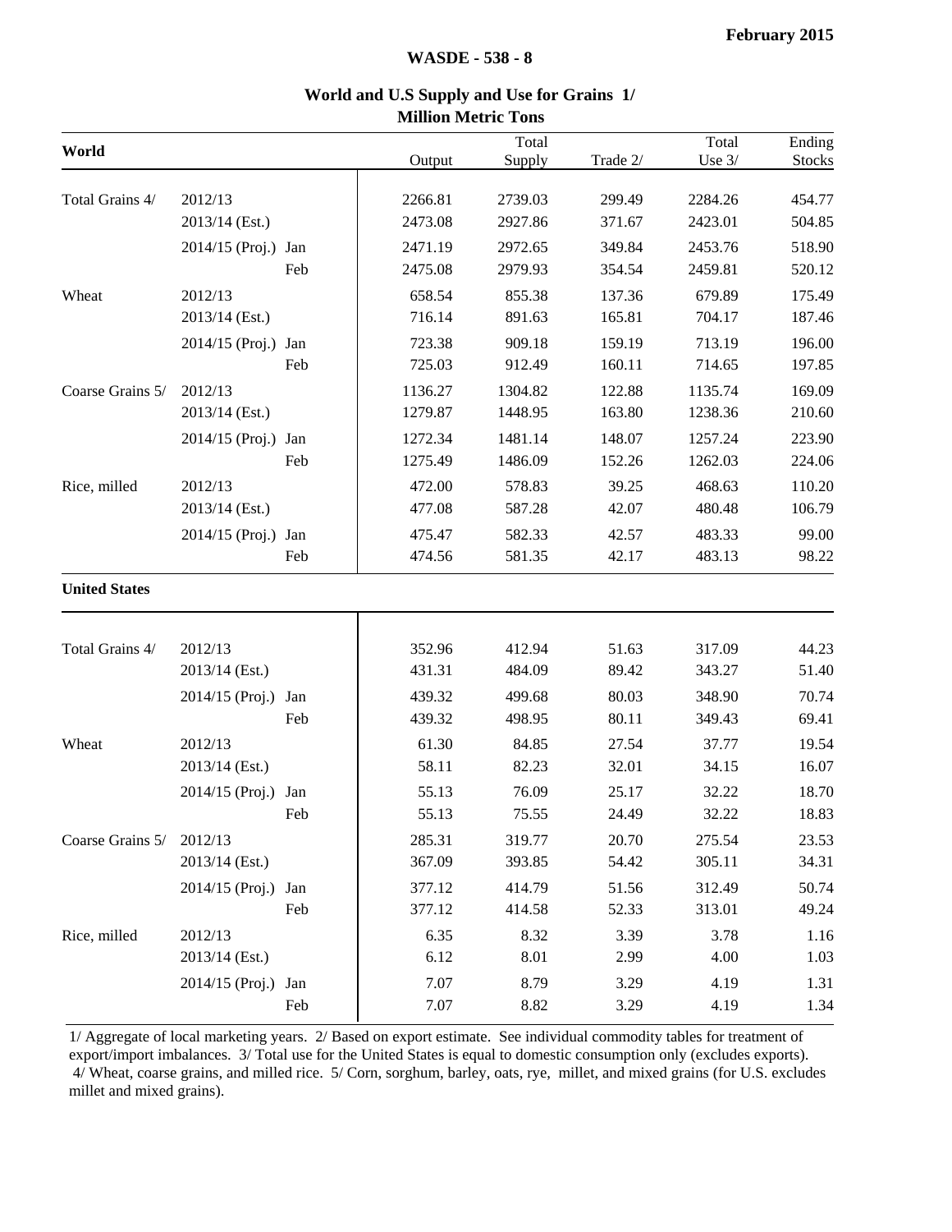February 2015

WASDE - 538 - 8

## World and U.S Supply and Use for Grains 1/

**Million Metric Tons**

| World | | | Output | Total Supply | Trade 2/ | Total Use 3/ | Ending Stocks |
|---|---|---|---|---|---|---|---|
| Total Grains 4/ | 2012/13 | | 2266.81 | 2739.03 | 299.49 | 2284.26 | 454.77 |
| | 2013/14 (Est.) | | 2473.08 | 2927.86 | 371.67 | 2423.01 | 504.85 |
| | 2014/15 (Proj.) | Jan | 2471.19 | 2972.65 | 349.84 | 2453.76 | 518.90 |
| | | Feb | 2475.08 | 2979.93 | 354.54 | 2459.81 | 520.12 |
| Wheat | 2012/13 | | 658.54 | 855.38 | 137.36 | 679.89 | 175.49 |
| | 2013/14 (Est.) | | 716.14 | 891.63 | 165.81 | 704.17 | 187.46 |
| | 2014/15 (Proj.) | Jan | 723.38 | 909.18 | 159.19 | 713.19 | 196.00 |
| | | Feb | 725.03 | 912.49 | 160.11 | 714.65 | 197.85 |
| Coarse Grains 5/ | 2012/13 | | 1136.27 | 1304.82 | 122.88 | 1135.74 | 169.09 |
| | 2013/14 (Est.) | | 1279.87 | 1448.95 | 163.80 | 1238.36 | 210.60 |
| | 2014/15 (Proj.) | Jan | 1272.34 | 1481.14 | 148.07 | 1257.24 | 223.90 |
| | | Feb | 1275.49 | 1486.09 | 152.26 | 1262.03 | 224.06 |
| Rice, milled | 2012/13 | | 472.00 | 578.83 | 39.25 | 468.63 | 110.20 |
| | 2013/14 (Est.) | | 477.08 | 587.28 | 42.07 | 480.48 | 106.79 |
| | 2014/15 (Proj.) | Jan | 475.47 | 582.33 | 42.57 | 483.33 | 99.00 |
| | | Feb | 474.56 | 581.35 | 42.17 | 483.13 | 98.22 |
| **United States** | | | | | | | |
| Total Grains 4/ | 2012/13 | | 352.96 | 412.94 | 51.63 | 317.09 | 44.23 |
| | 2013/14 (Est.) | | 431.31 | 484.09 | 89.42 | 343.27 | 51.40 |
| | 2014/15 (Proj.) | Jan | 439.32 | 499.68 | 80.03 | 348.90 | 70.74 |
| | | Feb | 439.32 | 498.95 | 80.11 | 349.43 | 69.41 |
| Wheat | 2012/13 | | 61.30 | 84.85 | 27.54 | 37.77 | 19.54 |
| | 2013/14 (Est.) | | 58.11 | 82.23 | 32.01 | 34.15 | 16.07 |
| | 2014/15 (Proj.) | Jan | 55.13 | 76.09 | 25.17 | 32.22 | 18.70 |
| | | Feb | 55.13 | 75.55 | 24.49 | 32.22 | 18.83 |
| Coarse Grains 5/ | 2012/13 | | 285.31 | 319.77 | 20.70 | 275.54 | 23.53 |
| | 2013/14 (Est.) | | 367.09 | 393.85 | 54.42 | 305.11 | 34.31 |
| | 2014/15 (Proj.) | Jan | 377.12 | 414.79 | 51.56 | 312.49 | 50.74 |
| | | Feb | 377.12 | 414.58 | 52.33 | 313.01 | 49.24 |
| Rice, milled | 2012/13 | | 6.35 | 8.32 | 3.39 | 3.78 | 1.16 |
| | 2013/14 (Est.) | | 6.12 | 8.01 | 2.99 | 4.00 | 1.03 |
| | 2014/15 (Proj.) | Jan | 7.07 | 8.79 | 3.29 | 4.19 | 1.31 |
| | | Feb | 7.07 | 8.82 | 3.29 | 4.19 | 1.34 |

1/ Aggregate of local marketing years. 2/ Based on export estimate. See individual commodity tables for treatment of export/import imbalances. 3/ Total use for the United States is equal to domestic consumption only (excludes exports). 4/ Wheat, coarse grains, and milled rice. 5/ Corn, sorghum, barley, oats, rye, millet, and mixed grains (for U.S. excludes millet and mixed grains).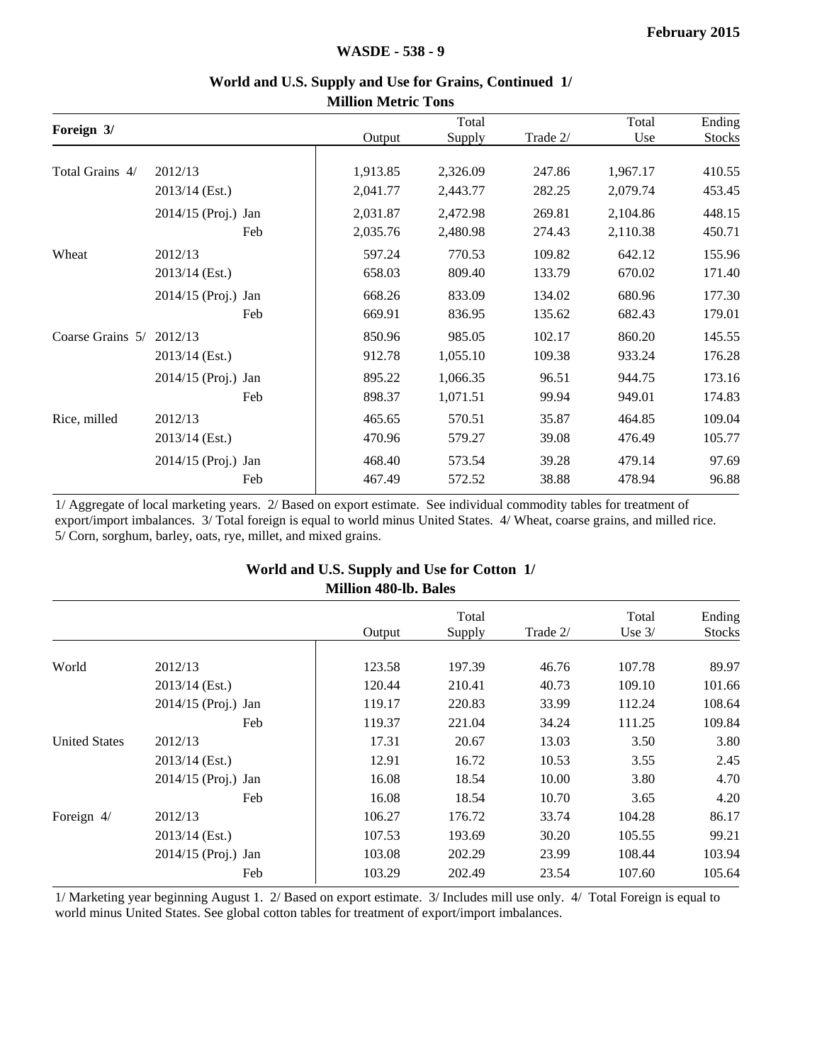## World and U.S. Supply and Use for Grains, Continued 1/

**Million Metric Tons**

| Foreign 3/ | | Output | Total Supply | Trade 2/ | Total Use | Ending Stocks |
|---|---|---|---|---|---|---|
| Total Grains 4/ | 2012/13 | 1,913.85 | 2,326.09 | 247.86 | 1,967.17 | 410.55 |
| | 2013/14 (Est.) | 2,041.77 | 2,443.77 | 282.25 | 2,079.74 | 453.45 |
| | 2014/15 (Proj.) Jan | 2,031.87 | 2,472.98 | 269.81 | 2,104.86 | 448.15 |
| | Feb | 2,035.76 | 2,480.98 | 274.43 | 2,110.38 | 450.71 |
| Wheat | 2012/13 | 597.24 | 770.53 | 109.82 | 642.12 | 155.96 |
| | 2013/14 (Est.) | 658.03 | 809.40 | 133.79 | 670.02 | 171.40 |
| | 2014/15 (Proj.) Jan | 668.26 | 833.09 | 134.02 | 680.96 | 177.30 |
| | Feb | 669.91 | 836.95 | 135.62 | 682.43 | 179.01 |
| Coarse Grains 5/ | 2012/13 | 850.96 | 985.05 | 102.17 | 860.20 | 145.55 |
| | 2013/14 (Est.) | 912.78 | 1,055.10 | 109.38 | 933.24 | 176.28 |
| | 2014/15 (Proj.) Jan | 895.22 | 1,066.35 | 96.51 | 944.75 | 173.16 |
| | Feb | 898.37 | 1,071.51 | 99.94 | 949.01 | 174.83 |
| Rice, milled | 2012/13 | 465.65 | 570.51 | 35.87 | 464.85 | 109.04 |
| | 2013/14 (Est.) | 470.96 | 579.27 | 39.08 | 476.49 | 105.77 |
| | 2014/15 (Proj.) Jan | 468.40 | 573.54 | 39.28 | 479.14 | 97.69 |
| | Feb | 467.49 | 572.52 | 38.88 | 478.94 | 96.88 |

1/ Aggregate of local marketing years. 2/ Based on export estimate. See individual commodity tables for treatment of export/import imbalances. 3/ Total foreign is equal to world minus United States. 4/ Wheat, coarse grains, and milled rice. 5/ Corn, sorghum, barley, oats, rye, millet, and mixed grains.

## World and U.S. Supply and Use for Cotton 1/

**Million 480-lb. Bales**

| | | Output | Total Supply | Trade 2/ | Total Use 3/ | Ending Stocks |
|---|---|---|---|---|---|---|
| World | 2012/13 | 123.58 | 197.39 | 46.76 | 107.78 | 89.97 |
| | 2013/14 (Est.) | 120.44 | 210.41 | 40.73 | 109.10 | 101.66 |
| | 2014/15 (Proj.) Jan | 119.17 | 220.83 | 33.99 | 112.24 | 108.64 |
| | Feb | 119.37 | 221.04 | 34.24 | 111.25 | 109.84 |
| United States | 2012/13 | 17.31 | 20.67 | 13.03 | 3.50 | 3.80 |
| | 2013/14 (Est.) | 12.91 | 16.72 | 10.53 | 3.55 | 2.45 |
| | 2014/15 (Proj.) Jan | 16.08 | 18.54 | 10.00 | 3.80 | 4.70 |
| | Feb | 16.08 | 18.54 | 10.70 | 3.65 | 4.20 |
| Foreign 4/ | 2012/13 | 106.27 | 176.72 | 33.74 | 104.28 | 86.17 |
| | 2013/14 (Est.) | 107.53 | 193.69 | 30.20 | 105.55 | 99.21 |
| | 2014/15 (Proj.) Jan | 103.08 | 202.29 | 23.99 | 108.44 | 103.94 |
| | Feb | 103.29 | 202.49 | 23.54 | 107.60 | 105.64 |

1/ Marketing year beginning August 1. 2/ Based on export estimate. 3/ Includes mill use only. 4/ Total Foreign is equal to world minus United States. See global cotton tables for treatment of export/import imbalances.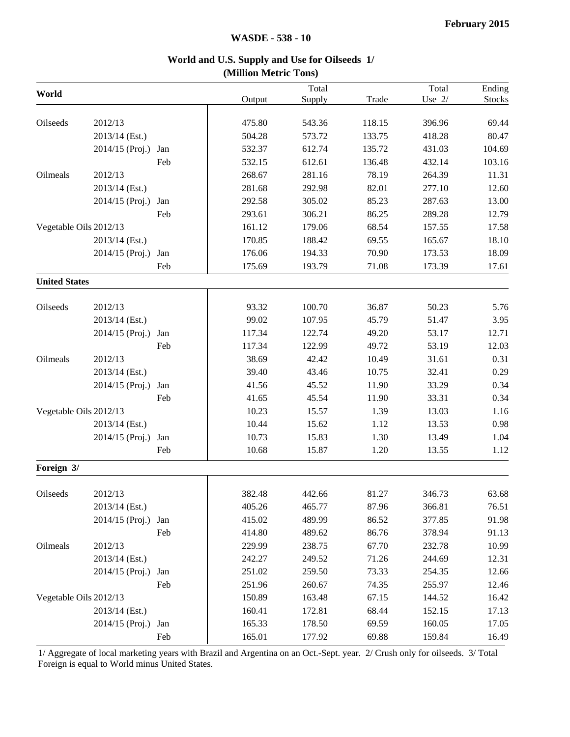February 2015

WASDE - 538 - 10

## World and U.S. Supply and Use for Oilseeds 1/
### (Million Metric Tons)

| World | | | Output | Total Supply | Trade | Total Use 2/ | Ending Stocks |
|---|---|---|---|---|---|---|---|
| Oilseeds | 2012/13 | | 475.80 | 543.36 | 118.15 | 396.96 | 69.44 |
| | 2013/14 (Est.) | | 504.28 | 573.72 | 133.75 | 418.28 | 80.47 |
| | 2014/15 (Proj.) | Jan | 532.37 | 612.74 | 135.72 | 431.03 | 104.69 |
| | | Feb | 532.15 | 612.61 | 136.48 | 432.14 | 103.16 |
| Oilmeals | 2012/13 | | 268.67 | 281.16 | 78.19 | 264.39 | 11.31 |
| | 2013/14 (Est.) | | 281.68 | 292.98 | 82.01 | 277.10 | 12.60 |
| | 2014/15 (Proj.) | Jan | 292.58 | 305.02 | 85.23 | 287.63 | 13.00 |
| | | Feb | 293.61 | 306.21 | 86.25 | 289.28 | 12.79 |
| Vegetable Oils | 2012/13 | | 161.12 | 179.06 | 68.54 | 157.55 | 17.58 |
| | 2013/14 (Est.) | | 170.85 | 188.42 | 69.55 | 165.67 | 18.10 |
| | 2014/15 (Proj.) | Jan | 176.06 | 194.33 | 70.90 | 173.53 | 18.09 |
| | | Feb | 175.69 | 193.79 | 71.08 | 173.39 | 17.61 |
| **United States** | | | | | | | |
| Oilseeds | 2012/13 | | 93.32 | 100.70 | 36.87 | 50.23 | 5.76 |
| | 2013/14 (Est.) | | 99.02 | 107.95 | 45.79 | 51.47 | 3.95 |
| | 2014/15 (Proj.) | Jan | 117.34 | 122.74 | 49.20 | 53.17 | 12.71 |
| | | Feb | 117.34 | 122.99 | 49.72 | 53.19 | 12.03 |
| Oilmeals | 2012/13 | | 38.69 | 42.42 | 10.49 | 31.61 | 0.31 |
| | 2013/14 (Est.) | | 39.40 | 43.46 | 10.75 | 32.41 | 0.29 |
| | 2014/15 (Proj.) | Jan | 41.56 | 45.52 | 11.90 | 33.29 | 0.34 |
| | | Feb | 41.65 | 45.54 | 11.90 | 33.31 | 0.34 |
| Vegetable Oils | 2012/13 | | 10.23 | 15.57 | 1.39 | 13.03 | 1.16 |
| | 2013/14 (Est.) | | 10.44 | 15.62 | 1.12 | 13.53 | 0.98 |
| | 2014/15 (Proj.) | Jan | 10.73 | 15.83 | 1.30 | 13.49 | 1.04 |
| | | Feb | 10.68 | 15.87 | 1.20 | 13.55 | 1.12 |
| **Foreign 3/** | | | | | | | |
| Oilseeds | 2012/13 | | 382.48 | 442.66 | 81.27 | 346.73 | 63.68 |
| | 2013/14 (Est.) | | 405.26 | 465.77 | 87.96 | 366.81 | 76.51 |
| | 2014/15 (Proj.) | Jan | 415.02 | 489.99 | 86.52 | 377.85 | 91.98 |
| | | Feb | 414.80 | 489.62 | 86.76 | 378.94 | 91.13 |
| Oilmeals | 2012/13 | | 229.99 | 238.75 | 67.70 | 232.78 | 10.99 |
| | 2013/14 (Est.) | | 242.27 | 249.52 | 71.26 | 244.69 | 12.31 |
| | 2014/15 (Proj.) | Jan | 251.02 | 259.50 | 73.33 | 254.35 | 12.66 |
| | | Feb | 251.96 | 260.67 | 74.35 | 255.97 | 12.46 |
| Vegetable Oils | 2012/13 | | 150.89 | 163.48 | 67.15 | 144.52 | 16.42 |
| | 2013/14 (Est.) | | 160.41 | 172.81 | 68.44 | 152.15 | 17.13 |
| | 2014/15 (Proj.) | Jan | 165.33 | 178.50 | 69.59 | 160.05 | 17.05 |
| | | Feb | 165.01 | 177.92 | 69.88 | 159.84 | 16.49 |

1/ Aggregate of local marketing years with Brazil and Argentina on an Oct.-Sept. year. 2/ Crush only for oilseeds. 3/ Total Foreign is equal to World minus United States.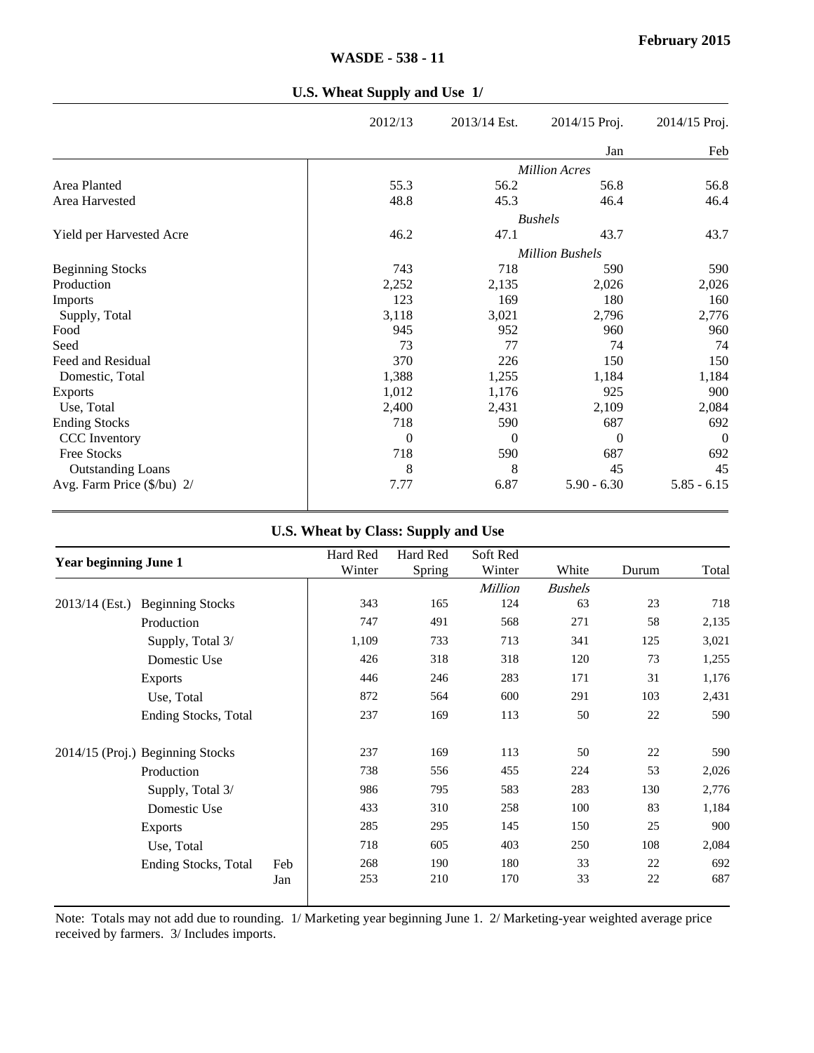## WASDE - 538 - 11

February 2015

### U.S. Wheat Supply and Use 1/

| | 2012/13 | 2013/14 Est. | 2014/15 Proj. | 2014/15 Proj. |
|---|---|---|---|---|
| | | | Jan | Feb |
| | | | *Million Acres* | |
| Area Planted | 55.3 | 56.2 | 56.8 | 56.8 |
| Area Harvested | 48.8 | 45.3 | 46.4 | 46.4 |
| | | | *Bushels* | |
| Yield per Harvested Acre | 46.2 | 47.1 | 43.7 | 43.7 |
| | | | *Million Bushels* | |
| Beginning Stocks | 743 | 718 | 590 | 590 |
| Production | 2,252 | 2,135 | 2,026 | 2,026 |
| Imports | 123 | 169 | 180 | 160 |
| Supply, Total | 3,118 | 3,021 | 2,796 | 2,776 |
| Food | 945 | 952 | 960 | 960 |
| Seed | 73 | 77 | 74 | 74 |
| Feed and Residual | 370 | 226 | 150 | 150 |
| Domestic, Total | 1,388 | 1,255 | 1,184 | 1,184 |
| Exports | 1,012 | 1,176 | 925 | 900 |
| Use, Total | 2,400 | 2,431 | 2,109 | 2,084 |
| Ending Stocks | 718 | 590 | 687 | 692 |
| CCC Inventory | 0 | 0 | 0 | 0 |
| Free Stocks | 718 | 590 | 687 | 692 |
| Outstanding Loans | 8 | 8 | 45 | 45 |
| Avg. Farm Price ($/bu) 2/ | 7.77 | 6.87 | 5.90 - 6.30 | 5.85 - 6.15 |

### U.S. Wheat by Class: Supply and Use

| Year beginning June 1 | | | Hard Red Winter | Hard Red Spring | Soft Red Winter | White | Durum | Total |
|---|---|---|---|---|---|---|---|---|
| | | | | | *Million* | *Bushels* | | |
| 2013/14 (Est.) | Beginning Stocks | | 343 | 165 | 124 | 63 | 23 | 718 |
| | Production | | 747 | 491 | 568 | 271 | 58 | 2,135 |
| | Supply, Total 3/ | | 1,109 | 733 | 713 | 341 | 125 | 3,021 |
| | Domestic Use | | 426 | 318 | 318 | 120 | 73 | 1,255 |
| | Exports | | 446 | 246 | 283 | 171 | 31 | 1,176 |
| | Use, Total | | 872 | 564 | 600 | 291 | 103 | 2,431 |
| | Ending Stocks, Total | | 237 | 169 | 113 | 50 | 22 | 590 |
| 2014/15 (Proj.) | Beginning Stocks | | 237 | 169 | 113 | 50 | 22 | 590 |
| | Production | | 738 | 556 | 455 | 224 | 53 | 2,026 |
| | Supply, Total 3/ | | 986 | 795 | 583 | 283 | 130 | 2,776 |
| | Domestic Use | | 433 | 310 | 258 | 100 | 83 | 1,184 |
| | Exports | | 285 | 295 | 145 | 150 | 25 | 900 |
| | Use, Total | | 718 | 605 | 403 | 250 | 108 | 2,084 |
| | Ending Stocks, Total | Feb | 268 | 190 | 180 | 33 | 22 | 692 |
| | | Jan | 253 | 210 | 170 | 33 | 22 | 687 |

Note: Totals may not add due to rounding. 1/ Marketing year beginning June 1. 2/ Marketing-year weighted average price received by farmers. 3/ Includes imports.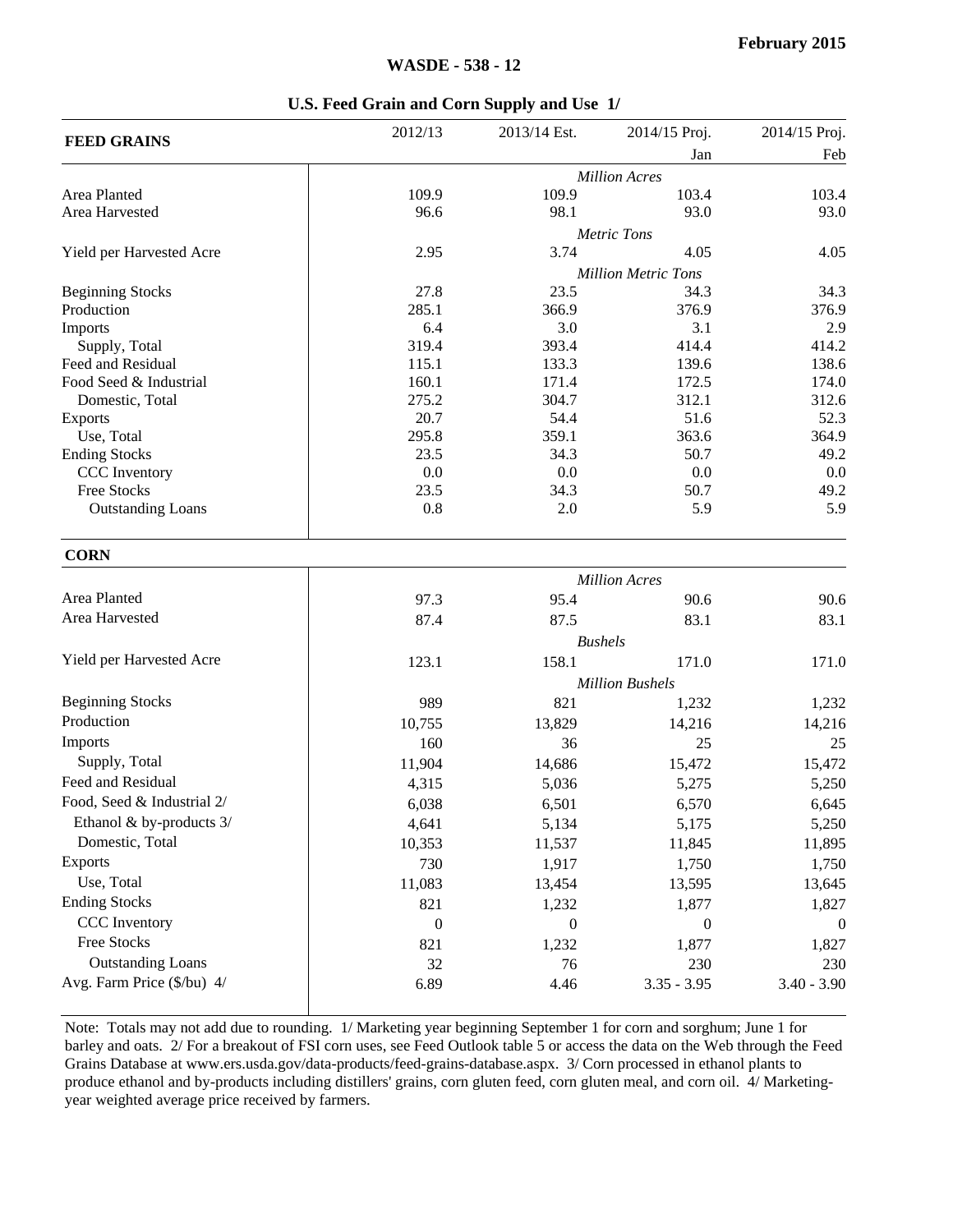WASDE - 538 - 12

February 2015

## U.S. Feed Grain and Corn Supply and Use 1/

| FEED GRAINS | 2012/13 | 2013/14 Est. | 2014/15 Proj. Jan | 2014/15 Proj. Feb |
|---|---|---|---|---|
| | | | *Million Acres* | |
| Area Planted | 109.9 | 109.9 | 103.4 | 103.4 |
| Area Harvested | 96.6 | 98.1 | 93.0 | 93.0 |
| | | | *Metric Tons* | |
| Yield per Harvested Acre | 2.95 | 3.74 | 4.05 | 4.05 |
| | | | *Million Metric Tons* | |
| Beginning Stocks | 27.8 | 23.5 | 34.3 | 34.3 |
| Production | 285.1 | 366.9 | 376.9 | 376.9 |
| Imports | 6.4 | 3.0 | 3.1 | 2.9 |
| Supply, Total | 319.4 | 393.4 | 414.4 | 414.2 |
| Feed and Residual | 115.1 | 133.3 | 139.6 | 138.6 |
| Food Seed & Industrial | 160.1 | 171.4 | 172.5 | 174.0 |
| Domestic, Total | 275.2 | 304.7 | 312.1 | 312.6 |
| Exports | 20.7 | 54.4 | 51.6 | 52.3 |
| Use, Total | 295.8 | 359.1 | 363.6 | 364.9 |
| Ending Stocks | 23.5 | 34.3 | 50.7 | 49.2 |
| CCC Inventory | 0.0 | 0.0 | 0.0 | 0.0 |
| Free Stocks | 23.5 | 34.3 | 50.7 | 49.2 |
| Outstanding Loans | 0.8 | 2.0 | 5.9 | 5.9 |

| CORN | 2012/13 | 2013/14 Est. | 2014/15 Proj. Jan | 2014/15 Proj. Feb |
|---|---|---|---|---|
| | | | *Million Acres* | |
| Area Planted | 97.3 | 95.4 | 90.6 | 90.6 |
| Area Harvested | 87.4 | 87.5 | 83.1 | 83.1 |
| | | | *Bushels* | |
| Yield per Harvested Acre | 123.1 | 158.1 | 171.0 | 171.0 |
| | | | *Million Bushels* | |
| Beginning Stocks | 989 | 821 | 1,232 | 1,232 |
| Production | 10,755 | 13,829 | 14,216 | 14,216 |
| Imports | 160 | 36 | 25 | 25 |
| Supply, Total | 11,904 | 14,686 | 15,472 | 15,472 |
| Feed and Residual | 4,315 | 5,036 | 5,275 | 5,250 |
| Food, Seed & Industrial 2/ | 6,038 | 6,501 | 6,570 | 6,645 |
| Ethanol & by-products 3/ | 4,641 | 5,134 | 5,175 | 5,250 |
| Domestic, Total | 10,353 | 11,537 | 11,845 | 11,895 |
| Exports | 730 | 1,917 | 1,750 | 1,750 |
| Use, Total | 11,083 | 13,454 | 13,595 | 13,645 |
| Ending Stocks | 821 | 1,232 | 1,877 | 1,827 |
| CCC Inventory | 0 | 0 | 0 | 0 |
| Free Stocks | 821 | 1,232 | 1,877 | 1,827 |
| Outstanding Loans | 32 | 76 | 230 | 230 |
| Avg. Farm Price ($/bu) 4/ | 6.89 | 4.46 | 3.35 - 3.95 | 3.40 - 3.90 |

Note: Totals may not add due to rounding. 1/ Marketing year beginning September 1 for corn and sorghum; June 1 for barley and oats. 2/ For a breakout of FSI corn uses, see Feed Outlook table 5 or access the data on the Web through the Feed Grains Database at www.ers.usda.gov/data-products/feed-grains-database.aspx. 3/ Corn processed in ethanol plants to produce ethanol and by-products including distillers' grains, corn gluten feed, corn gluten meal, and corn oil. 4/ Marketing-year weighted average price received by farmers.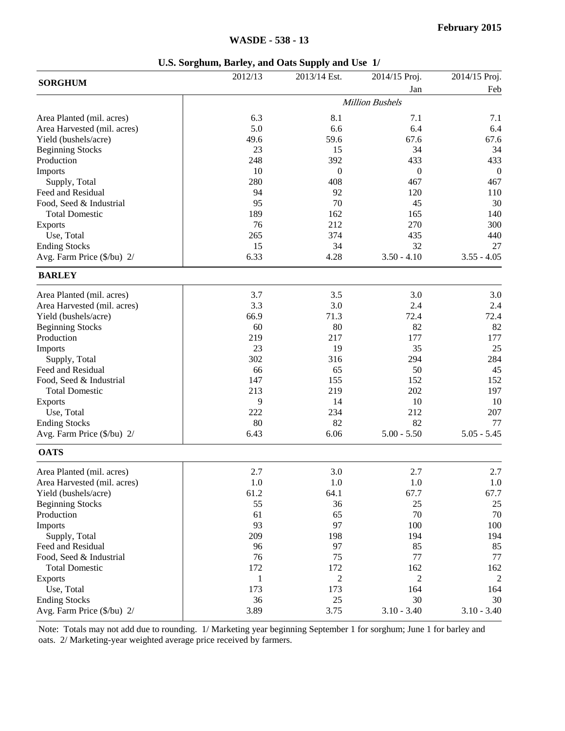## U.S. Sorghum, Barley, and Oats Supply and Use 1/

| SORGHUM | 2012/13 | 2013/14 Est. | 2014/15 Proj. Jan | 2014/15 Proj. Feb |
|---|---|---|---|---|
| | *Million Bushels* | | | |
| Area Planted (mil. acres) | 6.3 | 8.1 | 7.1 | 7.1 |
| Area Harvested (mil. acres) | 5.0 | 6.6 | 6.4 | 6.4 |
| Yield (bushels/acre) | 49.6 | 59.6 | 67.6 | 67.6 |
| Beginning Stocks | 23 | 15 | 34 | 34 |
| Production | 248 | 392 | 433 | 433 |
| Imports | 10 | 0 | 0 | 0 |
| Supply, Total | 280 | 408 | 467 | 467 |
| Feed and Residual | 94 | 92 | 120 | 110 |
| Food, Seed & Industrial | 95 | 70 | 45 | 30 |
| Total Domestic | 189 | 162 | 165 | 140 |
| Exports | 76 | 212 | 270 | 300 |
| Use, Total | 265 | 374 | 435 | 440 |
| Ending Stocks | 15 | 34 | 32 | 27 |
| Avg. Farm Price ($/bu) 2/ | 6.33 | 4.28 | 3.50 - 4.10 | 3.55 - 4.05 |
| **BARLEY** | | | | |
| Area Planted (mil. acres) | 3.7 | 3.5 | 3.0 | 3.0 |
| Area Harvested (mil. acres) | 3.3 | 3.0 | 2.4 | 2.4 |
| Yield (bushels/acre) | 66.9 | 71.3 | 72.4 | 72.4 |
| Beginning Stocks | 60 | 80 | 82 | 82 |
| Production | 219 | 217 | 177 | 177 |
| Imports | 23 | 19 | 35 | 25 |
| Supply, Total | 302 | 316 | 294 | 284 |
| Feed and Residual | 66 | 65 | 50 | 45 |
| Food, Seed & Industrial | 147 | 155 | 152 | 152 |
| Total Domestic | 213 | 219 | 202 | 197 |
| Exports | 9 | 14 | 10 | 10 |
| Use, Total | 222 | 234 | 212 | 207 |
| Ending Stocks | 80 | 82 | 82 | 77 |
| Avg. Farm Price ($/bu) 2/ | 6.43 | 6.06 | 5.00 - 5.50 | 5.05 - 5.45 |
| **OATS** | | | | |
| Area Planted (mil. acres) | 2.7 | 3.0 | 2.7 | 2.7 |
| Area Harvested (mil. acres) | 1.0 | 1.0 | 1.0 | 1.0 |
| Yield (bushels/acre) | 61.2 | 64.1 | 67.7 | 67.7 |
| Beginning Stocks | 55 | 36 | 25 | 25 |
| Production | 61 | 65 | 70 | 70 |
| Imports | 93 | 97 | 100 | 100 |
| Supply, Total | 209 | 198 | 194 | 194 |
| Feed and Residual | 96 | 97 | 85 | 85 |
| Food, Seed & Industrial | 76 | 75 | 77 | 77 |
| Total Domestic | 172 | 172 | 162 | 162 |
| Exports | 1 | 2 | 2 | 2 |
| Use, Total | 173 | 173 | 164 | 164 |
| Ending Stocks | 36 | 25 | 30 | 30 |
| Avg. Farm Price ($/bu) 2/ | 3.89 | 3.75 | 3.10 - 3.40 | 3.10 - 3.40 |

Note: Totals may not add due to rounding. 1/ Marketing year beginning September 1 for sorghum; June 1 for barley and oats. 2/ Marketing-year weighted average price received by farmers.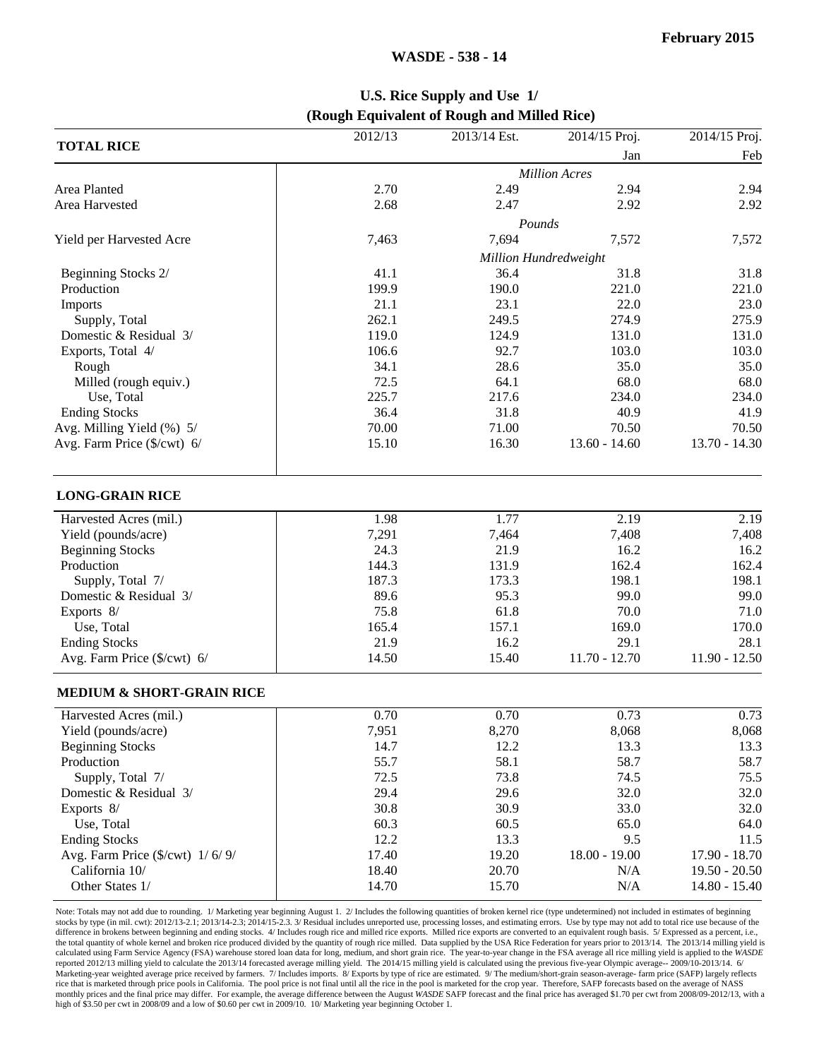## U.S. Rice Supply and Use 1/
### (Rough Equivalent of Rough and Milled Rice)

| TOTAL RICE | 2012/13 | 2013/14 Est. | 2014/15 Proj. Jan | 2014/15 Proj. Feb |
|---|---|---|---|---|
| | | *Million Acres* | | |
| Area Planted | 2.70 | 2.49 | 2.94 | 2.94 |
| Area Harvested | 2.68 | 2.47 | 2.92 | 2.92 |
| | | *Pounds* | | |
| Yield per Harvested Acre | 7,463 | 7,694 | 7,572 | 7,572 |
| | | *Million Hundredweight* | | |
| Beginning Stocks 2/ | 41.1 | 36.4 | 31.8 | 31.8 |
| Production | 199.9 | 190.0 | 221.0 | 221.0 |
| Imports | 21.1 | 23.1 | 22.0 | 23.0 |
| Supply, Total | 262.1 | 249.5 | 274.9 | 275.9 |
| Domestic & Residual 3/ | 119.0 | 124.9 | 131.0 | 131.0 |
| Exports, Total 4/ | 106.6 | 92.7 | 103.0 | 103.0 |
| Rough | 34.1 | 28.6 | 35.0 | 35.0 |
| Milled (rough equiv.) | 72.5 | 64.1 | 68.0 | 68.0 |
| Use, Total | 225.7 | 217.6 | 234.0 | 234.0 |
| Ending Stocks | 36.4 | 31.8 | 40.9 | 41.9 |
| Avg. Milling Yield (%) 5/ | 70.00 | 71.00 | 70.50 | 70.50 |
| Avg. Farm Price ($/cwt) 6/ | 15.10 | 16.30 | 13.60 - 14.60 | 13.70 - 14.30 |

| LONG-GRAIN RICE | 2012/13 | 2013/14 Est. | 2014/15 Proj. Jan | 2014/15 Proj. Feb |
|---|---|---|---|---|
| Harvested Acres (mil.) | 1.98 | 1.77 | 2.19 | 2.19 |
| Yield (pounds/acre) | 7,291 | 7,464 | 7,408 | 7,408 |
| Beginning Stocks | 24.3 | 21.9 | 16.2 | 16.2 |
| Production | 144.3 | 131.9 | 162.4 | 162.4 |
| Supply, Total 7/ | 187.3 | 173.3 | 198.1 | 198.1 |
| Domestic & Residual 3/ | 89.6 | 95.3 | 99.0 | 99.0 |
| Exports 8/ | 75.8 | 61.8 | 70.0 | 71.0 |
| Use, Total | 165.4 | 157.1 | 169.0 | 170.0 |
| Ending Stocks | 21.9 | 16.2 | 29.1 | 28.1 |
| Avg. Farm Price ($/cwt) 6/ | 14.50 | 15.40 | 11.70 - 12.70 | 11.90 - 12.50 |

| MEDIUM & SHORT-GRAIN RICE | 2012/13 | 2013/14 Est. | 2014/15 Proj. Jan | 2014/15 Proj. Feb |
|---|---|---|---|---|
| Harvested Acres (mil.) | 0.70 | 0.70 | 0.73 | 0.73 |
| Yield (pounds/acre) | 7,951 | 8,270 | 8,068 | 8,068 |
| Beginning Stocks | 14.7 | 12.2 | 13.3 | 13.3 |
| Production | 55.7 | 58.1 | 58.7 | 58.7 |
| Supply, Total 7/ | 72.5 | 73.8 | 74.5 | 75.5 |
| Domestic & Residual 3/ | 29.4 | 29.6 | 32.0 | 32.0 |
| Exports 8/ | 30.8 | 30.9 | 33.0 | 32.0 |
| Use, Total | 60.3 | 60.5 | 65.0 | 64.0 |
| Ending Stocks | 12.2 | 13.3 | 9.5 | 11.5 |
| Avg. Farm Price ($/cwt) 1/ 6/ 9/ | 17.40 | 19.20 | 18.00 - 19.00 | 17.90 - 18.70 |
| California 10/ | 18.40 | 20.70 | N/A | 19.50 - 20.50 |
| Other States 1/ | 14.70 | 15.70 | N/A | 14.80 - 15.40 |

Note: Totals may not add due to rounding. 1/ Marketing year beginning August 1. 2/ Includes the following quantities of broken kernel rice (type undetermined) not included in estimates of beginning stocks by type (in mil. cwt): 2012/13-2.1; 2013/14-2.3; 2014/15-2.3. 3/ Residual includes unreported use, processing losses, and estimating errors. Use by type may not add to total rice use because of the difference in brokens between beginning and ending stocks. 4/ Includes rough rice and milled rice exports. Milled rice exports are converted to an equivalent rough basis. 5/ Expressed as a percent, i.e., the total quantity of whole kernel and broken rice produced divided by the quantity of rough rice milled. Data supplied by the USA Rice Federation for years prior to 2013/14. The 2013/14 milling yield is calculated using Farm Service Agency (FSA) warehouse stored loan data for long, medium, and short grain rice. The year-to-year change in the FSA average all rice milling yield is applied to the *WASDE* reported 2012/13 milling yield to calculate the 2013/14 forecasted average milling yield. The 2014/15 milling yield is calculated using the previous five-year Olympic average-- 2009/10-2013/14. 6/ Marketing-year weighted average price received by farmers. 7/ Includes imports. 8/ Exports by type of rice are estimated. 9/ The medium/short-grain season-average- farm price (SAFP) largely reflects rice that is marketed through price pools in California. The pool price is not final until all the rice in the pool is marketed for the crop year. Therefore, SAFP forecasts based on the average of NASS monthly prices and the final price may differ. For example, the average difference between the August *WASDE* SAFP forecast and the final price has averaged $1.70 per cwt from 2008/09-2012/13, with a high of $3.50 per cwt in 2008/09 and a low of $0.60 per cwt in 2009/10. 10/ Marketing year beginning October 1.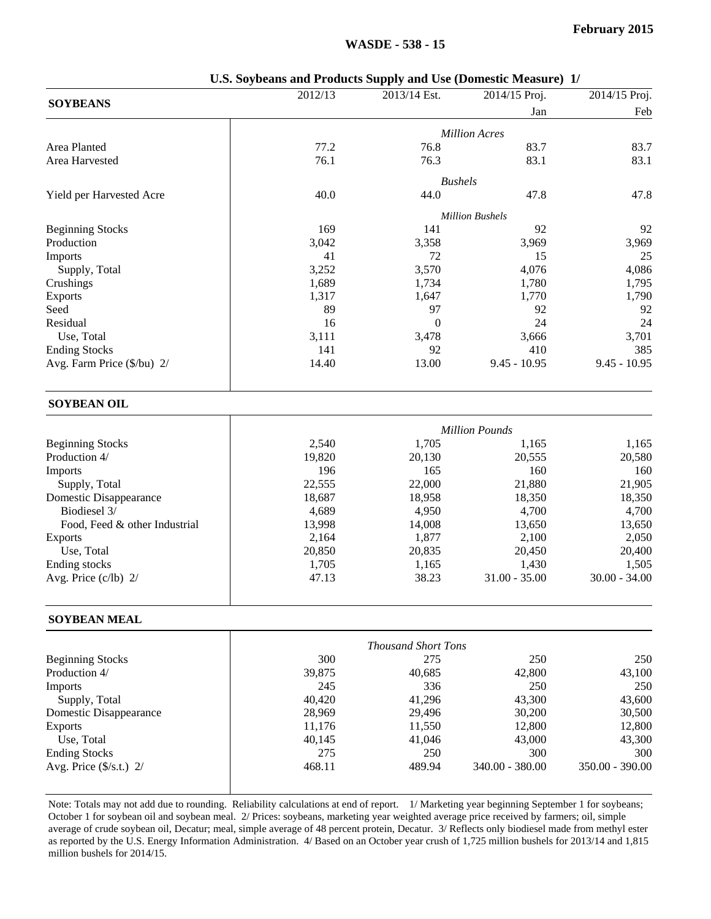## U.S. Soybeans and Products Supply and Use (Domestic Measure) 1/

| SOYBEANS | 2012/13 | 2013/14 Est. | 2014/15 Proj. Jan | 2014/15 Proj. Feb |
|---|---|---|---|---|
| | *Million Acres* | | | |
| Area Planted | 77.2 | 76.8 | 83.7 | 83.7 |
| Area Harvested | 76.1 | 76.3 | 83.1 | 83.1 |
| | *Bushels* | | | |
| Yield per Harvested Acre | 40.0 | 44.0 | 47.8 | 47.8 |
| | *Million Bushels* | | | |
| Beginning Stocks | 169 | 141 | 92 | 92 |
| Production | 3,042 | 3,358 | 3,969 | 3,969 |
| Imports | 41 | 72 | 15 | 25 |
| Supply, Total | 3,252 | 3,570 | 4,076 | 4,086 |
| Crushings | 1,689 | 1,734 | 1,780 | 1,795 |
| Exports | 1,317 | 1,647 | 1,770 | 1,790 |
| Seed | 89 | 97 | 92 | 92 |
| Residual | 16 | 0 | 24 | 24 |
| Use, Total | 3,111 | 3,478 | 3,666 | 3,701 |
| Ending Stocks | 141 | 92 | 410 | 385 |
| Avg. Farm Price ($/bu) 2/ | 14.40 | 13.00 | 9.45 - 10.95 | 9.45 - 10.95 |

| SOYBEAN OIL | 2012/13 | 2013/14 Est. | 2014/15 Proj. Jan | 2014/15 Proj. Feb |
|---|---|---|---|---|
| | *Million Pounds* | | | |
| Beginning Stocks | 2,540 | 1,705 | 1,165 | 1,165 |
| Production 4/ | 19,820 | 20,130 | 20,555 | 20,580 |
| Imports | 196 | 165 | 160 | 160 |
| Supply, Total | 22,555 | 22,000 | 21,880 | 21,905 |
| Domestic Disappearance | 18,687 | 18,958 | 18,350 | 18,350 |
| Biodiesel 3/ | 4,689 | 4,950 | 4,700 | 4,700 |
| Food, Feed & other Industrial | 13,998 | 14,008 | 13,650 | 13,650 |
| Exports | 2,164 | 1,877 | 2,100 | 2,050 |
| Use, Total | 20,850 | 20,835 | 20,450 | 20,400 |
| Ending stocks | 1,705 | 1,165 | 1,430 | 1,505 |
| Avg. Price (c/lb) 2/ | 47.13 | 38.23 | 31.00 - 35.00 | 30.00 - 34.00 |

| SOYBEAN MEAL | 2012/13 | 2013/14 Est. | 2014/15 Proj. Jan | 2014/15 Proj. Feb |
|---|---|---|---|---|
| | *Thousand Short Tons* | | | |
| Beginning Stocks | 300 | 275 | 250 | 250 |
| Production 4/ | 39,875 | 40,685 | 42,800 | 43,100 |
| Imports | 245 | 336 | 250 | 250 |
| Supply, Total | 40,420 | 41,296 | 43,300 | 43,600 |
| Domestic Disappearance | 28,969 | 29,496 | 30,200 | 30,500 |
| Exports | 11,176 | 11,550 | 12,800 | 12,800 |
| Use, Total | 40,145 | 41,046 | 43,000 | 43,300 |
| Ending Stocks | 275 | 250 | 300 | 300 |
| Avg. Price ($/s.t.) 2/ | 468.11 | 489.94 | 340.00 - 380.00 | 350.00 - 390.00 |

Note: Totals may not add due to rounding. Reliability calculations at end of report. 1/ Marketing year beginning September 1 for soybeans; October 1 for soybean oil and soybean meal. 2/ Prices: soybeans, marketing year weighted average price received by farmers; oil, simple average of crude soybean oil, Decatur; meal, simple average of 48 percent protein, Decatur. 3/ Reflects only biodiesel made from methyl ester as reported by the U.S. Energy Information Administration. 4/ Based on an October year crush of 1,725 million bushels for 2013/14 and 1,815 million bushels for 2014/15.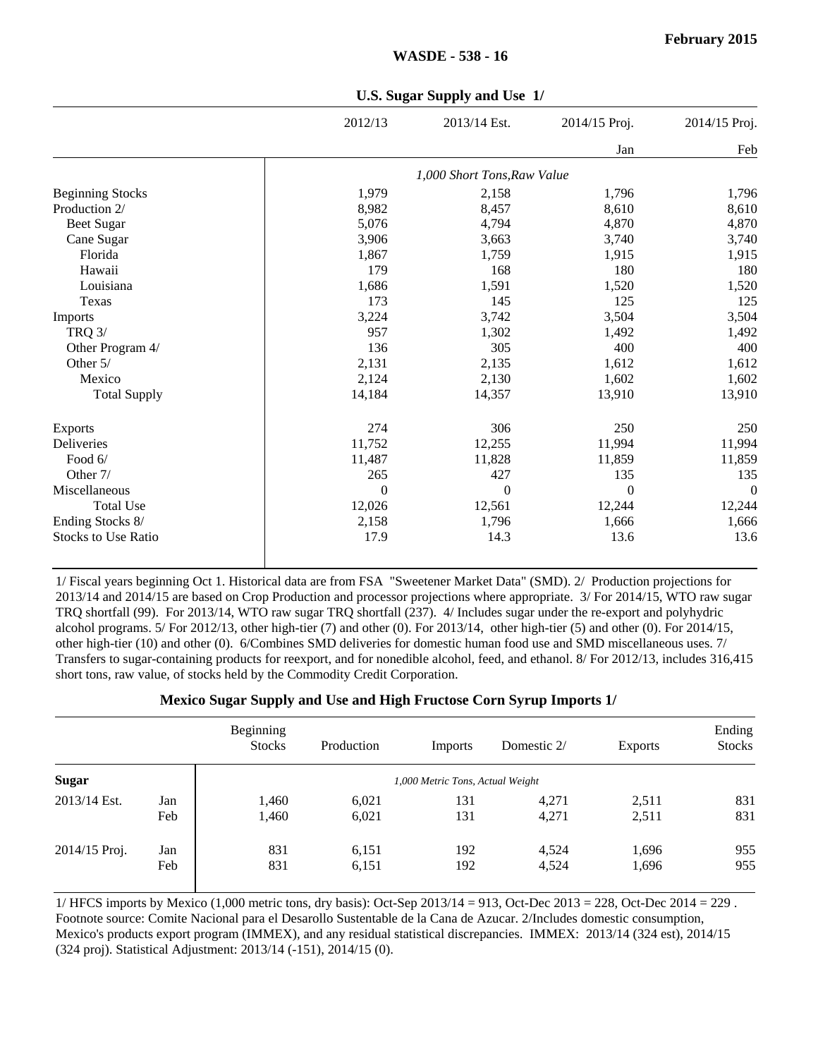## U.S. Sugar Supply and Use 1/

| | 2012/13 | 2013/14 Est. | 2014/15 Proj. | 2014/15 Proj. |
|---|---|---|---|---|
| | | | Jan | Feb |
| | *1,000 Short Tons,Raw Value* | | | |
| Beginning Stocks | 1,979 | 2,158 | 1,796 | 1,796 |
| Production 2/ | 8,982 | 8,457 | 8,610 | 8,610 |
| Beet Sugar | 5,076 | 4,794 | 4,870 | 4,870 |
| Cane Sugar | 3,906 | 3,663 | 3,740 | 3,740 |
| Florida | 1,867 | 1,759 | 1,915 | 1,915 |
| Hawaii | 179 | 168 | 180 | 180 |
| Louisiana | 1,686 | 1,591 | 1,520 | 1,520 |
| Texas | 173 | 145 | 125 | 125 |
| Imports | 3,224 | 3,742 | 3,504 | 3,504 |
| TRQ 3/ | 957 | 1,302 | 1,492 | 1,492 |
| Other Program 4/ | 136 | 305 | 400 | 400 |
| Other 5/ | 2,131 | 2,135 | 1,612 | 1,612 |
| Mexico | 2,124 | 2,130 | 1,602 | 1,602 |
| Total Supply | 14,184 | 14,357 | 13,910 | 13,910 |
| Exports | 274 | 306 | 250 | 250 |
| Deliveries | 11,752 | 12,255 | 11,994 | 11,994 |
| Food 6/ | 11,487 | 11,828 | 11,859 | 11,859 |
| Other 7/ | 265 | 427 | 135 | 135 |
| Miscellaneous | 0 | 0 | 0 | 0 |
| Total Use | 12,026 | 12,561 | 12,244 | 12,244 |
| Ending Stocks 8/ | 2,158 | 1,796 | 1,666 | 1,666 |
| Stocks to Use Ratio | 17.9 | 14.3 | 13.6 | 13.6 |

1/ Fiscal years beginning Oct 1. Historical data are from FSA "Sweetener Market Data" (SMD). 2/ Production projections for 2013/14 and 2014/15 are based on Crop Production and processor projections where appropriate. 3/ For 2014/15, WTO raw sugar TRQ shortfall (99). For 2013/14, WTO raw sugar TRQ shortfall (237). 4/ Includes sugar under the re-export and polyhydric alcohol programs. 5/ For 2012/13, other high-tier (7) and other (0). For 2013/14, other high-tier (5) and other (0). For 2014/15, other high-tier (10) and other (0). 6/Combines SMD deliveries for domestic human food use and SMD miscellaneous uses. 7/ Transfers to sugar-containing products for reexport, and for nonedible alcohol, feed, and ethanol. 8/ For 2012/13, includes 316,415 short tons, raw value, of stocks held by the Commodity Credit Corporation.

## Mexico Sugar Supply and Use and High Fructose Corn Syrup Imports 1/

| | | Beginning Stocks | Production | Imports | Domestic 2/ | Exports | Ending Stocks |
|---|---|---|---|---|---|---|---|
| **Sugar** | | *1,000 Metric Tons, Actual Weight* | | | | | |
| 2013/14 Est. | Jan | 1,460 | 6,021 | 131 | 4,271 | 2,511 | 831 |
| | Feb | 1,460 | 6,021 | 131 | 4,271 | 2,511 | 831 |
| 2014/15 Proj. | Jan | 831 | 6,151 | 192 | 4,524 | 1,696 | 955 |
| | Feb | 831 | 6,151 | 192 | 4,524 | 1,696 | 955 |

1/ HFCS imports by Mexico (1,000 metric tons, dry basis): Oct-Sep 2013/14 = 913, Oct-Dec 2013 = 228, Oct-Dec 2014 = 229 . Footnote source: Comite Nacional para el Desarollo Sustentable de la Cana de Azucar. 2/Includes domestic consumption, Mexico's products export program (IMMEX), and any residual statistical discrepancies. IMMEX: 2013/14 (324 est), 2014/15 (324 proj). Statistical Adjustment: 2013/14 (-151), 2014/15 (0).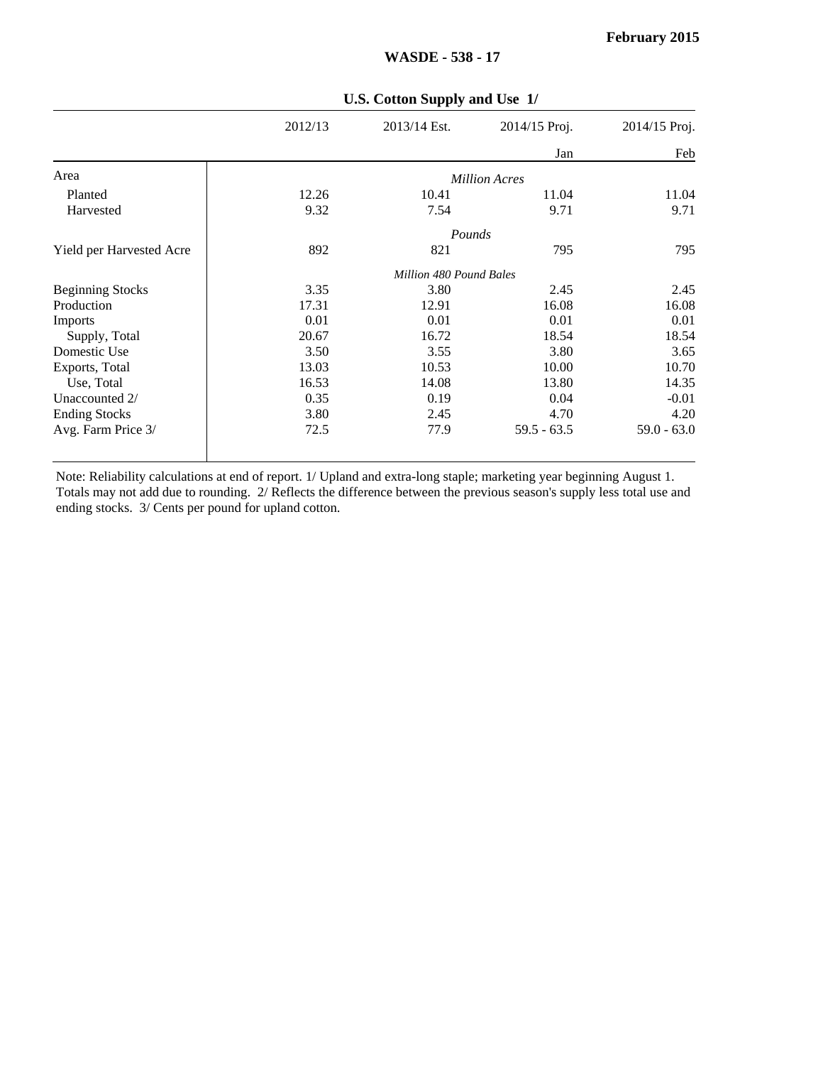## U.S. Cotton Supply and Use 1/

| | 2012/13 | 2013/14 Est. | 2014/15 Proj. Jan | 2014/15 Proj. Feb |
|---|---|---|---|---|
| **Area** | | *Million Acres* | | |
| Planted | 12.26 | 10.41 | 11.04 | 11.04 |
| Harvested | 9.32 | 7.54 | 9.71 | 9.71 |
| | | *Pounds* | | |
| Yield per Harvested Acre | 892 | 821 | 795 | 795 |
| | | *Million 480 Pound Bales* | | |
| Beginning Stocks | 3.35 | 3.80 | 2.45 | 2.45 |
| Production | 17.31 | 12.91 | 16.08 | 16.08 |
| Imports | 0.01 | 0.01 | 0.01 | 0.01 |
| Supply, Total | 20.67 | 16.72 | 18.54 | 18.54 |
| Domestic Use | 3.50 | 3.55 | 3.80 | 3.65 |
| Exports, Total | 13.03 | 10.53 | 10.00 | 10.70 |
| Use, Total | 16.53 | 14.08 | 13.80 | 14.35 |
| Unaccounted 2/ | 0.35 | 0.19 | 0.04 | -0.01 |
| Ending Stocks | 3.80 | 2.45 | 4.70 | 4.20 |
| Avg. Farm Price 3/ | 72.5 | 77.9 | 59.5 - 63.5 | 59.0 - 63.0 |

Note: Reliability calculations at end of report. 1/ Upland and extra-long staple; marketing year beginning August 1. Totals may not add due to rounding. 2/ Reflects the difference between the previous season's supply less total use and ending stocks. 3/ Cents per pound for upland cotton.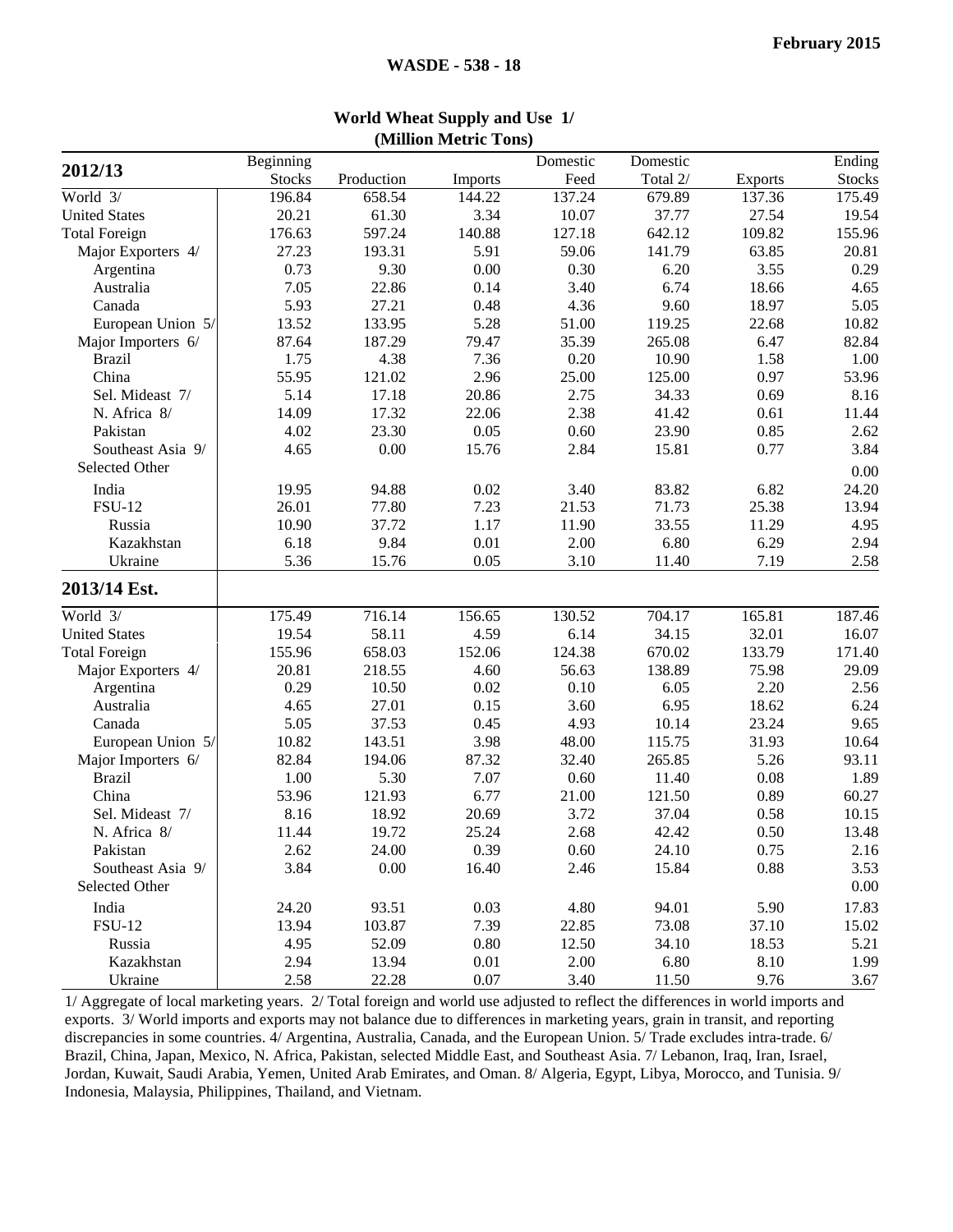## World Wheat Supply and Use 1/
### (Million Metric Tons)

| 2012/13 | Beginning Stocks | Production | Imports | Domestic Feed | Domestic Total 2/ | Exports | Ending Stocks |
|---|---|---|---|---|---|---|---|
| World 3/ | 196.84 | 658.54 | 144.22 | 137.24 | 679.89 | 137.36 | 175.49 |
| United States | 20.21 | 61.30 | 3.34 | 10.07 | 37.77 | 27.54 | 19.54 |
| Total Foreign | 176.63 | 597.24 | 140.88 | 127.18 | 642.12 | 109.82 | 155.96 |
| Major Exporters 4/ | 27.23 | 193.31 | 5.91 | 59.06 | 141.79 | 63.85 | 20.81 |
| Argentina | 0.73 | 9.30 | 0.00 | 0.30 | 6.20 | 3.55 | 0.29 |
| Australia | 7.05 | 22.86 | 0.14 | 3.40 | 6.74 | 18.66 | 4.65 |
| Canada | 5.93 | 27.21 | 0.48 | 4.36 | 9.60 | 18.97 | 5.05 |
| European Union 5/ | 13.52 | 133.95 | 5.28 | 51.00 | 119.25 | 22.68 | 10.82 |
| Major Importers 6/ | 87.64 | 187.29 | 79.47 | 35.39 | 265.08 | 6.47 | 82.84 |
| Brazil | 1.75 | 4.38 | 7.36 | 0.20 | 10.90 | 1.58 | 1.00 |
| China | 55.95 | 121.02 | 2.96 | 25.00 | 125.00 | 0.97 | 53.96 |
| Sel. Mideast 7/ | 5.14 | 17.18 | 20.86 | 2.75 | 34.33 | 0.69 | 8.16 |
| N. Africa 8/ | 14.09 | 17.32 | 22.06 | 2.38 | 41.42 | 0.61 | 11.44 |
| Pakistan | 4.02 | 23.30 | 0.05 | 0.60 | 23.90 | 0.85 | 2.62 |
| Southeast Asia 9/ | 4.65 | 0.00 | 15.76 | 2.84 | 15.81 | 0.77 | 3.84 |
| Selected Other | | | | | | | 0.00 |
| India | 19.95 | 94.88 | 0.02 | 3.40 | 83.82 | 6.82 | 24.20 |
| FSU-12 | 26.01 | 77.80 | 7.23 | 21.53 | 71.73 | 25.38 | 13.94 |
| Russia | 10.90 | 37.72 | 1.17 | 11.90 | 33.55 | 11.29 | 4.95 |
| Kazakhstan | 6.18 | 9.84 | 0.01 | 2.00 | 6.80 | 6.29 | 2.94 |
| Ukraine | 5.36 | 15.76 | 0.05 | 3.10 | 11.40 | 7.19 | 2.58 |
| **2013/14 Est.** | | | | | | | |
| World 3/ | 175.49 | 716.14 | 156.65 | 130.52 | 704.17 | 165.81 | 187.46 |
| United States | 19.54 | 58.11 | 4.59 | 6.14 | 34.15 | 32.01 | 16.07 |
| Total Foreign | 155.96 | 658.03 | 152.06 | 124.38 | 670.02 | 133.79 | 171.40 |
| Major Exporters 4/ | 20.81 | 218.55 | 4.60 | 56.63 | 138.89 | 75.98 | 29.09 |
| Argentina | 0.29 | 10.50 | 0.02 | 0.10 | 6.05 | 2.20 | 2.56 |
| Australia | 4.65 | 27.01 | 0.15 | 3.60 | 6.95 | 18.62 | 6.24 |
| Canada | 5.05 | 37.53 | 0.45 | 4.93 | 10.14 | 23.24 | 9.65 |
| European Union 5/ | 10.82 | 143.51 | 3.98 | 48.00 | 115.75 | 31.93 | 10.64 |
| Major Importers 6/ | 82.84 | 194.06 | 87.32 | 32.40 | 265.85 | 5.26 | 93.11 |
| Brazil | 1.00 | 5.30 | 7.07 | 0.60 | 11.40 | 0.08 | 1.89 |
| China | 53.96 | 121.93 | 6.77 | 21.00 | 121.50 | 0.89 | 60.27 |
| Sel. Mideast 7/ | 8.16 | 18.92 | 20.69 | 3.72 | 37.04 | 0.58 | 10.15 |
| N. Africa 8/ | 11.44 | 19.72 | 25.24 | 2.68 | 42.42 | 0.50 | 13.48 |
| Pakistan | 2.62 | 24.00 | 0.39 | 0.60 | 24.10 | 0.75 | 2.16 |
| Southeast Asia 9/ | 3.84 | 0.00 | 16.40 | 2.46 | 15.84 | 0.88 | 3.53 |
| Selected Other | | | | | | | 0.00 |
| India | 24.20 | 93.51 | 0.03 | 4.80 | 94.01 | 5.90 | 17.83 |
| FSU-12 | 13.94 | 103.87 | 7.39 | 22.85 | 73.08 | 37.10 | 15.02 |
| Russia | 4.95 | 52.09 | 0.80 | 12.50 | 34.10 | 18.53 | 5.21 |
| Kazakhstan | 2.94 | 13.94 | 0.01 | 2.00 | 6.80 | 8.10 | 1.99 |
| Ukraine | 2.58 | 22.28 | 0.07 | 3.40 | 11.50 | 9.76 | 3.67 |

1/ Aggregate of local marketing years. 2/ Total foreign and world use adjusted to reflect the differences in world imports and exports. 3/ World imports and exports may not balance due to differences in marketing years, grain in transit, and reporting discrepancies in some countries. 4/ Argentina, Australia, Canada, and the European Union. 5/ Trade excludes intra-trade. 6/ Brazil, China, Japan, Mexico, N. Africa, Pakistan, selected Middle East, and Southeast Asia. 7/ Lebanon, Iraq, Iran, Israel, Jordan, Kuwait, Saudi Arabia, Yemen, United Arab Emirates, and Oman. 8/ Algeria, Egypt, Libya, Morocco, and Tunisia. 9/ Indonesia, Malaysia, Philippines, Thailand, and Vietnam.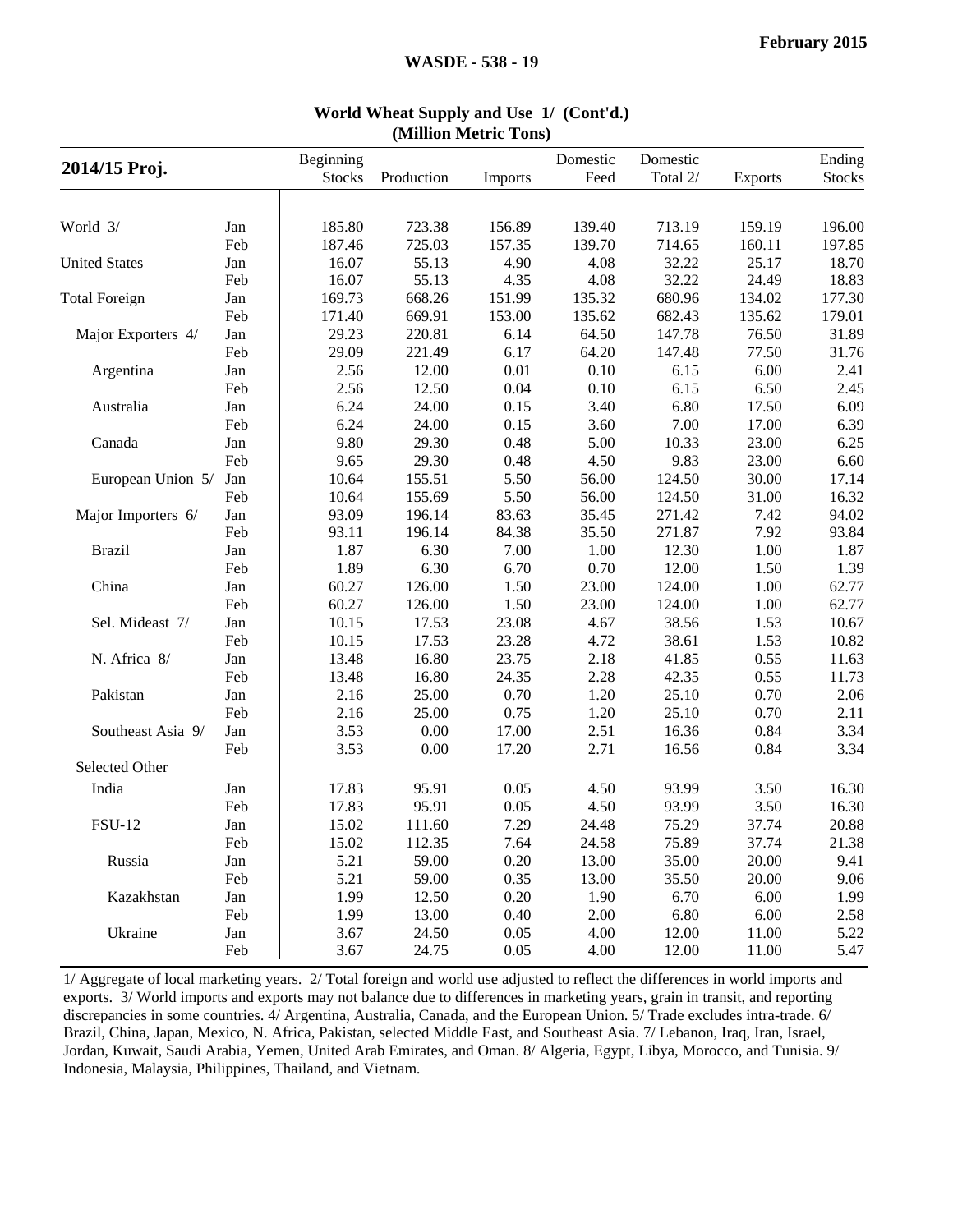**World Wheat Supply and Use 1/ (Cont'd.)**
**(Million Metric Tons)**

| 2014/15 Proj. | | Beginning Stocks | Production | Imports | Domestic Feed | Domestic Total 2/ | Exports | Ending Stocks |
|---|---|---|---|---|---|---|---|---|
| World 3/ | Jan | 185.80 | 723.38 | 156.89 | 139.40 | 713.19 | 159.19 | 196.00 |
| | Feb | 187.46 | 725.03 | 157.35 | 139.70 | 714.65 | 160.11 | 197.85 |
| United States | Jan | 16.07 | 55.13 | 4.90 | 4.08 | 32.22 | 25.17 | 18.70 |
| | Feb | 16.07 | 55.13 | 4.35 | 4.08 | 32.22 | 24.49 | 18.83 |
| Total Foreign | Jan | 169.73 | 668.26 | 151.99 | 135.32 | 680.96 | 134.02 | 177.30 |
| | Feb | 171.40 | 669.91 | 153.00 | 135.62 | 682.43 | 135.62 | 179.01 |
| Major Exporters 4/ | Jan | 29.23 | 220.81 | 6.14 | 64.50 | 147.78 | 76.50 | 31.89 |
| | Feb | 29.09 | 221.49 | 6.17 | 64.20 | 147.48 | 77.50 | 31.76 |
| Argentina | Jan | 2.56 | 12.00 | 0.01 | 0.10 | 6.15 | 6.00 | 2.41 |
| | Feb | 2.56 | 12.50 | 0.04 | 0.10 | 6.15 | 6.50 | 2.45 |
| Australia | Jan | 6.24 | 24.00 | 0.15 | 3.40 | 6.80 | 17.50 | 6.09 |
| | Feb | 6.24 | 24.00 | 0.15 | 3.60 | 7.00 | 17.00 | 6.39 |
| Canada | Jan | 9.80 | 29.30 | 0.48 | 5.00 | 10.33 | 23.00 | 6.25 |
| | Feb | 9.65 | 29.30 | 0.48 | 4.50 | 9.83 | 23.00 | 6.60 |
| European Union 5/ | Jan | 10.64 | 155.51 | 5.50 | 56.00 | 124.50 | 30.00 | 17.14 |
| | Feb | 10.64 | 155.69 | 5.50 | 56.00 | 124.50 | 31.00 | 16.32 |
| Major Importers 6/ | Jan | 93.09 | 196.14 | 83.63 | 35.45 | 271.42 | 7.42 | 94.02 |
| | Feb | 93.11 | 196.14 | 84.38 | 35.50 | 271.87 | 7.92 | 93.84 |
| Brazil | Jan | 1.87 | 6.30 | 7.00 | 1.00 | 12.30 | 1.00 | 1.87 |
| | Feb | 1.89 | 6.30 | 6.70 | 0.70 | 12.00 | 1.50 | 1.39 |
| China | Jan | 60.27 | 126.00 | 1.50 | 23.00 | 124.00 | 1.00 | 62.77 |
| | Feb | 60.27 | 126.00 | 1.50 | 23.00 | 124.00 | 1.00 | 62.77 |
| Sel. Mideast 7/ | Jan | 10.15 | 17.53 | 23.08 | 4.67 | 38.56 | 1.53 | 10.67 |
| | Feb | 10.15 | 17.53 | 23.28 | 4.72 | 38.61 | 1.53 | 10.82 |
| N. Africa 8/ | Jan | 13.48 | 16.80 | 23.75 | 2.18 | 41.85 | 0.55 | 11.63 |
| | Feb | 13.48 | 16.80 | 24.35 | 2.28 | 42.35 | 0.55 | 11.73 |
| Pakistan | Jan | 2.16 | 25.00 | 0.70 | 1.20 | 25.10 | 0.70 | 2.06 |
| | Feb | 2.16 | 25.00 | 0.75 | 1.20 | 25.10 | 0.70 | 2.11 |
| Southeast Asia 9/ | Jan | 3.53 | 0.00 | 17.00 | 2.51 | 16.36 | 0.84 | 3.34 |
| | Feb | 3.53 | 0.00 | 17.20 | 2.71 | 16.56 | 0.84 | 3.34 |
| Selected Other | | | | | | | | |
| India | Jan | 17.83 | 95.91 | 0.05 | 4.50 | 93.99 | 3.50 | 16.30 |
| | Feb | 17.83 | 95.91 | 0.05 | 4.50 | 93.99 | 3.50 | 16.30 |
| FSU-12 | Jan | 15.02 | 111.60 | 7.29 | 24.48 | 75.29 | 37.74 | 20.88 |
| | Feb | 15.02 | 112.35 | 7.64 | 24.58 | 75.89 | 37.74 | 21.38 |
| Russia | Jan | 5.21 | 59.00 | 0.20 | 13.00 | 35.00 | 20.00 | 9.41 |
| | Feb | 5.21 | 59.00 | 0.35 | 13.00 | 35.50 | 20.00 | 9.06 |
| Kazakhstan | Jan | 1.99 | 12.50 | 0.20 | 1.90 | 6.70 | 6.00 | 1.99 |
| | Feb | 1.99 | 13.00 | 0.40 | 2.00 | 6.80 | 6.00 | 2.58 |
| Ukraine | Jan | 3.67 | 24.50 | 0.05 | 4.00 | 12.00 | 11.00 | 5.22 |
| | Feb | 3.67 | 24.75 | 0.05 | 4.00 | 12.00 | 11.00 | 5.47 |

1/ Aggregate of local marketing years. 2/ Total foreign and world use adjusted to reflect the differences in world imports and exports. 3/ World imports and exports may not balance due to differences in marketing years, grain in transit, and reporting discrepancies in some countries. 4/ Argentina, Australia, Canada, and the European Union. 5/ Trade excludes intra-trade. 6/ Brazil, China, Japan, Mexico, N. Africa, Pakistan, selected Middle East, and Southeast Asia. 7/ Lebanon, Iraq, Iran, Israel, Jordan, Kuwait, Saudi Arabia, Yemen, United Arab Emirates, and Oman. 8/ Algeria, Egypt, Libya, Morocco, and Tunisia. 9/ Indonesia, Malaysia, Philippines, Thailand, and Vietnam.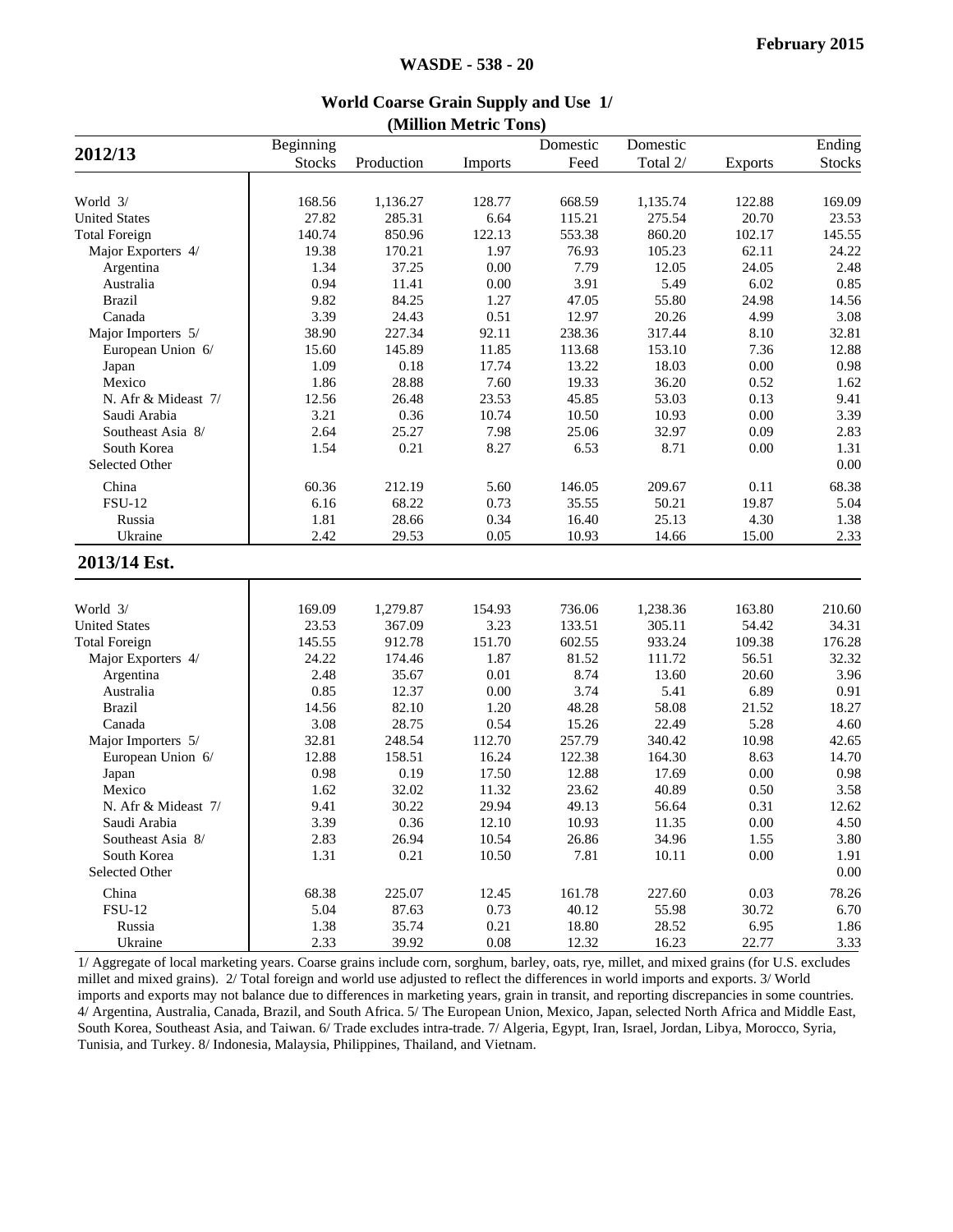# World Coarse Grain Supply and Use 1/

(Million Metric Tons)

| 2012/13 | Beginning Stocks | Production | Imports | Domestic Feed | Domestic Total 2/ | Exports | Ending Stocks |
|---|---|---|---|---|---|---|---|
| World 3/ | 168.56 | 1,136.27 | 128.77 | 668.59 | 1,135.74 | 122.88 | 169.09 |
| United States | 27.82 | 285.31 | 6.64 | 115.21 | 275.54 | 20.70 | 23.53 |
| Total Foreign | 140.74 | 850.96 | 122.13 | 553.38 | 860.20 | 102.17 | 145.55 |
| Major Exporters 4/ | 19.38 | 170.21 | 1.97 | 76.93 | 105.23 | 62.11 | 24.22 |
| Argentina | 1.34 | 37.25 | 0.00 | 7.79 | 12.05 | 24.05 | 2.48 |
| Australia | 0.94 | 11.41 | 0.00 | 3.91 | 5.49 | 6.02 | 0.85 |
| Brazil | 9.82 | 84.25 | 1.27 | 47.05 | 55.80 | 24.98 | 14.56 |
| Canada | 3.39 | 24.43 | 0.51 | 12.97 | 20.26 | 4.99 | 3.08 |
| Major Importers 5/ | 38.90 | 227.34 | 92.11 | 238.36 | 317.44 | 8.10 | 32.81 |
| European Union 6/ | 15.60 | 145.89 | 11.85 | 113.68 | 153.10 | 7.36 | 12.88 |
| Japan | 1.09 | 0.18 | 17.74 | 13.22 | 18.03 | 0.00 | 0.98 |
| Mexico | 1.86 | 28.88 | 7.60 | 19.33 | 36.20 | 0.52 | 1.62 |
| N. Afr & Mideast 7/ | 12.56 | 26.48 | 23.53 | 45.85 | 53.03 | 0.13 | 9.41 |
| Saudi Arabia | 3.21 | 0.36 | 10.74 | 10.50 | 10.93 | 0.00 | 3.39 |
| Southeast Asia 8/ | 2.64 | 25.27 | 7.98 | 25.06 | 32.97 | 0.09 | 2.83 |
| South Korea | 1.54 | 0.21 | 8.27 | 6.53 | 8.71 | 0.00 | 1.31 |
| Selected Other | | | | | | | 0.00 |
| China | 60.36 | 212.19 | 5.60 | 146.05 | 209.67 | 0.11 | 68.38 |
| FSU-12 | 6.16 | 68.22 | 0.73 | 35.55 | 50.21 | 19.87 | 5.04 |
| Russia | 1.81 | 28.66 | 0.34 | 16.40 | 25.13 | 4.30 | 1.38 |
| Ukraine | 2.42 | 29.53 | 0.05 | 10.93 | 14.66 | 15.00 | 2.33 |
| **2013/14 Est.** | | | | | | | |
| World 3/ | 169.09 | 1,279.87 | 154.93 | 736.06 | 1,238.36 | 163.80 | 210.60 |
| United States | 23.53 | 367.09 | 3.23 | 133.51 | 305.11 | 54.42 | 34.31 |
| Total Foreign | 145.55 | 912.78 | 151.70 | 602.55 | 933.24 | 109.38 | 176.28 |
| Major Exporters 4/ | 24.22 | 174.46 | 1.87 | 81.52 | 111.72 | 56.51 | 32.32 |
| Argentina | 2.48 | 35.67 | 0.01 | 8.74 | 13.60 | 20.60 | 3.96 |
| Australia | 0.85 | 12.37 | 0.00 | 3.74 | 5.41 | 6.89 | 0.91 |
| Brazil | 14.56 | 82.10 | 1.20 | 48.28 | 58.08 | 21.52 | 18.27 |
| Canada | 3.08 | 28.75 | 0.54 | 15.26 | 22.49 | 5.28 | 4.60 |
| Major Importers 5/ | 32.81 | 248.54 | 112.70 | 257.79 | 340.42 | 10.98 | 42.65 |
| European Union 6/ | 12.88 | 158.51 | 16.24 | 122.38 | 164.30 | 8.63 | 14.70 |
| Japan | 0.98 | 0.19 | 17.50 | 12.88 | 17.69 | 0.00 | 0.98 |
| Mexico | 1.62 | 32.02 | 11.32 | 23.62 | 40.89 | 0.50 | 3.58 |
| N. Afr & Mideast 7/ | 9.41 | 30.22 | 29.94 | 49.13 | 56.64 | 0.31 | 12.62 |
| Saudi Arabia | 3.39 | 0.36 | 12.10 | 10.93 | 11.35 | 0.00 | 4.50 |
| Southeast Asia 8/ | 2.83 | 26.94 | 10.54 | 26.86 | 34.96 | 1.55 | 3.80 |
| South Korea | 1.31 | 0.21 | 10.50 | 7.81 | 10.11 | 0.00 | 1.91 |
| Selected Other | | | | | | | 0.00 |
| China | 68.38 | 225.07 | 12.45 | 161.78 | 227.60 | 0.03 | 78.26 |
| FSU-12 | 5.04 | 87.63 | 0.73 | 40.12 | 55.98 | 30.72 | 6.70 |
| Russia | 1.38 | 35.74 | 0.21 | 18.80 | 28.52 | 6.95 | 1.86 |
| Ukraine | 2.33 | 39.92 | 0.08 | 12.32 | 16.23 | 22.77 | 3.33 |

1/ Aggregate of local marketing years. Coarse grains include corn, sorghum, barley, oats, rye, millet, and mixed grains (for U.S. excludes millet and mixed grains). 2/ Total foreign and world use adjusted to reflect the differences in world imports and exports. 3/ World imports and exports may not balance due to differences in marketing years, grain in transit, and reporting discrepancies in some countries. 4/ Argentina, Australia, Canada, Brazil, and South Africa. 5/ The European Union, Mexico, Japan, selected North Africa and Middle East, South Korea, Southeast Asia, and Taiwan. 6/ Trade excludes intra-trade. 7/ Algeria, Egypt, Iran, Israel, Jordan, Libya, Morocco, Syria, Tunisia, and Turkey. 8/ Indonesia, Malaysia, Philippines, Thailand, and Vietnam.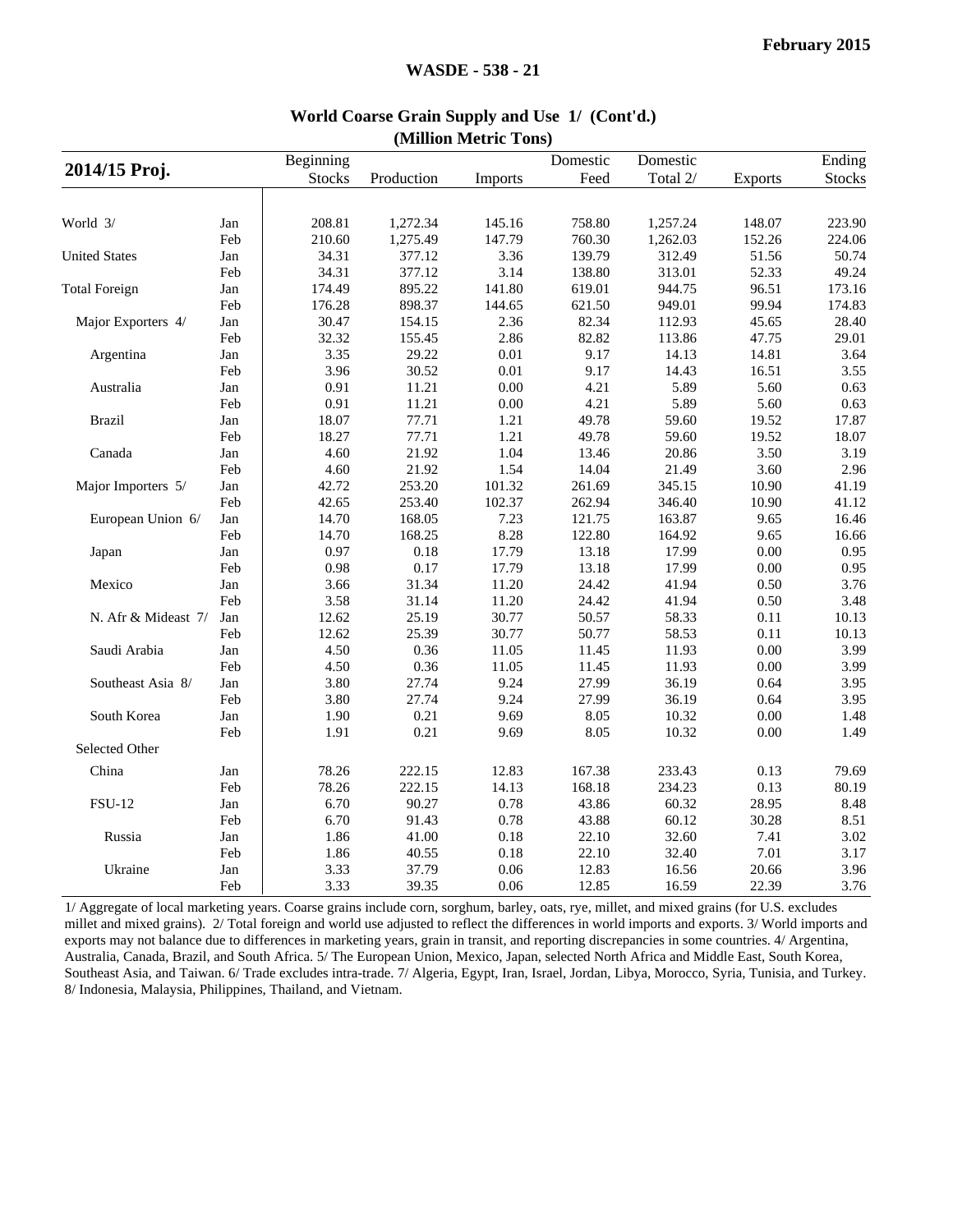## World Coarse Grain Supply and Use 1/ (Cont'd.)
## (Million Metric Tons)

| 2014/15 Proj. | | Beginning Stocks | Production | Imports | Domestic Feed | Domestic Total 2/ | Exports | Ending Stocks |
|---|---|---|---|---|---|---|---|---|
| World 3/ | Jan | 208.81 | 1,272.34 | 145.16 | 758.80 | 1,257.24 | 148.07 | 223.90 |
| | Feb | 210.60 | 1,275.49 | 147.79 | 760.30 | 1,262.03 | 152.26 | 224.06 |
| United States | Jan | 34.31 | 377.12 | 3.36 | 139.79 | 312.49 | 51.56 | 50.74 |
| | Feb | 34.31 | 377.12 | 3.14 | 138.80 | 313.01 | 52.33 | 49.24 |
| Total Foreign | Jan | 174.49 | 895.22 | 141.80 | 619.01 | 944.75 | 96.51 | 173.16 |
| | Feb | 176.28 | 898.37 | 144.65 | 621.50 | 949.01 | 99.94 | 174.83 |
| Major Exporters 4/ | Jan | 30.47 | 154.15 | 2.36 | 82.34 | 112.93 | 45.65 | 28.40 |
| | Feb | 32.32 | 155.45 | 2.86 | 82.82 | 113.86 | 47.75 | 29.01 |
| Argentina | Jan | 3.35 | 29.22 | 0.01 | 9.17 | 14.13 | 14.81 | 3.64 |
| | Feb | 3.96 | 30.52 | 0.01 | 9.17 | 14.43 | 16.51 | 3.55 |
| Australia | Jan | 0.91 | 11.21 | 0.00 | 4.21 | 5.89 | 5.60 | 0.63 |
| | Feb | 0.91 | 11.21 | 0.00 | 4.21 | 5.89 | 5.60 | 0.63 |
| Brazil | Jan | 18.07 | 77.71 | 1.21 | 49.78 | 59.60 | 19.52 | 17.87 |
| | Feb | 18.27 | 77.71 | 1.21 | 49.78 | 59.60 | 19.52 | 18.07 |
| Canada | Jan | 4.60 | 21.92 | 1.04 | 13.46 | 20.86 | 3.50 | 3.19 |
| | Feb | 4.60 | 21.92 | 1.54 | 14.04 | 21.49 | 3.60 | 2.96 |
| Major Importers 5/ | Jan | 42.72 | 253.20 | 101.32 | 261.69 | 345.15 | 10.90 | 41.19 |
| | Feb | 42.65 | 253.40 | 102.37 | 262.94 | 346.40 | 10.90 | 41.12 |
| European Union 6/ | Jan | 14.70 | 168.05 | 7.23 | 121.75 | 163.87 | 9.65 | 16.46 |
| | Feb | 14.70 | 168.25 | 8.28 | 122.80 | 164.92 | 9.65 | 16.66 |
| Japan | Jan | 0.97 | 0.18 | 17.79 | 13.18 | 17.99 | 0.00 | 0.95 |
| | Feb | 0.98 | 0.17 | 17.79 | 13.18 | 17.99 | 0.00 | 0.95 |
| Mexico | Jan | 3.66 | 31.34 | 11.20 | 24.42 | 41.94 | 0.50 | 3.76 |
| | Feb | 3.58 | 31.14 | 11.20 | 24.42 | 41.94 | 0.50 | 3.48 |
| N. Afr & Mideast 7/ | Jan | 12.62 | 25.19 | 30.77 | 50.57 | 58.33 | 0.11 | 10.13 |
| | Feb | 12.62 | 25.39 | 30.77 | 50.77 | 58.53 | 0.11 | 10.13 |
| Saudi Arabia | Jan | 4.50 | 0.36 | 11.05 | 11.45 | 11.93 | 0.00 | 3.99 |
| | Feb | 4.50 | 0.36 | 11.05 | 11.45 | 11.93 | 0.00 | 3.99 |
| Southeast Asia 8/ | Jan | 3.80 | 27.74 | 9.24 | 27.99 | 36.19 | 0.64 | 3.95 |
| | Feb | 3.80 | 27.74 | 9.24 | 27.99 | 36.19 | 0.64 | 3.95 |
| South Korea | Jan | 1.90 | 0.21 | 9.69 | 8.05 | 10.32 | 0.00 | 1.48 |
| | Feb | 1.91 | 0.21 | 9.69 | 8.05 | 10.32 | 0.00 | 1.49 |
| Selected Other | | | | | | | | |
| China | Jan | 78.26 | 222.15 | 12.83 | 167.38 | 233.43 | 0.13 | 79.69 |
| | Feb | 78.26 | 222.15 | 14.13 | 168.18 | 234.23 | 0.13 | 80.19 |
| FSU-12 | Jan | 6.70 | 90.27 | 0.78 | 43.86 | 60.32 | 28.95 | 8.48 |
| | Feb | 6.70 | 91.43 | 0.78 | 43.88 | 60.12 | 30.28 | 8.51 |
| Russia | Jan | 1.86 | 41.00 | 0.18 | 22.10 | 32.60 | 7.41 | 3.02 |
| | Feb | 1.86 | 40.55 | 0.18 | 22.10 | 32.40 | 7.01 | 3.17 |
| Ukraine | Jan | 3.33 | 37.79 | 0.06 | 12.83 | 16.56 | 20.66 | 3.96 |
| | Feb | 3.33 | 39.35 | 0.06 | 12.85 | 16.59 | 22.39 | 3.76 |

1/ Aggregate of local marketing years. Coarse grains include corn, sorghum, barley, oats, rye, millet, and mixed grains (for U.S. excludes millet and mixed grains). 2/ Total foreign and world use adjusted to reflect the differences in world imports and exports. 3/ World imports and exports may not balance due to differences in marketing years, grain in transit, and reporting discrepancies in some countries. 4/ Argentina, Australia, Canada, Brazil, and South Africa. 5/ The European Union, Mexico, Japan, selected North Africa and Middle East, South Korea, Southeast Asia, and Taiwan. 6/ Trade excludes intra-trade. 7/ Algeria, Egypt, Iran, Israel, Jordan, Libya, Morocco, Syria, Tunisia, and Turkey. 8/ Indonesia, Malaysia, Philippines, Thailand, and Vietnam.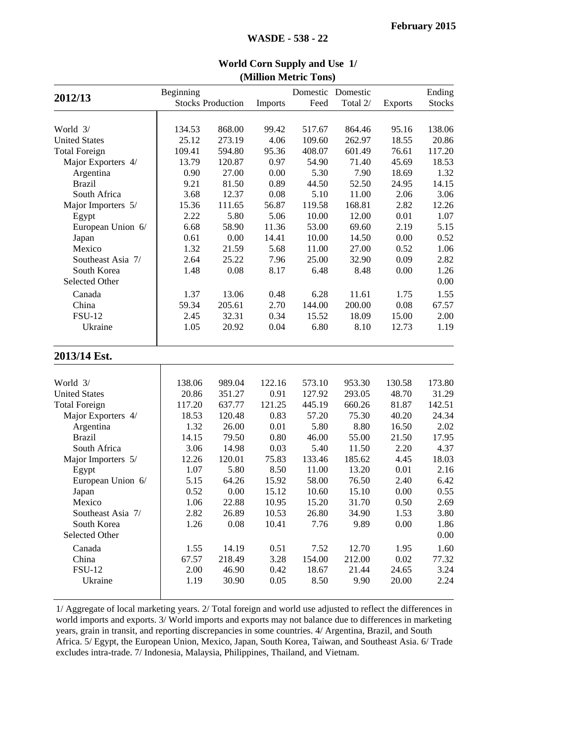## World Corn Supply and Use 1/
### (Million Metric Tons)

| 2012/13 | Beginning Stocks | Production | Imports | Domestic Feed | Domestic Total 2/ | Exports | Ending Stocks |
|---|---|---|---|---|---|---|---|
| World 3/ | 134.53 | 868.00 | 99.42 | 517.67 | 864.46 | 95.16 | 138.06 |
| United States | 25.12 | 273.19 | 4.06 | 109.60 | 262.97 | 18.55 | 20.86 |
| Total Foreign | 109.41 | 594.80 | 95.36 | 408.07 | 601.49 | 76.61 | 117.20 |
| Major Exporters 4/ | 13.79 | 120.87 | 0.97 | 54.90 | 71.40 | 45.69 | 18.53 |
| Argentina | 0.90 | 27.00 | 0.00 | 5.30 | 7.90 | 18.69 | 1.32 |
| Brazil | 9.21 | 81.50 | 0.89 | 44.50 | 52.50 | 24.95 | 14.15 |
| South Africa | 3.68 | 12.37 | 0.08 | 5.10 | 11.00 | 2.06 | 3.06 |
| Major Importers 5/ | 15.36 | 111.65 | 56.87 | 119.58 | 168.81 | 2.82 | 12.26 |
| Egypt | 2.22 | 5.80 | 5.06 | 10.00 | 12.00 | 0.01 | 1.07 |
| European Union 6/ | 6.68 | 58.90 | 11.36 | 53.00 | 69.60 | 2.19 | 5.15 |
| Japan | 0.61 | 0.00 | 14.41 | 10.00 | 14.50 | 0.00 | 0.52 |
| Mexico | 1.32 | 21.59 | 5.68 | 11.00 | 27.00 | 0.52 | 1.06 |
| Southeast Asia 7/ | 2.64 | 25.22 | 7.96 | 25.00 | 32.90 | 0.09 | 2.82 |
| South Korea | 1.48 | 0.08 | 8.17 | 6.48 | 8.48 | 0.00 | 1.26 |
| Selected Other | | | | | | | 0.00 |
| Canada | 1.37 | 13.06 | 0.48 | 6.28 | 11.61 | 1.75 | 1.55 |
| China | 59.34 | 205.61 | 2.70 | 144.00 | 200.00 | 0.08 | 67.57 |
| FSU-12 | 2.45 | 32.31 | 0.34 | 15.52 | 18.09 | 15.00 | 2.00 |
| Ukraine | 1.05 | 20.92 | 0.04 | 6.80 | 8.10 | 12.73 | 1.19 |
| **2013/14 Est.** | | | | | | | |
| World 3/ | 138.06 | 989.04 | 122.16 | 573.10 | 953.30 | 130.58 | 173.80 |
| United States | 20.86 | 351.27 | 0.91 | 127.92 | 293.05 | 48.70 | 31.29 |
| Total Foreign | 117.20 | 637.77 | 121.25 | 445.19 | 660.26 | 81.87 | 142.51 |
| Major Exporters 4/ | 18.53 | 120.48 | 0.83 | 57.20 | 75.30 | 40.20 | 24.34 |
| Argentina | 1.32 | 26.00 | 0.01 | 5.80 | 8.80 | 16.50 | 2.02 |
| Brazil | 14.15 | 79.50 | 0.80 | 46.00 | 55.00 | 21.50 | 17.95 |
| South Africa | 3.06 | 14.98 | 0.03 | 5.40 | 11.50 | 2.20 | 4.37 |
| Major Importers 5/ | 12.26 | 120.01 | 75.83 | 133.46 | 185.62 | 4.45 | 18.03 |
| Egypt | 1.07 | 5.80 | 8.50 | 11.00 | 13.20 | 0.01 | 2.16 |
| European Union 6/ | 5.15 | 64.26 | 15.92 | 58.00 | 76.50 | 2.40 | 6.42 |
| Japan | 0.52 | 0.00 | 15.12 | 10.60 | 15.10 | 0.00 | 0.55 |
| Mexico | 1.06 | 22.88 | 10.95 | 15.20 | 31.70 | 0.50 | 2.69 |
| Southeast Asia 7/ | 2.82 | 26.89 | 10.53 | 26.80 | 34.90 | 1.53 | 3.80 |
| South Korea | 1.26 | 0.08 | 10.41 | 7.76 | 9.89 | 0.00 | 1.86 |
| Selected Other | | | | | | | 0.00 |
| Canada | 1.55 | 14.19 | 0.51 | 7.52 | 12.70 | 1.95 | 1.60 |
| China | 67.57 | 218.49 | 3.28 | 154.00 | 212.00 | 0.02 | 77.32 |
| FSU-12 | 2.00 | 46.90 | 0.42 | 18.67 | 21.44 | 24.65 | 3.24 |
| Ukraine | 1.19 | 30.90 | 0.05 | 8.50 | 9.90 | 20.00 | 2.24 |

1/ Aggregate of local marketing years. 2/ Total foreign and world use adjusted to reflect the differences in world imports and exports. 3/ World imports and exports may not balance due to differences in marketing years, grain in transit, and reporting discrepancies in some countries. 4/ Argentina, Brazil, and South Africa. 5/ Egypt, the European Union, Mexico, Japan, South Korea, Taiwan, and Southeast Asia. 6/ Trade excludes intra-trade. 7/ Indonesia, Malaysia, Philippines, Thailand, and Vietnam.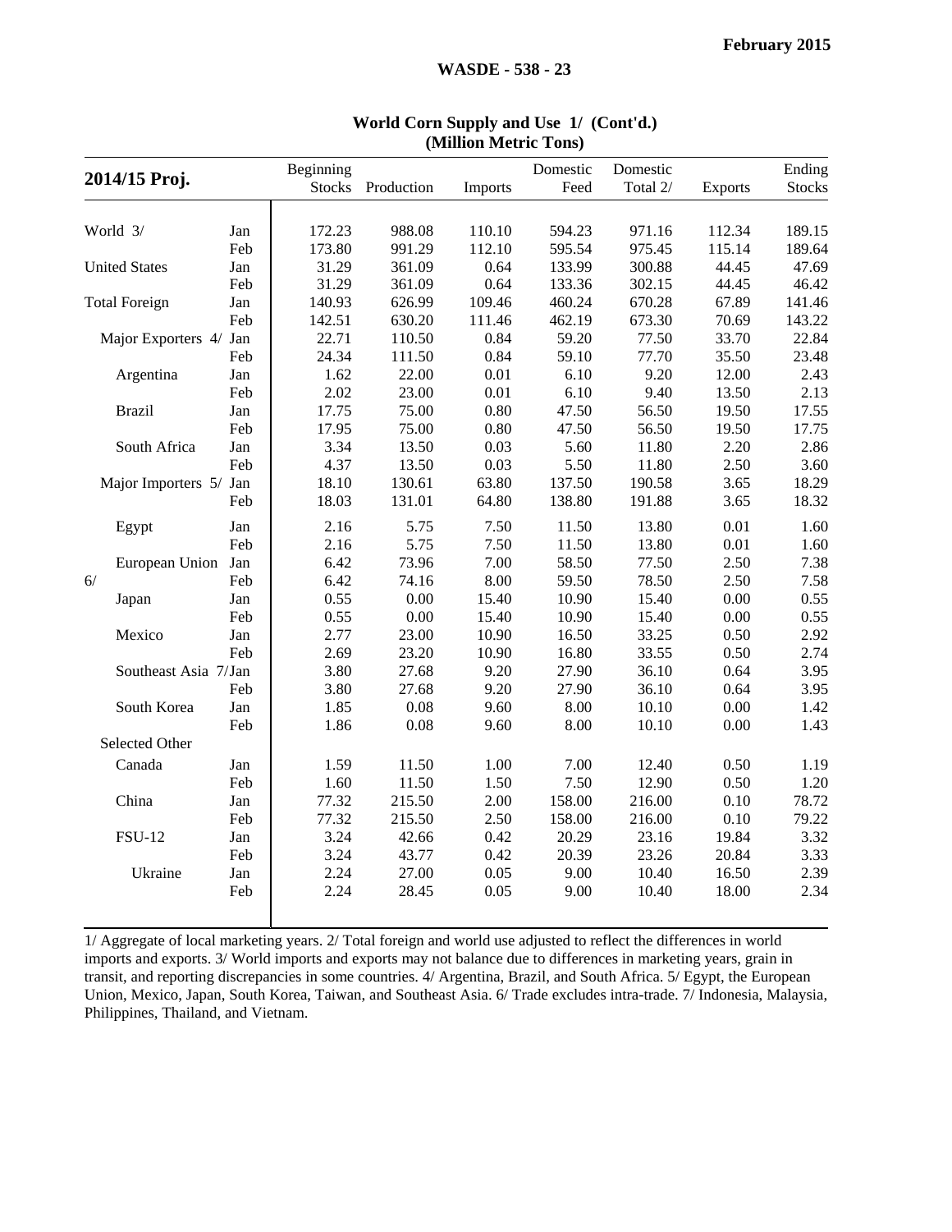**World Corn Supply and Use 1/ (Cont'd.)**
**(Million Metric Tons)**

| 2014/15 Proj. | | Beginning Stocks | Production | Imports | Domestic Feed | Domestic Total 2/ | Exports | Ending Stocks |
|---|---|---|---|---|---|---|---|---|
| World 3/ | Jan | 172.23 | 988.08 | 110.10 | 594.23 | 971.16 | 112.34 | 189.15 |
| | Feb | 173.80 | 991.29 | 112.10 | 595.54 | 975.45 | 115.14 | 189.64 |
| United States | Jan | 31.29 | 361.09 | 0.64 | 133.99 | 300.88 | 44.45 | 47.69 |
| | Feb | 31.29 | 361.09 | 0.64 | 133.36 | 302.15 | 44.45 | 46.42 |
| Total Foreign | Jan | 140.93 | 626.99 | 109.46 | 460.24 | 670.28 | 67.89 | 141.46 |
| | Feb | 142.51 | 630.20 | 111.46 | 462.19 | 673.30 | 70.69 | 143.22 |
| Major Exporters 4/ | Jan | 22.71 | 110.50 | 0.84 | 59.20 | 77.50 | 33.70 | 22.84 |
| | Feb | 24.34 | 111.50 | 0.84 | 59.10 | 77.70 | 35.50 | 23.48 |
| Argentina | Jan | 1.62 | 22.00 | 0.01 | 6.10 | 9.20 | 12.00 | 2.43 |
| | Feb | 2.02 | 23.00 | 0.01 | 6.10 | 9.40 | 13.50 | 2.13 |
| Brazil | Jan | 17.75 | 75.00 | 0.80 | 47.50 | 56.50 | 19.50 | 17.55 |
| | Feb | 17.95 | 75.00 | 0.80 | 47.50 | 56.50 | 19.50 | 17.75 |
| South Africa | Jan | 3.34 | 13.50 | 0.03 | 5.60 | 11.80 | 2.20 | 2.86 |
| | Feb | 4.37 | 13.50 | 0.03 | 5.50 | 11.80 | 2.50 | 3.60 |
| Major Importers 5/ | Jan | 18.10 | 130.61 | 63.80 | 137.50 | 190.58 | 3.65 | 18.29 |
| | Feb | 18.03 | 131.01 | 64.80 | 138.80 | 191.88 | 3.65 | 18.32 |
| Egypt | Jan | 2.16 | 5.75 | 7.50 | 11.50 | 13.80 | 0.01 | 1.60 |
| | Feb | 2.16 | 5.75 | 7.50 | 11.50 | 13.80 | 0.01 | 1.60 |
| European Union 6/ | Jan | 6.42 | 73.96 | 7.00 | 58.50 | 77.50 | 2.50 | 7.38 |
| | Feb | 6.42 | 74.16 | 8.00 | 59.50 | 78.50 | 2.50 | 7.58 |
| Japan | Jan | 0.55 | 0.00 | 15.40 | 10.90 | 15.40 | 0.00 | 0.55 |
| | Feb | 0.55 | 0.00 | 15.40 | 10.90 | 15.40 | 0.00 | 0.55 |
| Mexico | Jan | 2.77 | 23.00 | 10.90 | 16.50 | 33.25 | 0.50 | 2.92 |
| | Feb | 2.69 | 23.20 | 10.90 | 16.80 | 33.55 | 0.50 | 2.74 |
| Southeast Asia 7/ | Jan | 3.80 | 27.68 | 9.20 | 27.90 | 36.10 | 0.64 | 3.95 |
| | Feb | 3.80 | 27.68 | 9.20 | 27.90 | 36.10 | 0.64 | 3.95 |
| South Korea | Jan | 1.85 | 0.08 | 9.60 | 8.00 | 10.10 | 0.00 | 1.42 |
| | Feb | 1.86 | 0.08 | 9.60 | 8.00 | 10.10 | 0.00 | 1.43 |
| Selected Other | | | | | | | | |
| Canada | Jan | 1.59 | 11.50 | 1.00 | 7.00 | 12.40 | 0.50 | 1.19 |
| | Feb | 1.60 | 11.50 | 1.50 | 7.50 | 12.90 | 0.50 | 1.20 |
| China | Jan | 77.32 | 215.50 | 2.00 | 158.00 | 216.00 | 0.10 | 78.72 |
| | Feb | 77.32 | 215.50 | 2.50 | 158.00 | 216.00 | 0.10 | 79.22 |
| FSU-12 | Jan | 3.24 | 42.66 | 0.42 | 20.29 | 23.16 | 19.84 | 3.32 |
| | Feb | 3.24 | 43.77 | 0.42 | 20.39 | 23.26 | 20.84 | 3.33 |
| Ukraine | Jan | 2.24 | 27.00 | 0.05 | 9.00 | 10.40 | 16.50 | 2.39 |
| | Feb | 2.24 | 28.45 | 0.05 | 9.00 | 10.40 | 18.00 | 2.34 |

1/ Aggregate of local marketing years. 2/ Total foreign and world use adjusted to reflect the differences in world imports and exports. 3/ World imports and exports may not balance due to differences in marketing years, grain in transit, and reporting discrepancies in some countries. 4/ Argentina, Brazil, and South Africa. 5/ Egypt, the European Union, Mexico, Japan, South Korea, Taiwan, and Southeast Asia. 6/ Trade excludes intra-trade. 7/ Indonesia, Malaysia, Philippines, Thailand, and Vietnam.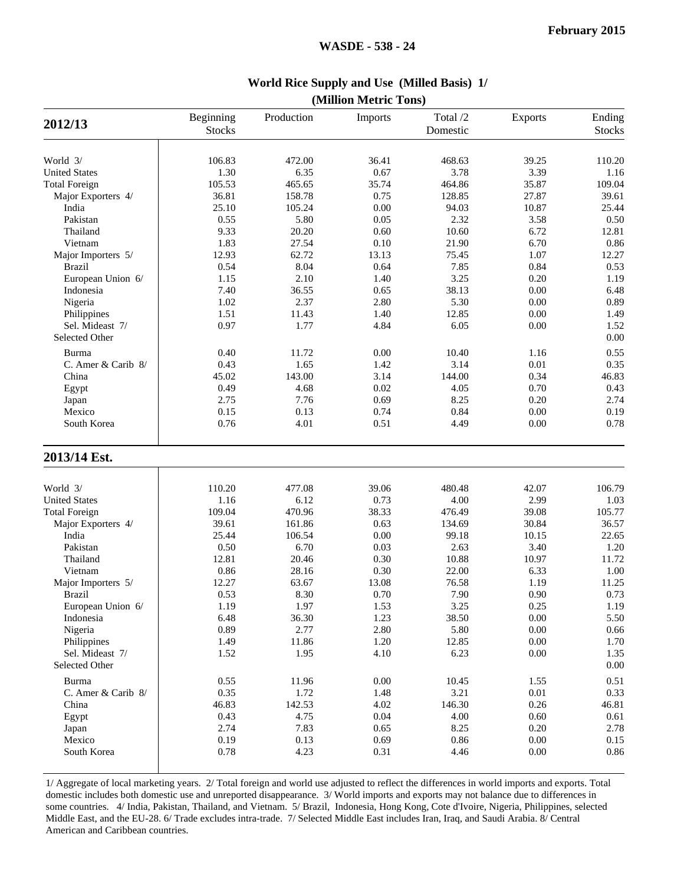## World Rice Supply and Use (Milled Basis) 1/

**(Million Metric Tons)**

| 2012/13 | Beginning Stocks | Production | Imports | Total /2 Domestic | Exports | Ending Stocks |
|---|---|---|---|---|---|---|
| World 3/ | 106.83 | 472.00 | 36.41 | 468.63 | 39.25 | 110.20 |
| United States | 1.30 | 6.35 | 0.67 | 3.78 | 3.39 | 1.16 |
| Total Foreign | 105.53 | 465.65 | 35.74 | 464.86 | 35.87 | 109.04 |
| Major Exporters 4/ | 36.81 | 158.78 | 0.75 | 128.85 | 27.87 | 39.61 |
| India | 25.10 | 105.24 | 0.00 | 94.03 | 10.87 | 25.44 |
| Pakistan | 0.55 | 5.80 | 0.05 | 2.32 | 3.58 | 0.50 |
| Thailand | 9.33 | 20.20 | 0.60 | 10.60 | 6.72 | 12.81 |
| Vietnam | 1.83 | 27.54 | 0.10 | 21.90 | 6.70 | 0.86 |
| Major Importers 5/ | 12.93 | 62.72 | 13.13 | 75.45 | 1.07 | 12.27 |
| Brazil | 0.54 | 8.04 | 0.64 | 7.85 | 0.84 | 0.53 |
| European Union 6/ | 1.15 | 2.10 | 1.40 | 3.25 | 0.20 | 1.19 |
| Indonesia | 7.40 | 36.55 | 0.65 | 38.13 | 0.00 | 6.48 |
| Nigeria | 1.02 | 2.37 | 2.80 | 5.30 | 0.00 | 0.89 |
| Philippines | 1.51 | 11.43 | 1.40 | 12.85 | 0.00 | 1.49 |
| Sel. Mideast 7/ | 0.97 | 1.77 | 4.84 | 6.05 | 0.00 | 1.52 |
| Selected Other | | | | | | 0.00 |
| Burma | 0.40 | 11.72 | 0.00 | 10.40 | 1.16 | 0.55 |
| C. Amer & Carib 8/ | 0.43 | 1.65 | 1.42 | 3.14 | 0.01 | 0.35 |
| China | 45.02 | 143.00 | 3.14 | 144.00 | 0.34 | 46.83 |
| Egypt | 0.49 | 4.68 | 0.02 | 4.05 | 0.70 | 0.43 |
| Japan | 2.75 | 7.76 | 0.69 | 8.25 | 0.20 | 2.74 |
| Mexico | 0.15 | 0.13 | 0.74 | 0.84 | 0.00 | 0.19 |
| South Korea | 0.76 | 4.01 | 0.51 | 4.49 | 0.00 | 0.78 |
| **2013/14 Est.** | | | | | | |
| World 3/ | 110.20 | 477.08 | 39.06 | 480.48 | 42.07 | 106.79 |
| United States | 1.16 | 6.12 | 0.73 | 4.00 | 2.99 | 1.03 |
| Total Foreign | 109.04 | 470.96 | 38.33 | 476.49 | 39.08 | 105.77 |
| Major Exporters 4/ | 39.61 | 161.86 | 0.63 | 134.69 | 30.84 | 36.57 |
| India | 25.44 | 106.54 | 0.00 | 99.18 | 10.15 | 22.65 |
| Pakistan | 0.50 | 6.70 | 0.03 | 2.63 | 3.40 | 1.20 |
| Thailand | 12.81 | 20.46 | 0.30 | 10.88 | 10.97 | 11.72 |
| Vietnam | 0.86 | 28.16 | 0.30 | 22.00 | 6.33 | 1.00 |
| Major Importers 5/ | 12.27 | 63.67 | 13.08 | 76.58 | 1.19 | 11.25 |
| Brazil | 0.53 | 8.30 | 0.70 | 7.90 | 0.90 | 0.73 |
| European Union 6/ | 1.19 | 1.97 | 1.53 | 3.25 | 0.25 | 1.19 |
| Indonesia | 6.48 | 36.30 | 1.23 | 38.50 | 0.00 | 5.50 |
| Nigeria | 0.89 | 2.77 | 2.80 | 5.80 | 0.00 | 0.66 |
| Philippines | 1.49 | 11.86 | 1.20 | 12.85 | 0.00 | 1.70 |
| Sel. Mideast 7/ | 1.52 | 1.95 | 4.10 | 6.23 | 0.00 | 1.35 |
| Selected Other | | | | | | 0.00 |
| Burma | 0.55 | 11.96 | 0.00 | 10.45 | 1.55 | 0.51 |
| C. Amer & Carib 8/ | 0.35 | 1.72 | 1.48 | 3.21 | 0.01 | 0.33 |
| China | 46.83 | 142.53 | 4.02 | 146.30 | 0.26 | 46.81 |
| Egypt | 0.43 | 4.75 | 0.04 | 4.00 | 0.60 | 0.61 |
| Japan | 2.74 | 7.83 | 0.65 | 8.25 | 0.20 | 2.78 |
| Mexico | 0.19 | 0.13 | 0.69 | 0.86 | 0.00 | 0.15 |
| South Korea | 0.78 | 4.23 | 0.31 | 4.46 | 0.00 | 0.86 |

1/ Aggregate of local marketing years. 2/ Total foreign and world use adjusted to reflect the differences in world imports and exports. Total domestic includes both domestic use and unreported disappearance. 3/ World imports and exports may not balance due to differences in some countries. 4/ India, Pakistan, Thailand, and Vietnam. 5/ Brazil, Indonesia, Hong Kong, Cote d'Ivoire, Nigeria, Philippines, selected Middle East, and the EU-28. 6/ Trade excludes intra-trade. 7/ Selected Middle East includes Iran, Iraq, and Saudi Arabia. 8/ Central American and Caribbean countries.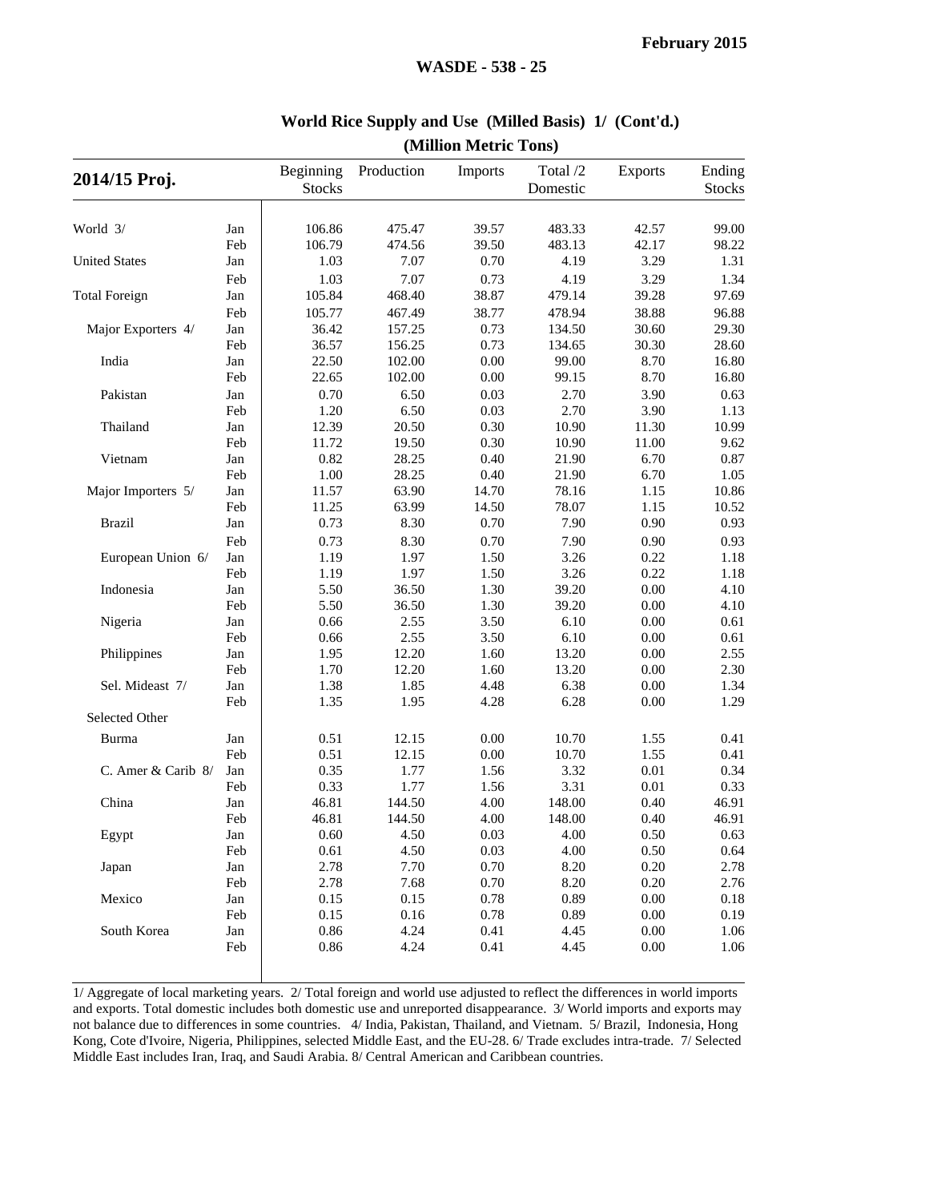February 2015

WASDE - 538 - 25

## World Rice Supply and Use (Milled Basis) 1/ (Cont'd.)

(Million Metric Tons)

| 2014/15 Proj. | | Beginning Stocks | Production | Imports | Total /2 Domestic | Exports | Ending Stocks |
|---|---|---|---|---|---|---|---|
| World 3/ | Jan | 106.86 | 475.47 | 39.57 | 483.33 | 42.57 | 99.00 |
| | Feb | 106.79 | 474.56 | 39.50 | 483.13 | 42.17 | 98.22 |
| United States | Jan | 1.03 | 7.07 | 0.70 | 4.19 | 3.29 | 1.31 |
| | Feb | 1.03 | 7.07 | 0.73 | 4.19 | 3.29 | 1.34 |
| Total Foreign | Jan | 105.84 | 468.40 | 38.87 | 479.14 | 39.28 | 97.69 |
| | Feb | 105.77 | 467.49 | 38.77 | 478.94 | 38.88 | 96.88 |
| Major Exporters 4/ | Jan | 36.42 | 157.25 | 0.73 | 134.50 | 30.60 | 29.30 |
| | Feb | 36.57 | 156.25 | 0.73 | 134.65 | 30.30 | 28.60 |
| India | Jan | 22.50 | 102.00 | 0.00 | 99.00 | 8.70 | 16.80 |
| | Feb | 22.65 | 102.00 | 0.00 | 99.15 | 8.70 | 16.80 |
| Pakistan | Jan | 0.70 | 6.50 | 0.03 | 2.70 | 3.90 | 0.63 |
| | Feb | 1.20 | 6.50 | 0.03 | 2.70 | 3.90 | 1.13 |
| Thailand | Jan | 12.39 | 20.50 | 0.30 | 10.90 | 11.30 | 10.99 |
| | Feb | 11.72 | 19.50 | 0.30 | 10.90 | 11.00 | 9.62 |
| Vietnam | Jan | 0.82 | 28.25 | 0.40 | 21.90 | 6.70 | 0.87 |
| | Feb | 1.00 | 28.25 | 0.40 | 21.90 | 6.70 | 1.05 |
| Major Importers 5/ | Jan | 11.57 | 63.90 | 14.70 | 78.16 | 1.15 | 10.86 |
| | Feb | 11.25 | 63.99 | 14.50 | 78.07 | 1.15 | 10.52 |
| Brazil | Jan | 0.73 | 8.30 | 0.70 | 7.90 | 0.90 | 0.93 |
| | Feb | 0.73 | 8.30 | 0.70 | 7.90 | 0.90 | 0.93 |
| European Union 6/ | Jan | 1.19 | 1.97 | 1.50 | 3.26 | 0.22 | 1.18 |
| | Feb | 1.19 | 1.97 | 1.50 | 3.26 | 0.22 | 1.18 |
| Indonesia | Jan | 5.50 | 36.50 | 1.30 | 39.20 | 0.00 | 4.10 |
| | Feb | 5.50 | 36.50 | 1.30 | 39.20 | 0.00 | 4.10 |
| Nigeria | Jan | 0.66 | 2.55 | 3.50 | 6.10 | 0.00 | 0.61 |
| | Feb | 0.66 | 2.55 | 3.50 | 6.10 | 0.00 | 0.61 |
| Philippines | Jan | 1.95 | 12.20 | 1.60 | 13.20 | 0.00 | 2.55 |
| | Feb | 1.70 | 12.20 | 1.60 | 13.20 | 0.00 | 2.30 |
| Sel. Mideast 7/ | Jan | 1.38 | 1.85 | 4.48 | 6.38 | 0.00 | 1.34 |
| | Feb | 1.35 | 1.95 | 4.28 | 6.28 | 0.00 | 1.29 |
| Selected Other | | | | | | | |
| Burma | Jan | 0.51 | 12.15 | 0.00 | 10.70 | 1.55 | 0.41 |
| | Feb | 0.51 | 12.15 | 0.00 | 10.70 | 1.55 | 0.41 |
| C. Amer & Carib 8/ | Jan | 0.35 | 1.77 | 1.56 | 3.32 | 0.01 | 0.34 |
| | Feb | 0.33 | 1.77 | 1.56 | 3.31 | 0.01 | 0.33 |
| China | Jan | 46.81 | 144.50 | 4.00 | 148.00 | 0.40 | 46.91 |
| | Feb | 46.81 | 144.50 | 4.00 | 148.00 | 0.40 | 46.91 |
| Egypt | Jan | 0.60 | 4.50 | 0.03 | 4.00 | 0.50 | 0.63 |
| | Feb | 0.61 | 4.50 | 0.03 | 4.00 | 0.50 | 0.64 |
| Japan | Jan | 2.78 | 7.70 | 0.70 | 8.20 | 0.20 | 2.78 |
| | Feb | 2.78 | 7.68 | 0.70 | 8.20 | 0.20 | 2.76 |
| Mexico | Jan | 0.15 | 0.15 | 0.78 | 0.89 | 0.00 | 0.18 |
| | Feb | 0.15 | 0.16 | 0.78 | 0.89 | 0.00 | 0.19 |
| South Korea | Jan | 0.86 | 4.24 | 0.41 | 4.45 | 0.00 | 1.06 |
| | Feb | 0.86 | 4.24 | 0.41 | 4.45 | 0.00 | 1.06 |

1/ Aggregate of local marketing years. 2/ Total foreign and world use adjusted to reflect the differences in world imports and exports. Total domestic includes both domestic use and unreported disappearance. 3/ World imports and exports may not balance due to differences in some countries. 4/ India, Pakistan, Thailand, and Vietnam. 5/ Brazil, Indonesia, Hong Kong, Cote d'Ivoire, Nigeria, Philippines, selected Middle East, and the EU-28. 6/ Trade excludes intra-trade. 7/ Selected Middle East includes Iran, Iraq, and Saudi Arabia. 8/ Central American and Caribbean countries.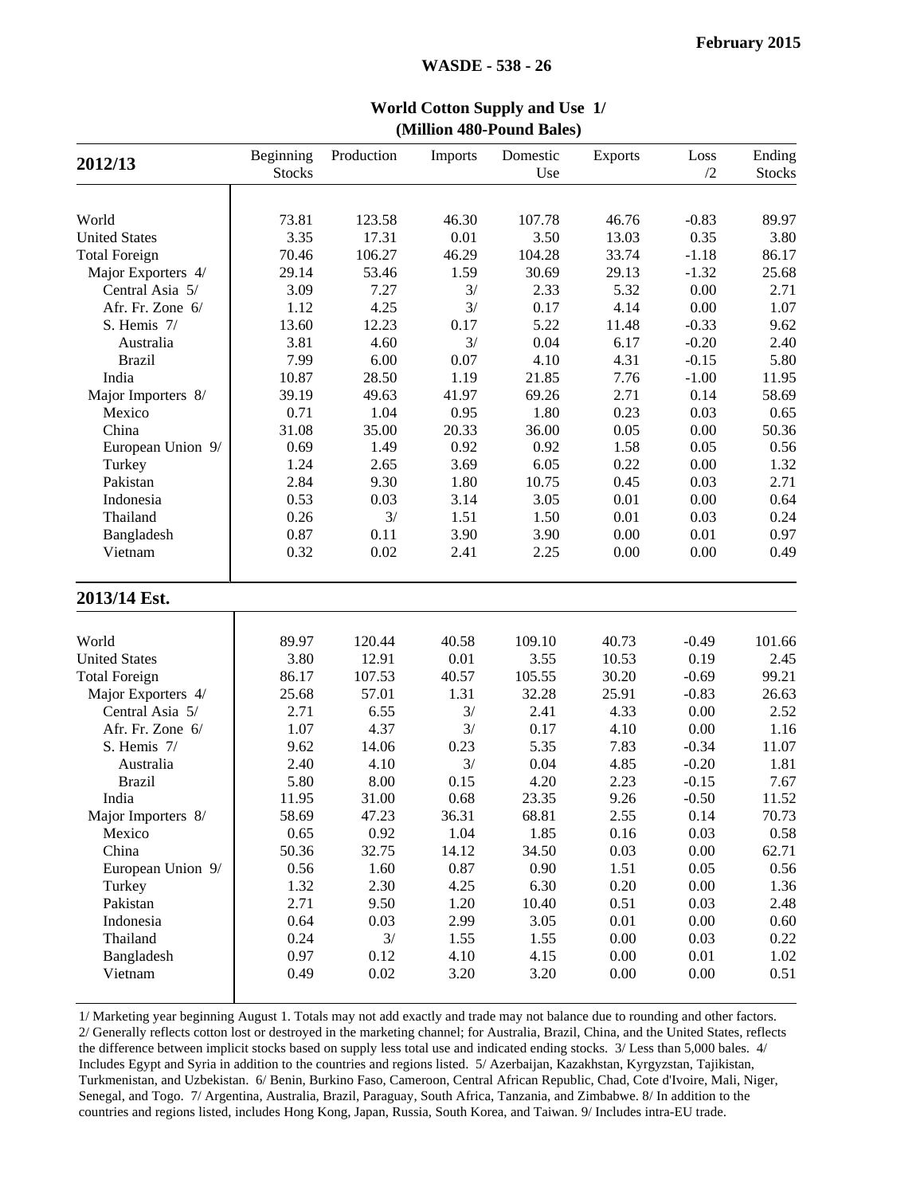# World Cotton Supply and Use 1/

**(Million 480-Pound Bales)**

| 2012/13 | Beginning Stocks | Production | Imports | Domestic Use | Exports | Loss /2 | Ending Stocks |
|---|---|---|---|---|---|---|---|
| World | 73.81 | 123.58 | 46.30 | 107.78 | 46.76 | -0.83 | 89.97 |
| United States | 3.35 | 17.31 | 0.01 | 3.50 | 13.03 | 0.35 | 3.80 |
| Total Foreign | 70.46 | 106.27 | 46.29 | 104.28 | 33.74 | -1.18 | 86.17 |
| Major Exporters 4/ | 29.14 | 53.46 | 1.59 | 30.69 | 29.13 | -1.32 | 25.68 |
| Central Asia 5/ | 3.09 | 7.27 | 3/ | 2.33 | 5.32 | 0.00 | 2.71 |
| Afr. Fr. Zone 6/ | 1.12 | 4.25 | 3/ | 0.17 | 4.14 | 0.00 | 1.07 |
| S. Hemis 7/ | 13.60 | 12.23 | 0.17 | 5.22 | 11.48 | -0.33 | 9.62 |
| Australia | 3.81 | 4.60 | 3/ | 0.04 | 6.17 | -0.20 | 2.40 |
| Brazil | 7.99 | 6.00 | 0.07 | 4.10 | 4.31 | -0.15 | 5.80 |
| India | 10.87 | 28.50 | 1.19 | 21.85 | 7.76 | -1.00 | 11.95 |
| Major Importers 8/ | 39.19 | 49.63 | 41.97 | 69.26 | 2.71 | 0.14 | 58.69 |
| Mexico | 0.71 | 1.04 | 0.95 | 1.80 | 0.23 | 0.03 | 0.65 |
| China | 31.08 | 35.00 | 20.33 | 36.00 | 0.05 | 0.00 | 50.36 |
| European Union 9/ | 0.69 | 1.49 | 0.92 | 0.92 | 1.58 | 0.05 | 0.56 |
| Turkey | 1.24 | 2.65 | 3.69 | 6.05 | 0.22 | 0.00 | 1.32 |
| Pakistan | 2.84 | 9.30 | 1.80 | 10.75 | 0.45 | 0.03 | 2.71 |
| Indonesia | 0.53 | 0.03 | 3.14 | 3.05 | 0.01 | 0.00 | 0.64 |
| Thailand | 0.26 | 3/ | 1.51 | 1.50 | 0.01 | 0.03 | 0.24 |
| Bangladesh | 0.87 | 0.11 | 3.90 | 3.90 | 0.00 | 0.01 | 0.97 |
| Vietnam | 0.32 | 0.02 | 2.41 | 2.25 | 0.00 | 0.00 | 0.49 |
| **2013/14 Est.** | | | | | | | |
| World | 89.97 | 120.44 | 40.58 | 109.10 | 40.73 | -0.49 | 101.66 |
| United States | 3.80 | 12.91 | 0.01 | 3.55 | 10.53 | 0.19 | 2.45 |
| Total Foreign | 86.17 | 107.53 | 40.57 | 105.55 | 30.20 | -0.69 | 99.21 |
| Major Exporters 4/ | 25.68 | 57.01 | 1.31 | 32.28 | 25.91 | -0.83 | 26.63 |
| Central Asia 5/ | 2.71 | 6.55 | 3/ | 2.41 | 4.33 | 0.00 | 2.52 |
| Afr. Fr. Zone 6/ | 1.07 | 4.37 | 3/ | 0.17 | 4.10 | 0.00 | 1.16 |
| S. Hemis 7/ | 9.62 | 14.06 | 0.23 | 5.35 | 7.83 | -0.34 | 11.07 |
| Australia | 2.40 | 4.10 | 3/ | 0.04 | 4.85 | -0.20 | 1.81 |
| Brazil | 5.80 | 8.00 | 0.15 | 4.20 | 2.23 | -0.15 | 7.67 |
| India | 11.95 | 31.00 | 0.68 | 23.35 | 9.26 | -0.50 | 11.52 |
| Major Importers 8/ | 58.69 | 47.23 | 36.31 | 68.81 | 2.55 | 0.14 | 70.73 |
| Mexico | 0.65 | 0.92 | 1.04 | 1.85 | 0.16 | 0.03 | 0.58 |
| China | 50.36 | 32.75 | 14.12 | 34.50 | 0.03 | 0.00 | 62.71 |
| European Union 9/ | 0.56 | 1.60 | 0.87 | 0.90 | 1.51 | 0.05 | 0.56 |
| Turkey | 1.32 | 2.30 | 4.25 | 6.30 | 0.20 | 0.00 | 1.36 |
| Pakistan | 2.71 | 9.50 | 1.20 | 10.40 | 0.51 | 0.03 | 2.48 |
| Indonesia | 0.64 | 0.03 | 2.99 | 3.05 | 0.01 | 0.00 | 0.60 |
| Thailand | 0.24 | 3/ | 1.55 | 1.55 | 0.00 | 0.03 | 0.22 |
| Bangladesh | 0.97 | 0.12 | 4.10 | 4.15 | 0.00 | 0.01 | 1.02 |
| Vietnam | 0.49 | 0.02 | 3.20 | 3.20 | 0.00 | 0.00 | 0.51 |

1/ Marketing year beginning August 1. Totals may not add exactly and trade may not balance due to rounding and other factors. 2/ Generally reflects cotton lost or destroyed in the marketing channel; for Australia, Brazil, China, and the United States, reflects the difference between implicit stocks based on supply less total use and indicated ending stocks. 3/ Less than 5,000 bales. 4/ Includes Egypt and Syria in addition to the countries and regions listed. 5/ Azerbaijan, Kazakhstan, Kyrgyzstan, Tajikistan, Turkmenistan, and Uzbekistan. 6/ Benin, Burkino Faso, Cameroon, Central African Republic, Chad, Cote d'Ivoire, Mali, Niger, Senegal, and Togo. 7/ Argentina, Australia, Brazil, Paraguay, South Africa, Tanzania, and Zimbabwe. 8/ In addition to the countries and regions listed, includes Hong Kong, Japan, Russia, South Korea, and Taiwan. 9/ Includes intra-EU trade.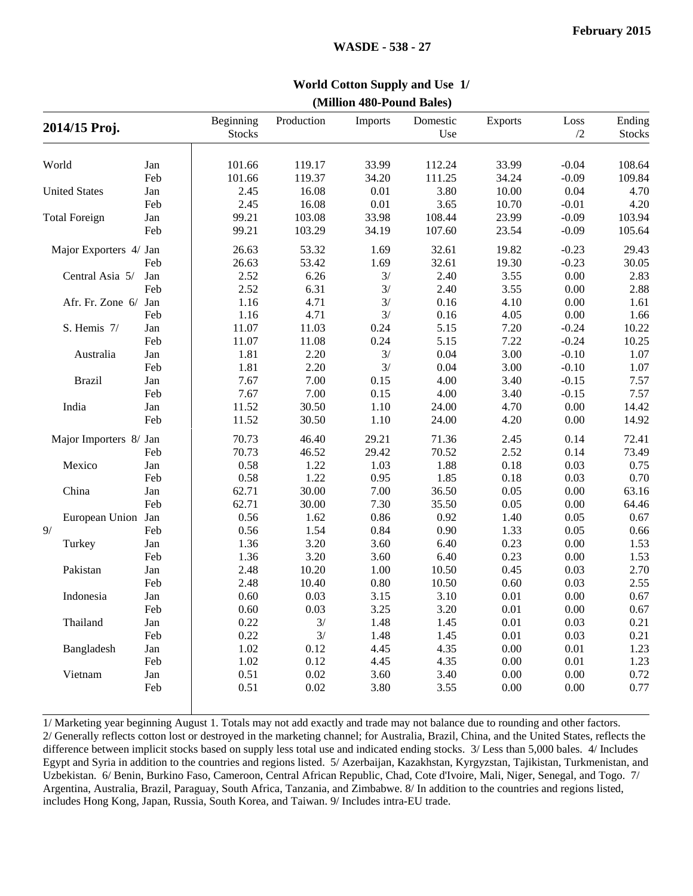## World Cotton Supply and Use 1/
### (Million 480-Pound Bales)

| 2014/15 Proj. | | Beginning Stocks | Production | Imports | Domestic Use | Exports | Loss /2 | Ending Stocks |
|---|---|---|---|---|---|---|---|---|
| World | Jan | 101.66 | 119.17 | 33.99 | 112.24 | 33.99 | -0.04 | 108.64 |
| | Feb | 101.66 | 119.37 | 34.20 | 111.25 | 34.24 | -0.09 | 109.84 |
| United States | Jan | 2.45 | 16.08 | 0.01 | 3.80 | 10.00 | 0.04 | 4.70 |
| | Feb | 2.45 | 16.08 | 0.01 | 3.65 | 10.70 | -0.01 | 4.20 |
| Total Foreign | Jan | 99.21 | 103.08 | 33.98 | 108.44 | 23.99 | -0.09 | 103.94 |
| | Feb | 99.21 | 103.29 | 34.19 | 107.60 | 23.54 | -0.09 | 105.64 |
| Major Exporters 4/ | Jan | 26.63 | 53.32 | 1.69 | 32.61 | 19.82 | -0.23 | 29.43 |
| | Feb | 26.63 | 53.42 | 1.69 | 32.61 | 19.30 | -0.23 | 30.05 |
| Central Asia 5/ | Jan | 2.52 | 6.26 | 3/ | 2.40 | 3.55 | 0.00 | 2.83 |
| | Feb | 2.52 | 6.31 | 3/ | 2.40 | 3.55 | 0.00 | 2.88 |
| Afr. Fr. Zone 6/ | Jan | 1.16 | 4.71 | 3/ | 0.16 | 4.10 | 0.00 | 1.61 |
| | Feb | 1.16 | 4.71 | 3/ | 0.16 | 4.05 | 0.00 | 1.66 |
| S. Hemis 7/ | Jan | 11.07 | 11.03 | 0.24 | 5.15 | 7.20 | -0.24 | 10.22 |
| | Feb | 11.07 | 11.08 | 0.24 | 5.15 | 7.22 | -0.24 | 10.25 |
| Australia | Jan | 1.81 | 2.20 | 3/ | 0.04 | 3.00 | -0.10 | 1.07 |
| | Feb | 1.81 | 2.20 | 3/ | 0.04 | 3.00 | -0.10 | 1.07 |
| Brazil | Jan | 7.67 | 7.00 | 0.15 | 4.00 | 3.40 | -0.15 | 7.57 |
| | Feb | 7.67 | 7.00 | 0.15 | 4.00 | 3.40 | -0.15 | 7.57 |
| India | Jan | 11.52 | 30.50 | 1.10 | 24.00 | 4.70 | 0.00 | 14.42 |
| | Feb | 11.52 | 30.50 | 1.10 | 24.00 | 4.20 | 0.00 | 14.92 |
| Major Importers 8/ | Jan | 70.73 | 46.40 | 29.21 | 71.36 | 2.45 | 0.14 | 72.41 |
| | Feb | 70.73 | 46.52 | 29.42 | 70.52 | 2.52 | 0.14 | 73.49 |
| Mexico | Jan | 0.58 | 1.22 | 1.03 | 1.88 | 0.18 | 0.03 | 0.75 |
| | Feb | 0.58 | 1.22 | 0.95 | 1.85 | 0.18 | 0.03 | 0.70 |
| China | Jan | 62.71 | 30.00 | 7.00 | 36.50 | 0.05 | 0.00 | 63.16 |
| | Feb | 62.71 | 30.00 | 7.30 | 35.50 | 0.05 | 0.00 | 64.46 |
| European Union 9/ | Jan | 0.56 | 1.62 | 0.86 | 0.92 | 1.40 | 0.05 | 0.67 |
| | Feb | 0.56 | 1.54 | 0.84 | 0.90 | 1.33 | 0.05 | 0.66 |
| Turkey | Jan | 1.36 | 3.20 | 3.60 | 6.40 | 0.23 | 0.00 | 1.53 |
| | Feb | 1.36 | 3.20 | 3.60 | 6.40 | 0.23 | 0.00 | 1.53 |
| Pakistan | Jan | 2.48 | 10.20 | 1.00 | 10.50 | 0.45 | 0.03 | 2.70 |
| | Feb | 2.48 | 10.40 | 0.80 | 10.50 | 0.60 | 0.03 | 2.55 |
| Indonesia | Jan | 0.60 | 0.03 | 3.15 | 3.10 | 0.01 | 0.00 | 0.67 |
| | Feb | 0.60 | 0.03 | 3.25 | 3.20 | 0.01 | 0.00 | 0.67 |
| Thailand | Jan | 0.22 | 3/ | 1.48 | 1.45 | 0.01 | 0.03 | 0.21 |
| | Feb | 0.22 | 3/ | 1.48 | 1.45 | 0.01 | 0.03 | 0.21 |
| Bangladesh | Jan | 1.02 | 0.12 | 4.45 | 4.35 | 0.00 | 0.01 | 1.23 |
| | Feb | 1.02 | 0.12 | 4.45 | 4.35 | 0.00 | 0.01 | 1.23 |
| Vietnam | Jan | 0.51 | 0.02 | 3.60 | 3.40 | 0.00 | 0.00 | 0.72 |
| | Feb | 0.51 | 0.02 | 3.80 | 3.55 | 0.00 | 0.00 | 0.77 |

1/ Marketing year beginning August 1. Totals may not add exactly and trade may not balance due to rounding and other factors. 2/ Generally reflects cotton lost or destroyed in the marketing channel; for Australia, Brazil, China, and the United States, reflects the difference between implicit stocks based on supply less total use and indicated ending stocks. 3/ Less than 5,000 bales. 4/ Includes Egypt and Syria in addition to the countries and regions listed. 5/ Azerbaijan, Kazakhstan, Kyrgyzstan, Tajikistan, Turkmenistan, and Uzbekistan. 6/ Benin, Burkino Faso, Cameroon, Central African Republic, Chad, Cote d'Ivoire, Mali, Niger, Senegal, and Togo. 7/ Argentina, Australia, Brazil, Paraguay, South Africa, Tanzania, and Zimbabwe. 8/ In addition to the countries and regions listed, includes Hong Kong, Japan, Russia, South Korea, and Taiwan. 9/ Includes intra-EU trade.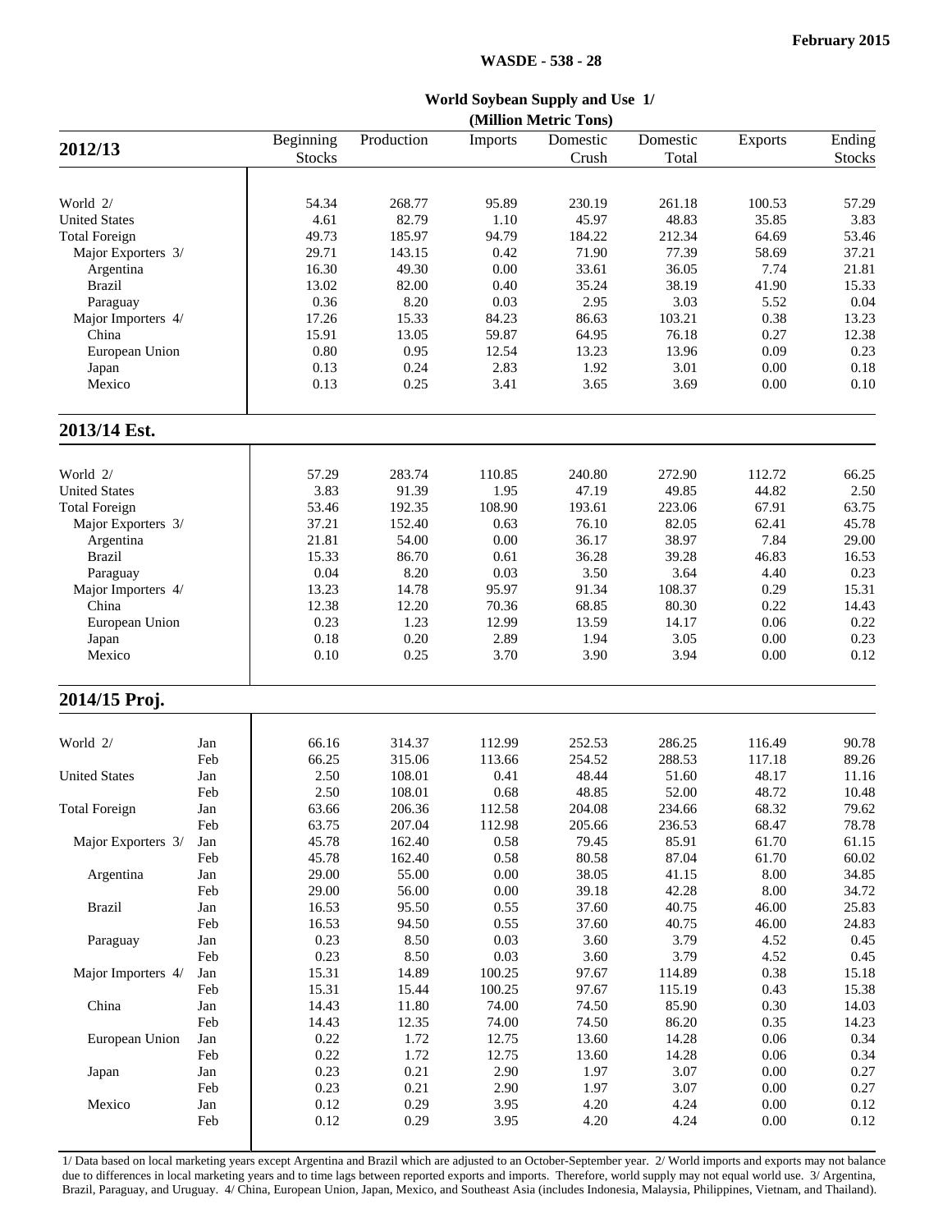February 2015

WASDE - 538 - 28

## World Soybean Supply and Use 1/
(Million Metric Tons)

| 2012/13 | | Beginning Stocks | Production | Imports | Domestic Crush | Domestic Total | Exports | Ending Stocks |
|---|---|---|---|---|---|---|---|---|
| World 2/ | | 54.34 | 268.77 | 95.89 | 230.19 | 261.18 | 100.53 | 57.29 |
| United States | | 4.61 | 82.79 | 1.10 | 45.97 | 48.83 | 35.85 | 3.83 |
| Total Foreign | | 49.73 | 185.97 | 94.79 | 184.22 | 212.34 | 64.69 | 53.46 |
| Major Exporters 3/ | | 29.71 | 143.15 | 0.42 | 71.90 | 77.39 | 58.69 | 37.21 |
| Argentina | | 16.30 | 49.30 | 0.00 | 33.61 | 36.05 | 7.74 | 21.81 |
| Brazil | | 13.02 | 82.00 | 0.40 | 35.24 | 38.19 | 41.90 | 15.33 |
| Paraguay | | 0.36 | 8.20 | 0.03 | 2.95 | 3.03 | 5.52 | 0.04 |
| Major Importers 4/ | | 17.26 | 15.33 | 84.23 | 86.63 | 103.21 | 0.38 | 13.23 |
| China | | 15.91 | 13.05 | 59.87 | 64.95 | 76.18 | 0.27 | 12.38 |
| European Union | | 0.80 | 0.95 | 12.54 | 13.23 | 13.96 | 0.09 | 0.23 |
| Japan | | 0.13 | 0.24 | 2.83 | 1.92 | 3.01 | 0.00 | 0.18 |
| Mexico | | 0.13 | 0.25 | 3.41 | 3.65 | 3.69 | 0.00 | 0.10 |
| **2013/14 Est.** | | | | | | | | |
| World 2/ | | 57.29 | 283.74 | 110.85 | 240.80 | 272.90 | 112.72 | 66.25 |
| United States | | 3.83 | 91.39 | 1.95 | 47.19 | 49.85 | 44.82 | 2.50 |
| Total Foreign | | 53.46 | 192.35 | 108.90 | 193.61 | 223.06 | 67.91 | 63.75 |
| Major Exporters 3/ | | 37.21 | 152.40 | 0.63 | 76.10 | 82.05 | 62.41 | 45.78 |
| Argentina | | 21.81 | 54.00 | 0.00 | 36.17 | 38.97 | 7.84 | 29.00 |
| Brazil | | 15.33 | 86.70 | 0.61 | 36.28 | 39.28 | 46.83 | 16.53 |
| Paraguay | | 0.04 | 8.20 | 0.03 | 3.50 | 3.64 | 4.40 | 0.23 |
| Major Importers 4/ | | 13.23 | 14.78 | 95.97 | 91.34 | 108.37 | 0.29 | 15.31 |
| China | | 12.38 | 12.20 | 70.36 | 68.85 | 80.30 | 0.22 | 14.43 |
| European Union | | 0.23 | 1.23 | 12.99 | 13.59 | 14.17 | 0.06 | 0.22 |
| Japan | | 0.18 | 0.20 | 2.89 | 1.94 | 3.05 | 0.00 | 0.23 |
| Mexico | | 0.10 | 0.25 | 3.70 | 3.90 | 3.94 | 0.00 | 0.12 |
| **2014/15 Proj.** | | | | | | | | |
| World 2/ | Jan | 66.16 | 314.37 | 112.99 | 252.53 | 286.25 | 116.49 | 90.78 |
| | Feb | 66.25 | 315.06 | 113.66 | 254.52 | 288.53 | 117.18 | 89.26 |
| United States | Jan | 2.50 | 108.01 | 0.41 | 48.44 | 51.60 | 48.17 | 11.16 |
| | Feb | 2.50 | 108.01 | 0.68 | 48.85 | 52.00 | 48.72 | 10.48 |
| Total Foreign | Jan | 63.66 | 206.36 | 112.58 | 204.08 | 234.66 | 68.32 | 79.62 |
| | Feb | 63.75 | 207.04 | 112.98 | 205.66 | 236.53 | 68.47 | 78.78 |
| Major Exporters 3/ | Jan | 45.78 | 162.40 | 0.58 | 79.45 | 85.91 | 61.70 | 61.15 |
| | Feb | 45.78 | 162.40 | 0.58 | 80.58 | 87.04 | 61.70 | 60.02 |
| Argentina | Jan | 29.00 | 55.00 | 0.00 | 38.05 | 41.15 | 8.00 | 34.85 |
| | Feb | 29.00 | 56.00 | 0.00 | 39.18 | 42.28 | 8.00 | 34.72 |
| Brazil | Jan | 16.53 | 95.50 | 0.55 | 37.60 | 40.75 | 46.00 | 25.83 |
| | Feb | 16.53 | 94.50 | 0.55 | 37.60 | 40.75 | 46.00 | 24.83 |
| Paraguay | Jan | 0.23 | 8.50 | 0.03 | 3.60 | 3.79 | 4.52 | 0.45 |
| | Feb | 0.23 | 8.50 | 0.03 | 3.60 | 3.79 | 4.52 | 0.45 |
| Major Importers 4/ | Jan | 15.31 | 14.89 | 100.25 | 97.67 | 114.89 | 0.38 | 15.18 |
| | Feb | 15.31 | 15.44 | 100.25 | 97.67 | 115.19 | 0.43 | 15.38 |
| China | Jan | 14.43 | 11.80 | 74.00 | 74.50 | 85.90 | 0.30 | 14.03 |
| | Feb | 14.43 | 12.35 | 74.00 | 74.50 | 86.20 | 0.35 | 14.23 |
| European Union | Jan | 0.22 | 1.72 | 12.75 | 13.60 | 14.28 | 0.06 | 0.34 |
| | Feb | 0.22 | 1.72 | 12.75 | 13.60 | 14.28 | 0.06 | 0.34 |
| Japan | Jan | 0.23 | 0.21 | 2.90 | 1.97 | 3.07 | 0.00 | 0.27 |
| | Feb | 0.23 | 0.21 | 2.90 | 1.97 | 3.07 | 0.00 | 0.27 |
| Mexico | Jan | 0.12 | 0.29 | 3.95 | 4.20 | 4.24 | 0.00 | 0.12 |
| | Feb | 0.12 | 0.29 | 3.95 | 4.20 | 4.24 | 0.00 | 0.12 |

1/ Data based on local marketing years except Argentina and Brazil which are adjusted to an October-September year. 2/ World imports and exports may not balance due to differences in local marketing years and to time lags between reported exports and imports. Therefore, world supply may not equal world use. 3/ Argentina, Brazil, Paraguay, and Uruguay. 4/ China, European Union, Japan, Mexico, and Southeast Asia (includes Indonesia, Malaysia, Philippines, Vietnam, and Thailand).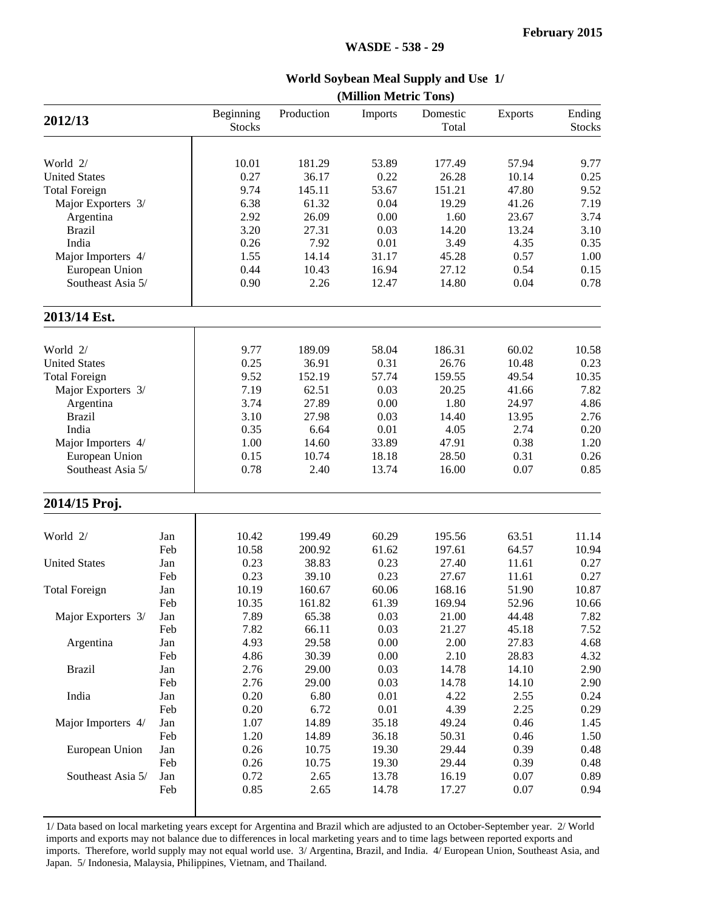February 2015

WASDE - 538 - 29

## World Soybean Meal Supply and Use 1/

(Million Metric Tons)

| 2012/13 | | Beginning Stocks | Production | Imports | Domestic Total | Exports | Ending Stocks |
|---|---|---|---|---|---|---|---|
| World 2/ | | 10.01 | 181.29 | 53.89 | 177.49 | 57.94 | 9.77 |
| United States | | 0.27 | 36.17 | 0.22 | 26.28 | 10.14 | 0.25 |
| Total Foreign | | 9.74 | 145.11 | 53.67 | 151.21 | 47.80 | 9.52 |
| Major Exporters 3/ | | 6.38 | 61.32 | 0.04 | 19.29 | 41.26 | 7.19 |
| Argentina | | 2.92 | 26.09 | 0.00 | 1.60 | 23.67 | 3.74 |
| Brazil | | 3.20 | 27.31 | 0.03 | 14.20 | 13.24 | 3.10 |
| India | | 0.26 | 7.92 | 0.01 | 3.49 | 4.35 | 0.35 |
| Major Importers 4/ | | 1.55 | 14.14 | 31.17 | 45.28 | 0.57 | 1.00 |
| European Union | | 0.44 | 10.43 | 16.94 | 27.12 | 0.54 | 0.15 |
| Southeast Asia 5/ | | 0.90 | 2.26 | 12.47 | 14.80 | 0.04 | 0.78 |
| **2013/14 Est.** | | | | | | | |
| World 2/ | | 9.77 | 189.09 | 58.04 | 186.31 | 60.02 | 10.58 |
| United States | | 0.25 | 36.91 | 0.31 | 26.76 | 10.48 | 0.23 |
| Total Foreign | | 9.52 | 152.19 | 57.74 | 159.55 | 49.54 | 10.35 |
| Major Exporters 3/ | | 7.19 | 62.51 | 0.03 | 20.25 | 41.66 | 7.82 |
| Argentina | | 3.74 | 27.89 | 0.00 | 1.80 | 24.97 | 4.86 |
| Brazil | | 3.10 | 27.98 | 0.03 | 14.40 | 13.95 | 2.76 |
| India | | 0.35 | 6.64 | 0.01 | 4.05 | 2.74 | 0.20 |
| Major Importers 4/ | | 1.00 | 14.60 | 33.89 | 47.91 | 0.38 | 1.20 |
| European Union | | 0.15 | 10.74 | 18.18 | 28.50 | 0.31 | 0.26 |
| Southeast Asia 5/ | | 0.78 | 2.40 | 13.74 | 16.00 | 0.07 | 0.85 |
| **2014/15 Proj.** | | | | | | | |
| World 2/ | Jan | 10.42 | 199.49 | 60.29 | 195.56 | 63.51 | 11.14 |
| | Feb | 10.58 | 200.92 | 61.62 | 197.61 | 64.57 | 10.94 |
| United States | Jan | 0.23 | 38.83 | 0.23 | 27.40 | 11.61 | 0.27 |
| | Feb | 0.23 | 39.10 | 0.23 | 27.67 | 11.61 | 0.27 |
| Total Foreign | Jan | 10.19 | 160.67 | 60.06 | 168.16 | 51.90 | 10.87 |
| | Feb | 10.35 | 161.82 | 61.39 | 169.94 | 52.96 | 10.66 |
| Major Exporters 3/ | Jan | 7.89 | 65.38 | 0.03 | 21.00 | 44.48 | 7.82 |
| | Feb | 7.82 | 66.11 | 0.03 | 21.27 | 45.18 | 7.52 |
| Argentina | Jan | 4.93 | 29.58 | 0.00 | 2.00 | 27.83 | 4.68 |
| | Feb | 4.86 | 30.39 | 0.00 | 2.10 | 28.83 | 4.32 |
| Brazil | Jan | 2.76 | 29.00 | 0.03 | 14.78 | 14.10 | 2.90 |
| | Feb | 2.76 | 29.00 | 0.03 | 14.78 | 14.10 | 2.90 |
| India | Jan | 0.20 | 6.80 | 0.01 | 4.22 | 2.55 | 0.24 |
| | Feb | 0.20 | 6.72 | 0.01 | 4.39 | 2.25 | 0.29 |
| Major Importers 4/ | Jan | 1.07 | 14.89 | 35.18 | 49.24 | 0.46 | 1.45 |
| | Feb | 1.20 | 14.89 | 36.18 | 50.31 | 0.46 | 1.50 |
| European Union | Jan | 0.26 | 10.75 | 19.30 | 29.44 | 0.39 | 0.48 |
| | Feb | 0.26 | 10.75 | 19.30 | 29.44 | 0.39 | 0.48 |
| Southeast Asia 5/ | Jan | 0.72 | 2.65 | 13.78 | 16.19 | 0.07 | 0.89 |
| | Feb | 0.85 | 2.65 | 14.78 | 17.27 | 0.07 | 0.94 |

1/ Data based on local marketing years except for Argentina and Brazil which are adjusted to an October-September year. 2/ World imports and exports may not balance due to differences in local marketing years and to time lags between reported exports and imports. Therefore, world supply may not equal world use. 3/ Argentina, Brazil, and India. 4/ European Union, Southeast Asia, and Japan. 5/ Indonesia, Malaysia, Philippines, Vietnam, and Thailand.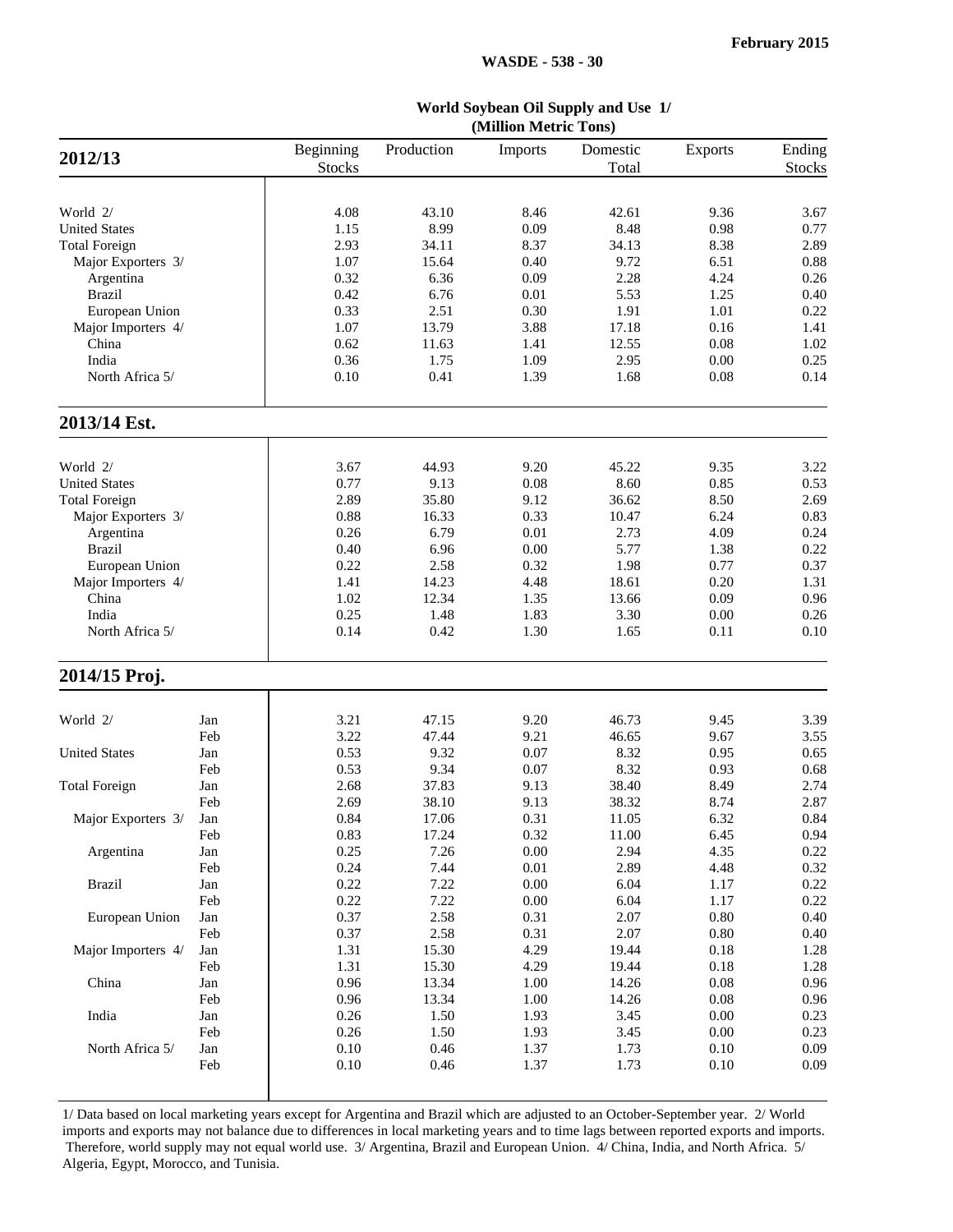February 2015

WASDE - 538 - 30

## World Soybean Oil Supply and Use 1/
(Million Metric Tons)

| 2012/13 | | Beginning Stocks | Production | Imports | Domestic Total | Exports | Ending Stocks |
|---|---|---|---|---|---|---|---|
| World 2/ | | 4.08 | 43.10 | 8.46 | 42.61 | 9.36 | 3.67 |
| United States | | 1.15 | 8.99 | 0.09 | 8.48 | 0.98 | 0.77 |
| Total Foreign | | 2.93 | 34.11 | 8.37 | 34.13 | 8.38 | 2.89 |
| Major Exporters 3/ | | 1.07 | 15.64 | 0.40 | 9.72 | 6.51 | 0.88 |
| Argentina | | 0.32 | 6.36 | 0.09 | 2.28 | 4.24 | 0.26 |
| Brazil | | 0.42 | 6.76 | 0.01 | 5.53 | 1.25 | 0.40 |
| European Union | | 0.33 | 2.51 | 0.30 | 1.91 | 1.01 | 0.22 |
| Major Importers 4/ | | 1.07 | 13.79 | 3.88 | 17.18 | 0.16 | 1.41 |
| China | | 0.62 | 11.63 | 1.41 | 12.55 | 0.08 | 1.02 |
| India | | 0.36 | 1.75 | 1.09 | 2.95 | 0.00 | 0.25 |
| North Africa 5/ | | 0.10 | 0.41 | 1.39 | 1.68 | 0.08 | 0.14 |
| **2013/14 Est.** | | | | | | | |
| World 2/ | | 3.67 | 44.93 | 9.20 | 45.22 | 9.35 | 3.22 |
| United States | | 0.77 | 9.13 | 0.08 | 8.60 | 0.85 | 0.53 |
| Total Foreign | | 2.89 | 35.80 | 9.12 | 36.62 | 8.50 | 2.69 |
| Major Exporters 3/ | | 0.88 | 16.33 | 0.33 | 10.47 | 6.24 | 0.83 |
| Argentina | | 0.26 | 6.79 | 0.01 | 2.73 | 4.09 | 0.24 |
| Brazil | | 0.40 | 6.96 | 0.00 | 5.77 | 1.38 | 0.22 |
| European Union | | 0.22 | 2.58 | 0.32 | 1.98 | 0.77 | 0.37 |
| Major Importers 4/ | | 1.41 | 14.23 | 4.48 | 18.61 | 0.20 | 1.31 |
| China | | 1.02 | 12.34 | 1.35 | 13.66 | 0.09 | 0.96 |
| India | | 0.25 | 1.48 | 1.83 | 3.30 | 0.00 | 0.26 |
| North Africa 5/ | | 0.14 | 0.42 | 1.30 | 1.65 | 0.11 | 0.10 |
| **2014/15 Proj.** | | | | | | | |
| World 2/ | Jan | 3.21 | 47.15 | 9.20 | 46.73 | 9.45 | 3.39 |
| | Feb | 3.22 | 47.44 | 9.21 | 46.65 | 9.67 | 3.55 |
| United States | Jan | 0.53 | 9.32 | 0.07 | 8.32 | 0.95 | 0.65 |
| | Feb | 0.53 | 9.34 | 0.07 | 8.32 | 0.93 | 0.68 |
| Total Foreign | Jan | 2.68 | 37.83 | 9.13 | 38.40 | 8.49 | 2.74 |
| | Feb | 2.69 | 38.10 | 9.13 | 38.32 | 8.74 | 2.87 |
| Major Exporters 3/ | Jan | 0.84 | 17.06 | 0.31 | 11.05 | 6.32 | 0.84 |
| | Feb | 0.83 | 17.24 | 0.32 | 11.00 | 6.45 | 0.94 |
| Argentina | Jan | 0.25 | 7.26 | 0.00 | 2.94 | 4.35 | 0.22 |
| | Feb | 0.24 | 7.44 | 0.01 | 2.89 | 4.48 | 0.32 |
| Brazil | Jan | 0.22 | 7.22 | 0.00 | 6.04 | 1.17 | 0.22 |
| | Feb | 0.22 | 7.22 | 0.00 | 6.04 | 1.17 | 0.22 |
| European Union | Jan | 0.37 | 2.58 | 0.31 | 2.07 | 0.80 | 0.40 |
| | Feb | 0.37 | 2.58 | 0.31 | 2.07 | 0.80 | 0.40 |
| Major Importers 4/ | Jan | 1.31 | 15.30 | 4.29 | 19.44 | 0.18 | 1.28 |
| | Feb | 1.31 | 15.30 | 4.29 | 19.44 | 0.18 | 1.28 |
| China | Jan | 0.96 | 13.34 | 1.00 | 14.26 | 0.08 | 0.96 |
| | Feb | 0.96 | 13.34 | 1.00 | 14.26 | 0.08 | 0.96 |
| India | Jan | 0.26 | 1.50 | 1.93 | 3.45 | 0.00 | 0.23 |
| | Feb | 0.26 | 1.50 | 1.93 | 3.45 | 0.00 | 0.23 |
| North Africa 5/ | Jan | 0.10 | 0.46 | 1.37 | 1.73 | 0.10 | 0.09 |
| | Feb | 0.10 | 0.46 | 1.37 | 1.73 | 0.10 | 0.09 |

1/ Data based on local marketing years except for Argentina and Brazil which are adjusted to an October-September year. 2/ World imports and exports may not balance due to differences in local marketing years and to time lags between reported exports and imports. Therefore, world supply may not equal world use. 3/ Argentina, Brazil and European Union. 4/ China, India, and North Africa. 5/ Algeria, Egypt, Morocco, and Tunisia.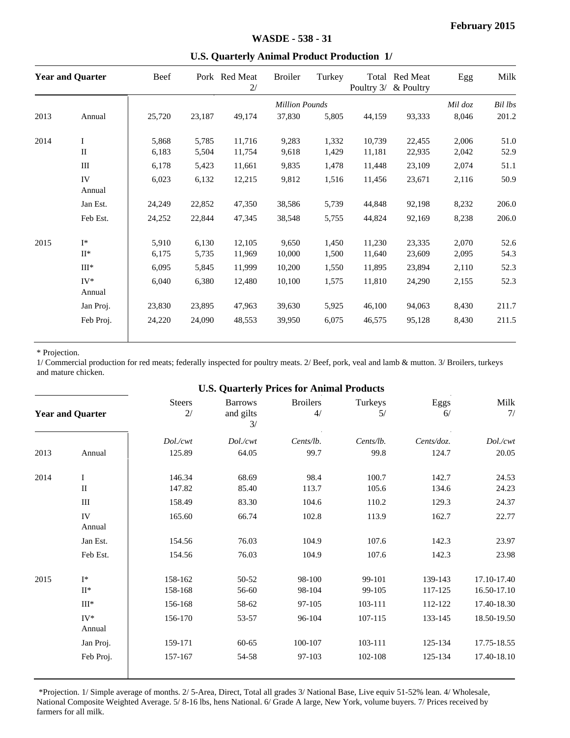February 2015

# WASDE - 538 - 31

## U.S. Quarterly Animal Product Production 1/

| Year and Quarter | | Beef | Pork | Red Meat 2/ | Broiler | Turkey | Total Poultry 3/ | Red Meat & Poultry | Egg | Milk |
|---|---|---|---|---|---|---|---|---|---|---|
| | | | | | *Million Pounds* | | | | *Mil doz* | *Bil lbs* |
| 2013 | Annual | 25,720 | 23,187 | 49,174 | 37,830 | 5,805 | 44,159 | 93,333 | 8,046 | 201.2 |
| 2014 | I | 5,868 | 5,785 | 11,716 | 9,283 | 1,332 | 10,739 | 22,455 | 2,006 | 51.0 |
| | II | 6,183 | 5,504 | 11,754 | 9,618 | 1,429 | 11,181 | 22,935 | 2,042 | 52.9 |
| | III | 6,178 | 5,423 | 11,661 | 9,835 | 1,478 | 11,448 | 23,109 | 2,074 | 51.1 |
| | IV | 6,023 | 6,132 | 12,215 | 9,812 | 1,516 | 11,456 | 23,671 | 2,116 | 50.9 |
| | Annual | | | | | | | | | |
| | Jan Est. | 24,249 | 22,852 | 47,350 | 38,586 | 5,739 | 44,848 | 92,198 | 8,232 | 206.0 |
| | Feb Est. | 24,252 | 22,844 | 47,345 | 38,548 | 5,755 | 44,824 | 92,169 | 8,238 | 206.0 |
| 2015 | I* | 5,910 | 6,130 | 12,105 | 9,650 | 1,450 | 11,230 | 23,335 | 2,070 | 52.6 |
| | II* | 6,175 | 5,735 | 11,969 | 10,000 | 1,500 | 11,640 | 23,609 | 2,095 | 54.3 |
| | III* | 6,095 | 5,845 | 11,999 | 10,200 | 1,550 | 11,895 | 23,894 | 2,110 | 52.3 |
| | IV* | 6,040 | 6,380 | 12,480 | 10,100 | 1,575 | 11,810 | 24,290 | 2,155 | 52.3 |
| | Annual | | | | | | | | | |
| | Jan Proj. | 23,830 | 23,895 | 47,963 | 39,630 | 5,925 | 46,100 | 94,063 | 8,430 | 211.7 |
| | Feb Proj. | 24,220 | 24,090 | 48,553 | 39,950 | 6,075 | 46,575 | 95,128 | 8,430 | 211.5 |

\* Projection.
1/ Commercial production for red meats; federally inspected for poultry meats. 2/ Beef, pork, veal and lamb & mutton. 3/ Broilers, turkeys and mature chicken.

## U.S. Quarterly Prices for Animal Products

| Year and Quarter | | Steers 2/ | Barrows and gilts 3/ | Broilers 4/ | Turkeys 5/ | Eggs 6/ | Milk 7/ |
|---|---|---|---|---|---|---|---|
| | | *Dol./cwt* | *Dol./cwt* | *Cents/lb.* | *Cents/lb.* | *Cents/doz.* | *Dol./cwt* |
| 2013 | Annual | 125.89 | 64.05 | 99.7 | 99.8 | 124.7 | 20.05 |
| 2014 | I | 146.34 | 68.69 | 98.4 | 100.7 | 142.7 | 24.53 |
| | II | 147.82 | 85.40 | 113.7 | 105.6 | 134.6 | 24.23 |
| | III | 158.49 | 83.30 | 104.6 | 110.2 | 129.3 | 24.37 |
| | IV | 165.60 | 66.74 | 102.8 | 113.9 | 162.7 | 22.77 |
| | Annual | | | | | | |
| | Jan Est. | 154.56 | 76.03 | 104.9 | 107.6 | 142.3 | 23.97 |
| | Feb Est. | 154.56 | 76.03 | 104.9 | 107.6 | 142.3 | 23.98 |
| 2015 | I* | 158-162 | 50-52 | 98-100 | 99-101 | 139-143 | 17.10-17.40 |
| | II* | 158-168 | 56-60 | 98-104 | 99-105 | 117-125 | 16.50-17.10 |
| | III* | 156-168 | 58-62 | 97-105 | 103-111 | 112-122 | 17.40-18.30 |
| | IV* | 156-170 | 53-57 | 96-104 | 107-115 | 133-145 | 18.50-19.50 |
| | Annual | | | | | | |
| | Jan Proj. | 159-171 | 60-65 | 100-107 | 103-111 | 125-134 | 17.75-18.55 |
| | Feb Proj. | 157-167 | 54-58 | 97-103 | 102-108 | 125-134 | 17.40-18.10 |

*Projection. 1/ Simple average of months. 2/ 5-Area, Direct, Total all grades 3/ National Base, Live equiv 51-52% lean. 4/ Wholesale, National Composite Weighted Average. 5/ 8-16 lbs, hens National. 6/ Grade A large, New York, volume buyers. 7/ Prices received by farmers for all milk.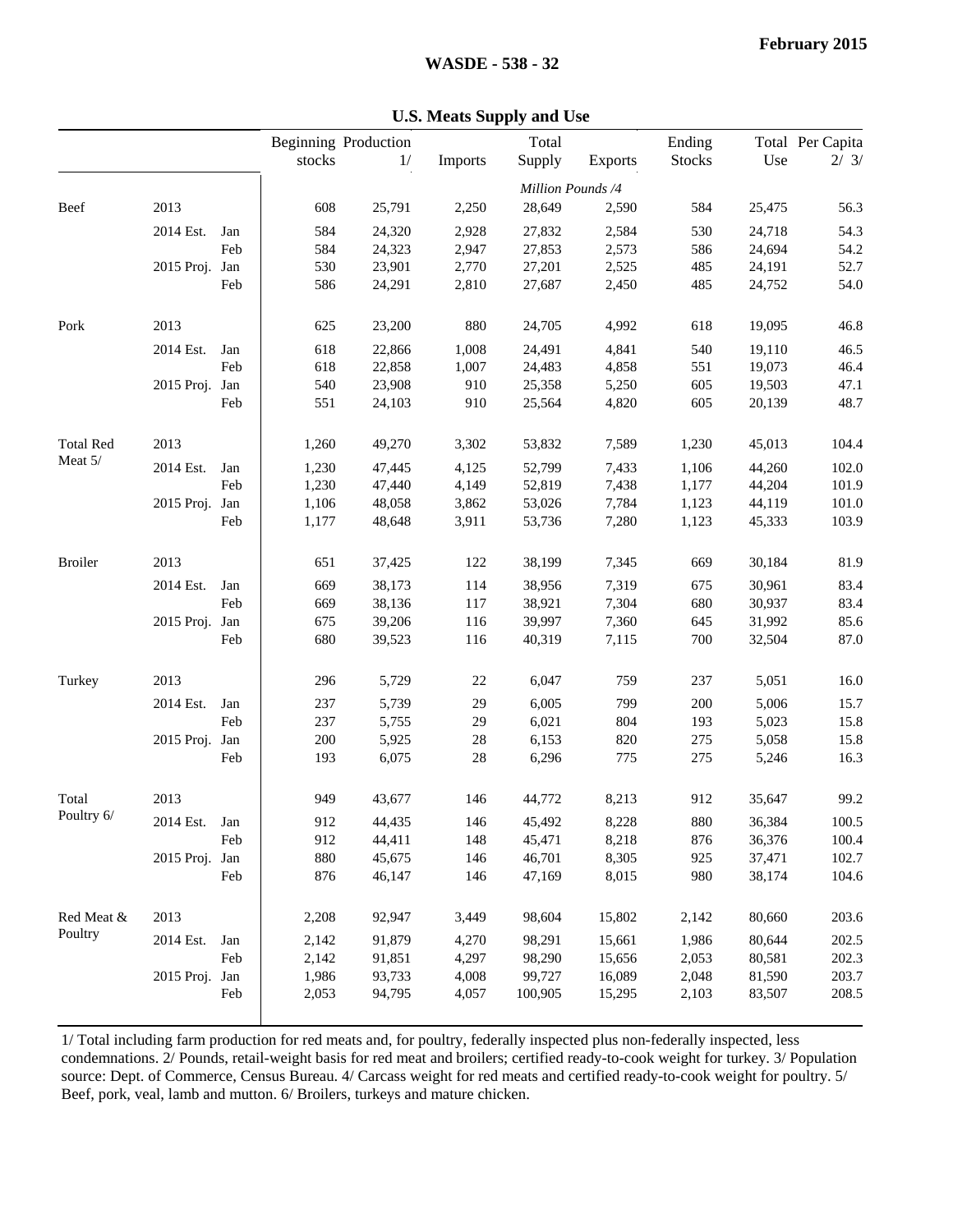## U.S. Meats Supply and Use

| | | | Beginning stocks | Production 1/ | Imports | Total Supply | Exports | Ending Stocks | Total Use | Per Capita 2/ 3/ |
|---|---|---|---|---|---|---|---|---|---|---|
| | | | *Million Pounds /4* | | | | | | | |
| Beef | 2013 | | 608 | 25,791 | 2,250 | 28,649 | 2,590 | 584 | 25,475 | 56.3 |
| | 2014 Est. | Jan | 584 | 24,320 | 2,928 | 27,832 | 2,584 | 530 | 24,718 | 54.3 |
| | | Feb | 584 | 24,323 | 2,947 | 27,853 | 2,573 | 586 | 24,694 | 54.2 |
| | 2015 Proj. | Jan | 530 | 23,901 | 2,770 | 27,201 | 2,525 | 485 | 24,191 | 52.7 |
| | | Feb | 586 | 24,291 | 2,810 | 27,687 | 2,450 | 485 | 24,752 | 54.0 |
| Pork | 2013 | | 625 | 23,200 | 880 | 24,705 | 4,992 | 618 | 19,095 | 46.8 |
| | 2014 Est. | Jan | 618 | 22,866 | 1,008 | 24,491 | 4,841 | 540 | 19,110 | 46.5 |
| | | Feb | 618 | 22,858 | 1,007 | 24,483 | 4,858 | 551 | 19,073 | 46.4 |
| | 2015 Proj. | Jan | 540 | 23,908 | 910 | 25,358 | 5,250 | 605 | 19,503 | 47.1 |
| | | Feb | 551 | 24,103 | 910 | 25,564 | 4,820 | 605 | 20,139 | 48.7 |
| Total Red Meat 5/ | 2013 | | 1,260 | 49,270 | 3,302 | 53,832 | 7,589 | 1,230 | 45,013 | 104.4 |
| | 2014 Est. | Jan | 1,230 | 47,445 | 4,125 | 52,799 | 7,433 | 1,106 | 44,260 | 102.0 |
| | | Feb | 1,230 | 47,440 | 4,149 | 52,819 | 7,438 | 1,177 | 44,204 | 101.9 |
| | 2015 Proj. | Jan | 1,106 | 48,058 | 3,862 | 53,026 | 7,784 | 1,123 | 44,119 | 101.0 |
| | | Feb | 1,177 | 48,648 | 3,911 | 53,736 | 7,280 | 1,123 | 45,333 | 103.9 |
| Broiler | 2013 | | 651 | 37,425 | 122 | 38,199 | 7,345 | 669 | 30,184 | 81.9 |
| | 2014 Est. | Jan | 669 | 38,173 | 114 | 38,956 | 7,319 | 675 | 30,961 | 83.4 |
| | | Feb | 669 | 38,136 | 117 | 38,921 | 7,304 | 680 | 30,937 | 83.4 |
| | 2015 Proj. | Jan | 675 | 39,206 | 116 | 39,997 | 7,360 | 645 | 31,992 | 85.6 |
| | | Feb | 680 | 39,523 | 116 | 40,319 | 7,115 | 700 | 32,504 | 87.0 |
| Turkey | 2013 | | 296 | 5,729 | 22 | 6,047 | 759 | 237 | 5,051 | 16.0 |
| | 2014 Est. | Jan | 237 | 5,739 | 29 | 6,005 | 799 | 200 | 5,006 | 15.7 |
| | | Feb | 237 | 5,755 | 29 | 6,021 | 804 | 193 | 5,023 | 15.8 |
| | 2015 Proj. | Jan | 200 | 5,925 | 28 | 6,153 | 820 | 275 | 5,058 | 15.8 |
| | | Feb | 193 | 6,075 | 28 | 6,296 | 775 | 275 | 5,246 | 16.3 |
| Total Poultry 6/ | 2013 | | 949 | 43,677 | 146 | 44,772 | 8,213 | 912 | 35,647 | 99.2 |
| | 2014 Est. | Jan | 912 | 44,435 | 146 | 45,492 | 8,228 | 880 | 36,384 | 100.5 |
| | | Feb | 912 | 44,411 | 148 | 45,471 | 8,218 | 876 | 36,376 | 100.4 |
| | 2015 Proj. | Jan | 880 | 45,675 | 146 | 46,701 | 8,305 | 925 | 37,471 | 102.7 |
| | | Feb | 876 | 46,147 | 146 | 47,169 | 8,015 | 980 | 38,174 | 104.6 |
| Red Meat & Poultry | 2013 | | 2,208 | 92,947 | 3,449 | 98,604 | 15,802 | 2,142 | 80,660 | 203.6 |
| | 2014 Est. | Jan | 2,142 | 91,879 | 4,270 | 98,291 | 15,661 | 1,986 | 80,644 | 202.5 |
| | | Feb | 2,142 | 91,851 | 4,297 | 98,290 | 15,656 | 2,053 | 80,581 | 202.3 |
| | 2015 Proj. | Jan | 1,986 | 93,733 | 4,008 | 99,727 | 16,089 | 2,048 | 81,590 | 203.7 |
| | | Feb | 2,053 | 94,795 | 4,057 | 100,905 | 15,295 | 2,103 | 83,507 | 208.5 |

1/ Total including farm production for red meats and, for poultry, federally inspected plus non-federally inspected, less condemnations. 2/ Pounds, retail-weight basis for red meat and broilers; certified ready-to-cook weight for turkey. 3/ Population source: Dept. of Commerce, Census Bureau. 4/ Carcass weight for red meats and certified ready-to-cook weight for poultry. 5/ Beef, pork, veal, lamb and mutton. 6/ Broilers, turkeys and mature chicken.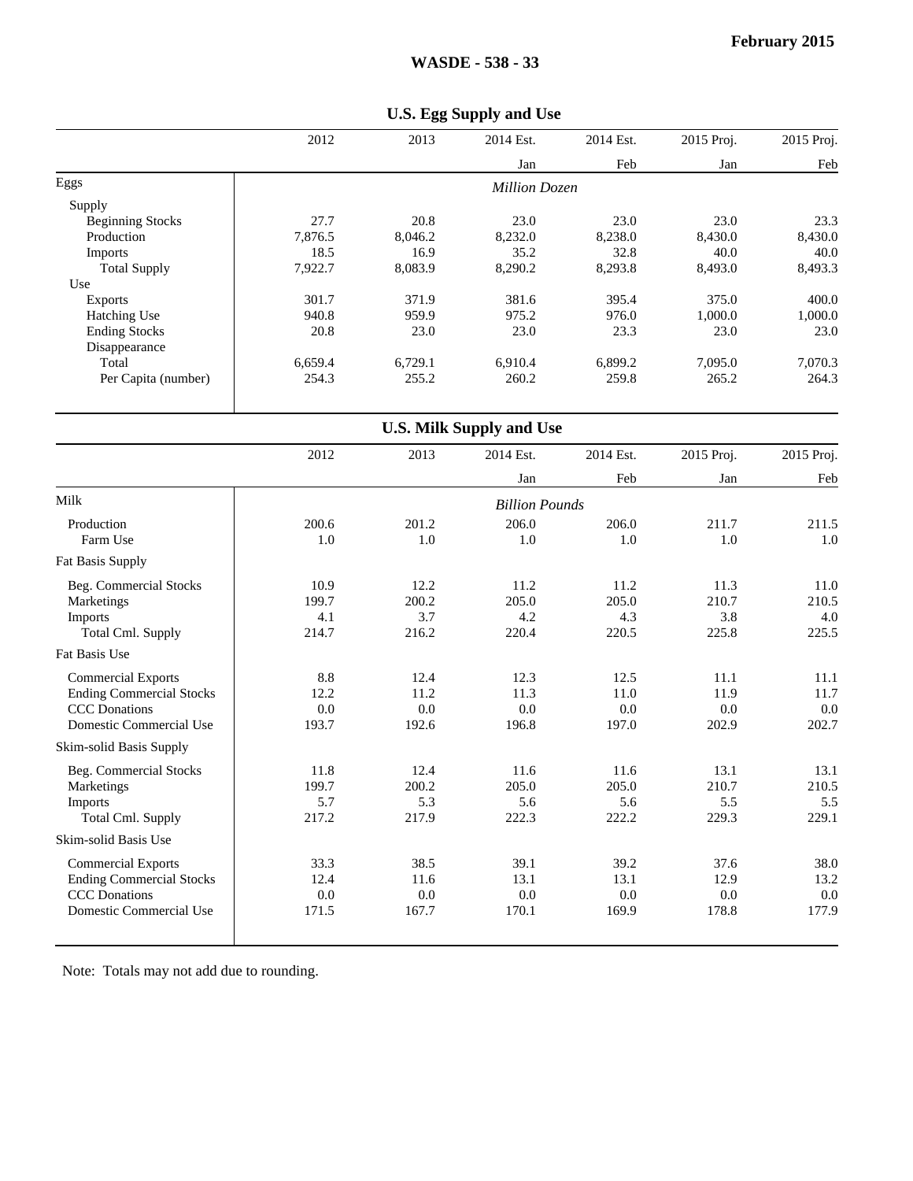## U.S. Egg Supply and Use

| | 2012 | 2013 | 2014 Est. Jan | 2014 Est. Feb | 2015 Proj. Jan | 2015 Proj. Feb |
|---|---|---|---|---|---|---|
| **Eggs** | | | *Million Dozen* | | | |
| Supply | | | | | | |
| Beginning Stocks | 27.7 | 20.8 | 23.0 | 23.0 | 23.0 | 23.3 |
| Production | 7,876.5 | 8,046.2 | 8,232.0 | 8,238.0 | 8,430.0 | 8,430.0 |
| Imports | 18.5 | 16.9 | 35.2 | 32.8 | 40.0 | 40.0 |
| Total Supply | 7,922.7 | 8,083.9 | 8,290.2 | 8,293.8 | 8,493.0 | 8,493.3 |
| Use | | | | | | |
| Exports | 301.7 | 371.9 | 381.6 | 395.4 | 375.0 | 400.0 |
| Hatching Use | 940.8 | 959.9 | 975.2 | 976.0 | 1,000.0 | 1,000.0 |
| Ending Stocks | 20.8 | 23.0 | 23.0 | 23.3 | 23.0 | 23.0 |
| Disappearance | | | | | | |
| Total | 6,659.4 | 6,729.1 | 6,910.4 | 6,899.2 | 7,095.0 | 7,070.3 |
| Per Capita (number) | 254.3 | 255.2 | 260.2 | 259.8 | 265.2 | 264.3 |

## U.S. Milk Supply and Use

| | 2012 | 2013 | 2014 Est. Jan | 2014 Est. Feb | 2015 Proj. Jan | 2015 Proj. Feb |
|---|---|---|---|---|---|---|
| **Milk** | | | *Billion Pounds* | | | |
| Production | 200.6 | 201.2 | 206.0 | 206.0 | 211.7 | 211.5 |
| Farm Use | 1.0 | 1.0 | 1.0 | 1.0 | 1.0 | 1.0 |
| Fat Basis Supply | | | | | | |
| Beg. Commercial Stocks | 10.9 | 12.2 | 11.2 | 11.2 | 11.3 | 11.0 |
| Marketings | 199.7 | 200.2 | 205.0 | 205.0 | 210.7 | 210.5 |
| Imports | 4.1 | 3.7 | 4.2 | 4.3 | 3.8 | 4.0 |
| Total Cml. Supply | 214.7 | 216.2 | 220.4 | 220.5 | 225.8 | 225.5 |
| Fat Basis Use | | | | | | |
| Commercial Exports | 8.8 | 12.4 | 12.3 | 12.5 | 11.1 | 11.1 |
| Ending Commercial Stocks | 12.2 | 11.2 | 11.3 | 11.0 | 11.9 | 11.7 |
| CCC Donations | 0.0 | 0.0 | 0.0 | 0.0 | 0.0 | 0.0 |
| Domestic Commercial Use | 193.7 | 192.6 | 196.8 | 197.0 | 202.9 | 202.7 |
| Skim-solid Basis Supply | | | | | | |
| Beg. Commercial Stocks | 11.8 | 12.4 | 11.6 | 11.6 | 13.1 | 13.1 |
| Marketings | 199.7 | 200.2 | 205.0 | 205.0 | 210.7 | 210.5 |
| Imports | 5.7 | 5.3 | 5.6 | 5.6 | 5.5 | 5.5 |
| Total Cml. Supply | 217.2 | 217.9 | 222.3 | 222.2 | 229.3 | 229.1 |
| Skim-solid Basis Use | | | | | | |
| Commercial Exports | 33.3 | 38.5 | 39.1 | 39.2 | 37.6 | 38.0 |
| Ending Commercial Stocks | 12.4 | 11.6 | 13.1 | 13.1 | 12.9 | 13.2 |
| CCC Donations | 0.0 | 0.0 | 0.0 | 0.0 | 0.0 | 0.0 |
| Domestic Commercial Use | 171.5 | 167.7 | 170.1 | 169.9 | 178.8 | 177.9 |

Note: Totals may not add due to rounding.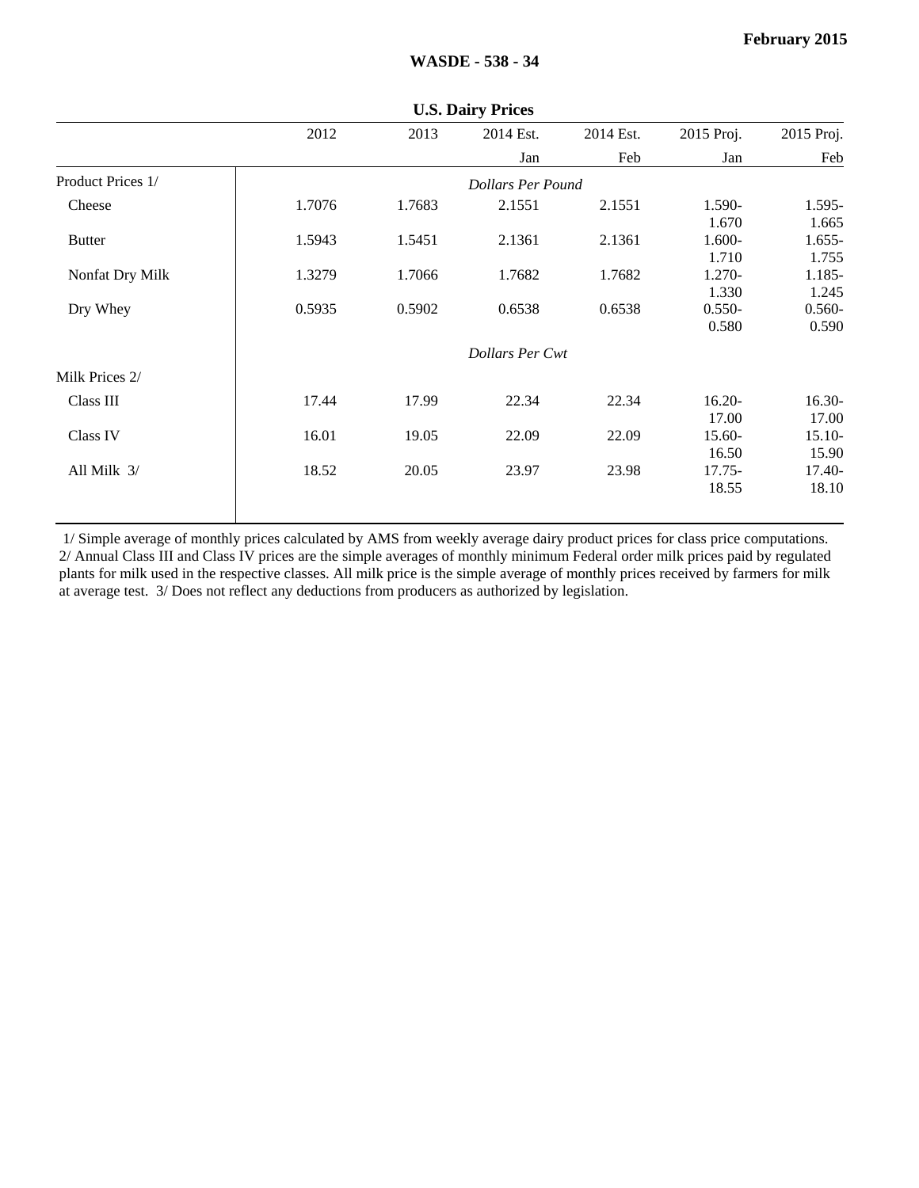## U.S. Dairy Prices

| | 2012 | 2013 | 2014 Est. Jan | 2014 Est. Feb | 2015 Proj. Jan | 2015 Proj. Feb |
|---|---|---|---|---|---|---|
| Product Prices 1/ | | | *Dollars Per Pound* | | | |
| Cheese | 1.7076 | 1.7683 | 2.1551 | 2.1551 | 1.590-1.670 | 1.595-1.665 |
| Butter | 1.5943 | 1.5451 | 2.1361 | 2.1361 | 1.600-1.710 | 1.655-1.755 |
| Nonfat Dry Milk | 1.3279 | 1.7066 | 1.7682 | 1.7682 | 1.270-1.330 | 1.185-1.245 |
| Dry Whey | 0.5935 | 0.5902 | 0.6538 | 0.6538 | 0.550-0.580 | 0.560-0.590 |
| | | | *Dollars Per Cwt* | | | |
| Milk Prices 2/ | | | | | | |
| Class III | 17.44 | 17.99 | 22.34 | 22.34 | 16.20-17.00 | 16.30-17.00 |
| Class IV | 16.01 | 19.05 | 22.09 | 22.09 | 15.60-16.50 | 15.10-15.90 |
| All Milk 3/ | 18.52 | 20.05 | 23.97 | 23.98 | 17.75-18.55 | 17.40-18.10 |

1/ Simple average of monthly prices calculated by AMS from weekly average dairy product prices for class price computations. 2/ Annual Class III and Class IV prices are the simple averages of monthly minimum Federal order milk prices paid by regulated plants for milk used in the respective classes. All milk price is the simple average of monthly prices received by farmers for milk at average test. 3/ Does not reflect any deductions from producers as authorized by legislation.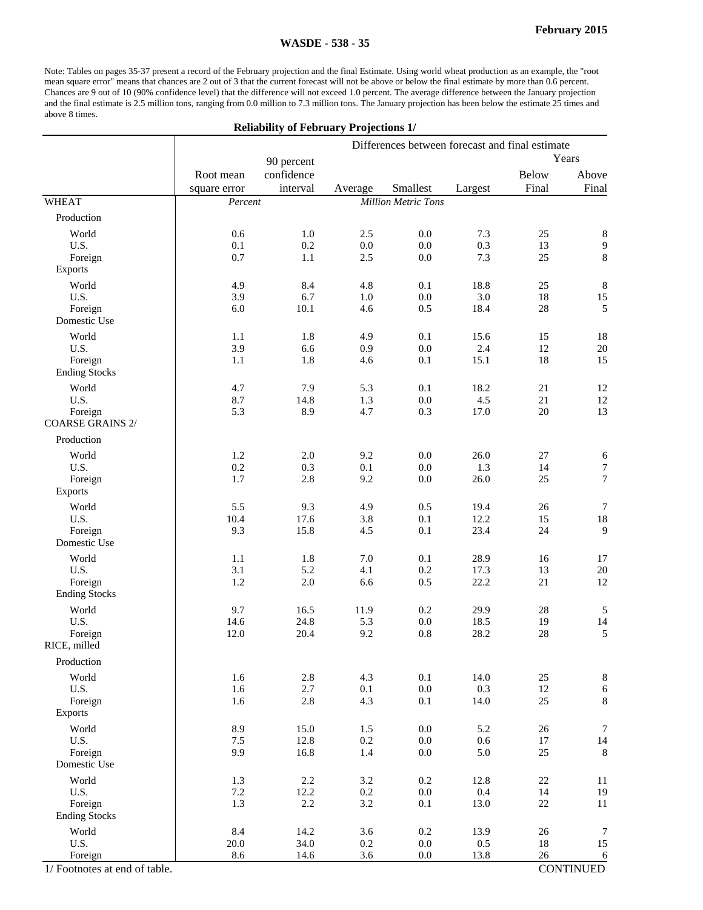Note: Tables on pages 35-37 present a record of the February projection and the final Estimate. Using world wheat production as an example, the "root mean square error" means that chances are 2 out of 3 that the current forecast will not be above or below the final estimate by more than 0.6 percent. Chances are 9 out of 10 (90% confidence level) that the difference will not exceed 1.0 percent. The average difference between the January projection and the final estimate is 2.5 million tons, ranging from 0.0 million to 7.3 million tons. The January projection has been below the estimate 25 times and above 8 times.

## Reliability of February Projections 1/

| | Root mean square error | 90 percent confidence interval | Differences between forecast and final estimate: Average | Smallest | Largest | Years: Below Final | Above Final |
|---|---|---|---|---|---|---|---|
| WHEAT | *Percent* | | | *Million Metric Tons* | | | |
| Production | | | | | | | |
| World | 0.6 | 1.0 | 2.5 | 0.0 | 7.3 | 25 | 8 |
| U.S. | 0.1 | 0.2 | 0.0 | 0.0 | 0.3 | 13 | 9 |
| Foreign | 0.7 | 1.1 | 2.5 | 0.0 | 7.3 | 25 | 8 |
| Exports | | | | | | | |
| World | 4.9 | 8.4 | 4.8 | 0.1 | 18.8 | 25 | 8 |
| U.S. | 3.9 | 6.7 | 1.0 | 0.0 | 3.0 | 18 | 15 |
| Foreign | 6.0 | 10.1 | 4.6 | 0.5 | 18.4 | 28 | 5 |
| Domestic Use | | | | | | | |
| World | 1.1 | 1.8 | 4.9 | 0.1 | 15.6 | 15 | 18 |
| U.S. | 3.9 | 6.6 | 0.9 | 0.0 | 2.4 | 12 | 20 |
| Foreign | 1.1 | 1.8 | 4.6 | 0.1 | 15.1 | 18 | 15 |
| Ending Stocks | | | | | | | |
| World | 4.7 | 7.9 | 5.3 | 0.1 | 18.2 | 21 | 12 |
| U.S. | 8.7 | 14.8 | 1.3 | 0.0 | 4.5 | 21 | 12 |
| Foreign | 5.3 | 8.9 | 4.7 | 0.3 | 17.0 | 20 | 13 |
| COARSE GRAINS 2/ | | | | | | | |
| Production | | | | | | | |
| World | 1.2 | 2.0 | 9.2 | 0.0 | 26.0 | 27 | 6 |
| U.S. | 0.2 | 0.3 | 0.1 | 0.0 | 1.3 | 14 | 7 |
| Foreign | 1.7 | 2.8 | 9.2 | 0.0 | 26.0 | 25 | 7 |
| Exports | | | | | | | |
| World | 5.5 | 9.3 | 4.9 | 0.5 | 19.4 | 26 | 7 |
| U.S. | 10.4 | 17.6 | 3.8 | 0.1 | 12.2 | 15 | 18 |
| Foreign | 9.3 | 15.8 | 4.5 | 0.1 | 23.4 | 24 | 9 |
| Domestic Use | | | | | | | |
| World | 1.1 | 1.8 | 7.0 | 0.1 | 28.9 | 16 | 17 |
| U.S. | 3.1 | 5.2 | 4.1 | 0.2 | 17.3 | 13 | 20 |
| Foreign | 1.2 | 2.0 | 6.6 | 0.5 | 22.2 | 21 | 12 |
| Ending Stocks | | | | | | | |
| World | 9.7 | 16.5 | 11.9 | 0.2 | 29.9 | 28 | 5 |
| U.S. | 14.6 | 24.8 | 5.3 | 0.0 | 18.5 | 19 | 14 |
| Foreign | 12.0 | 20.4 | 9.2 | 0.8 | 28.2 | 28 | 5 |
| RICE, milled | | | | | | | |
| Production | | | | | | | |
| World | 1.6 | 2.8 | 4.3 | 0.1 | 14.0 | 25 | 8 |
| U.S. | 1.6 | 2.7 | 0.1 | 0.0 | 0.3 | 12 | 6 |
| Foreign | 1.6 | 2.8 | 4.3 | 0.1 | 14.0 | 25 | 8 |
| Exports | | | | | | | |
| World | 8.9 | 15.0 | 1.5 | 0.0 | 5.2 | 26 | 7 |
| U.S. | 7.5 | 12.8 | 0.2 | 0.0 | 0.6 | 17 | 14 |
| Foreign | 9.9 | 16.8 | 1.4 | 0.0 | 5.0 | 25 | 8 |
| Domestic Use | | | | | | | |
| World | 1.3 | 2.2 | 3.2 | 0.2 | 12.8 | 22 | 11 |
| U.S. | 7.2 | 12.2 | 0.2 | 0.0 | 0.4 | 14 | 19 |
| Foreign | 1.3 | 2.2 | 3.2 | 0.1 | 13.0 | 22 | 11 |
| Ending Stocks | | | | | | | |
| World | 8.4 | 14.2 | 3.6 | 0.2 | 13.9 | 26 | 7 |
| U.S. | 20.0 | 34.0 | 0.2 | 0.0 | 0.5 | 18 | 15 |
| Foreign | 8.6 | 14.6 | 3.6 | 0.0 | 13.8 | 26 | 6 |

1/ Footnotes at end of table.

CONTINUED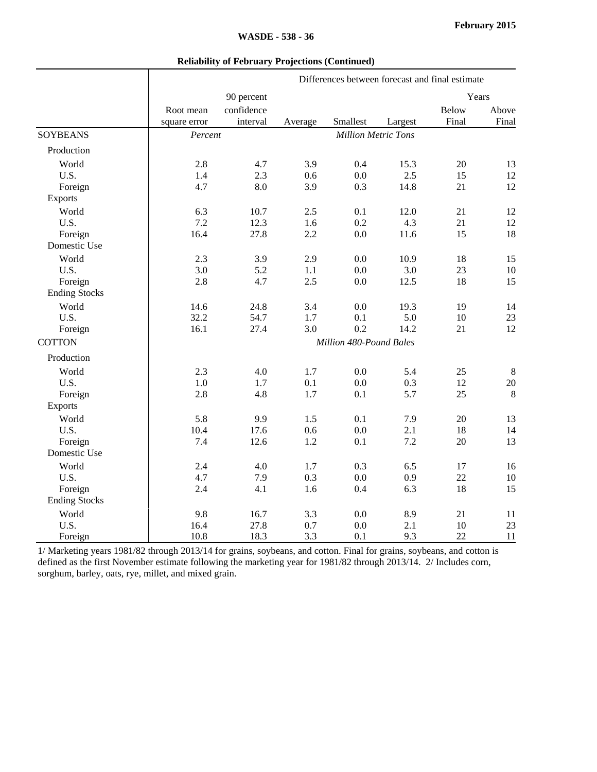**Reliability of February Projections (Continued)**

| | Differences between forecast and final estimate | | | | | | |
|---|---|---|---|---|---|---|---|
| | Root mean square error | 90 percent confidence interval | Average | Smallest | Largest | Years Below Final | Years Above Final |
| **SOYBEANS** | *Percent* | | | *Million Metric Tons* | | | |
| Production | | | | | | | |
| World | 2.8 | 4.7 | 3.9 | 0.4 | 15.3 | 20 | 13 |
| U.S. | 1.4 | 2.3 | 0.6 | 0.0 | 2.5 | 15 | 12 |
| Foreign | 4.7 | 8.0 | 3.9 | 0.3 | 14.8 | 21 | 12 |
| Exports | | | | | | | |
| World | 6.3 | 10.7 | 2.5 | 0.1 | 12.0 | 21 | 12 |
| U.S. | 7.2 | 12.3 | 1.6 | 0.2 | 4.3 | 21 | 12 |
| Foreign | 16.4 | 27.8 | 2.2 | 0.0 | 11.6 | 15 | 18 |
| Domestic Use | | | | | | | |
| World | 2.3 | 3.9 | 2.9 | 0.0 | 10.9 | 18 | 15 |
| U.S. | 3.0 | 5.2 | 1.1 | 0.0 | 3.0 | 23 | 10 |
| Foreign | 2.8 | 4.7 | 2.5 | 0.0 | 12.5 | 18 | 15 |
| Ending Stocks | | | | | | | |
| World | 14.6 | 24.8 | 3.4 | 0.0 | 19.3 | 19 | 14 |
| U.S. | 32.2 | 54.7 | 1.7 | 0.1 | 5.0 | 10 | 23 |
| Foreign | 16.1 | 27.4 | 3.0 | 0.2 | 14.2 | 21 | 12 |
| **COTTON** | | | | *Million 480-Pound Bales* | | | |
| Production | | | | | | | |
| World | 2.3 | 4.0 | 1.7 | 0.0 | 5.4 | 25 | 8 |
| U.S. | 1.0 | 1.7 | 0.1 | 0.0 | 0.3 | 12 | 20 |
| Foreign | 2.8 | 4.8 | 1.7 | 0.1 | 5.7 | 25 | 8 |
| Exports | | | | | | | |
| World | 5.8 | 9.9 | 1.5 | 0.1 | 7.9 | 20 | 13 |
| U.S. | 10.4 | 17.6 | 0.6 | 0.0 | 2.1 | 18 | 14 |
| Foreign | 7.4 | 12.6 | 1.2 | 0.1 | 7.2 | 20 | 13 |
| Domestic Use | | | | | | | |
| World | 2.4 | 4.0 | 1.7 | 0.3 | 6.5 | 17 | 16 |
| U.S. | 4.7 | 7.9 | 0.3 | 0.0 | 0.9 | 22 | 10 |
| Foreign | 2.4 | 4.1 | 1.6 | 0.4 | 6.3 | 18 | 15 |
| Ending Stocks | | | | | | | |
| World | 9.8 | 16.7 | 3.3 | 0.0 | 8.9 | 21 | 11 |
| U.S. | 16.4 | 27.8 | 0.7 | 0.0 | 2.1 | 10 | 23 |
| Foreign | 10.8 | 18.3 | 3.3 | 0.1 | 9.3 | 22 | 11 |

1/ Marketing years 1981/82 through 2013/14 for grains, soybeans, and cotton. Final for grains, soybeans, and cotton is defined as the first November estimate following the marketing year for 1981/82 through 2013/14. 2/ Includes corn, sorghum, barley, oats, rye, millet, and mixed grain.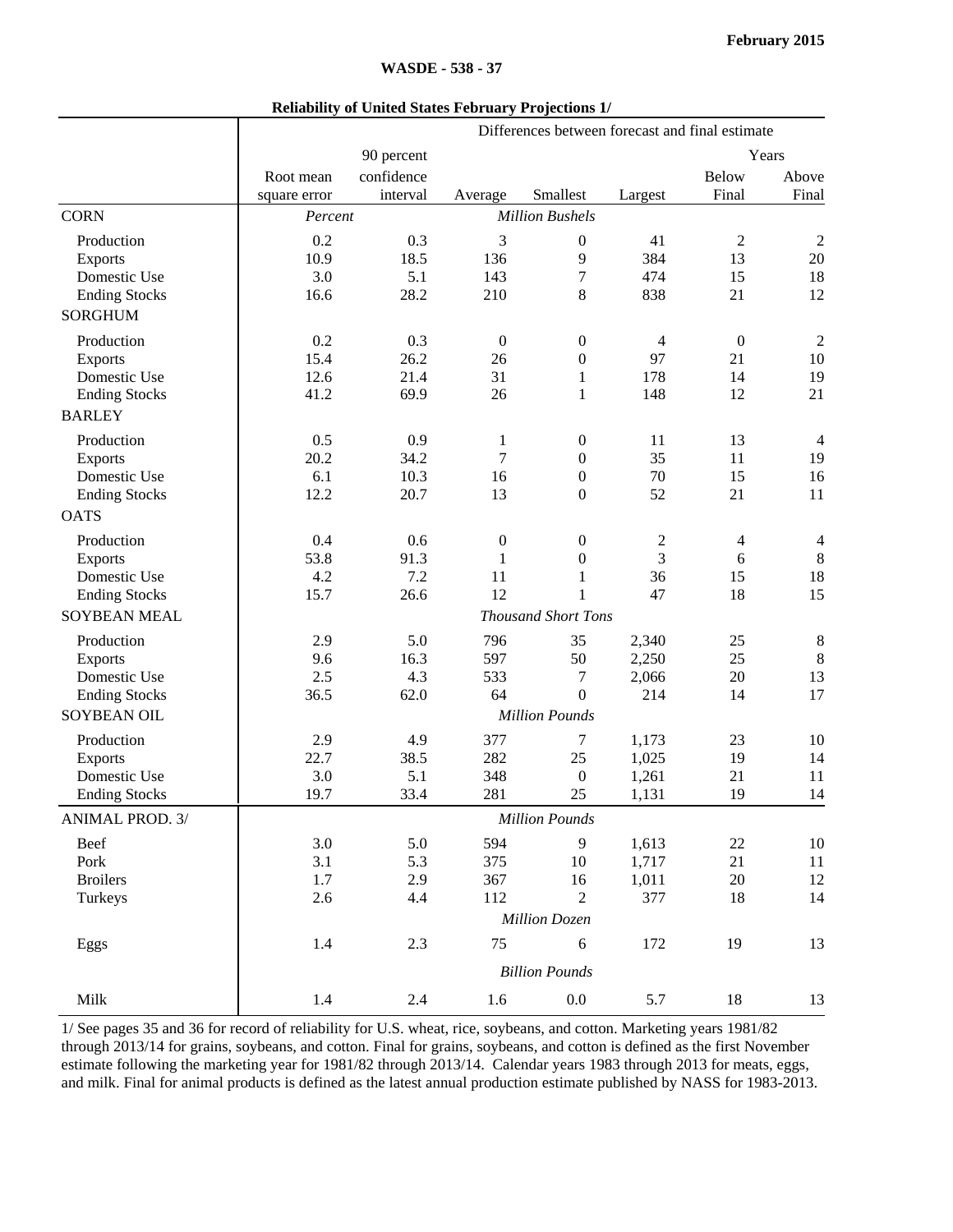**Reliability of United States February Projections 1/**

| | Root mean square error | 90 percent confidence interval | Differences between forecast and final estimate: Average | Smallest | Largest | Years Below Final | Years Above Final |
|---|---|---|---|---|---|---|---|
| **CORN** | *Percent* | | *Million Bushels* | | | | |
| Production | 0.2 | 0.3 | 3 | 0 | 41 | 2 | 2 |
| Exports | 10.9 | 18.5 | 136 | 9 | 384 | 13 | 20 |
| Domestic Use | 3.0 | 5.1 | 143 | 7 | 474 | 15 | 18 |
| Ending Stocks | 16.6 | 28.2 | 210 | 8 | 838 | 21 | 12 |
| **SORGHUM** | | | | | | | |
| Production | 0.2 | 0.3 | 0 | 0 | 4 | 0 | 2 |
| Exports | 15.4 | 26.2 | 26 | 0 | 97 | 21 | 10 |
| Domestic Use | 12.6 | 21.4 | 31 | 1 | 178 | 14 | 19 |
| Ending Stocks | 41.2 | 69.9 | 26 | 1 | 148 | 12 | 21 |
| **BARLEY** | | | | | | | |
| Production | 0.5 | 0.9 | 1 | 0 | 11 | 13 | 4 |
| Exports | 20.2 | 34.2 | 7 | 0 | 35 | 11 | 19 |
| Domestic Use | 6.1 | 10.3 | 16 | 0 | 70 | 15 | 16 |
| Ending Stocks | 12.2 | 20.7 | 13 | 0 | 52 | 21 | 11 |
| **OATS** | | | | | | | |
| Production | 0.4 | 0.6 | 0 | 0 | 2 | 4 | 4 |
| Exports | 53.8 | 91.3 | 1 | 0 | 3 | 6 | 8 |
| Domestic Use | 4.2 | 7.2 | 11 | 1 | 36 | 15 | 18 |
| Ending Stocks | 15.7 | 26.6 | 12 | 1 | 47 | 18 | 15 |
| **SOYBEAN MEAL** | | | *Thousand Short Tons* | | | | |
| Production | 2.9 | 5.0 | 796 | 35 | 2,340 | 25 | 8 |
| Exports | 9.6 | 16.3 | 597 | 50 | 2,250 | 25 | 8 |
| Domestic Use | 2.5 | 4.3 | 533 | 7 | 2,066 | 20 | 13 |
| Ending Stocks | 36.5 | 62.0 | 64 | 0 | 214 | 14 | 17 |
| **SOYBEAN OIL** | | | *Million Pounds* | | | | |
| Production | 2.9 | 4.9 | 377 | 7 | 1,173 | 23 | 10 |
| Exports | 22.7 | 38.5 | 282 | 25 | 1,025 | 19 | 14 |
| Domestic Use | 3.0 | 5.1 | 348 | 0 | 1,261 | 21 | 11 |
| Ending Stocks | 19.7 | 33.4 | 281 | 25 | 1,131 | 19 | 14 |
| **ANIMAL PROD. 3/** | | | *Million Pounds* | | | | |
| Beef | 3.0 | 5.0 | 594 | 9 | 1,613 | 22 | 10 |
| Pork | 3.1 | 5.3 | 375 | 10 | 1,717 | 21 | 11 |
| Broilers | 1.7 | 2.9 | 367 | 16 | 1,011 | 20 | 12 |
| Turkeys | 2.6 | 4.4 | 112 | 2 | 377 | 18 | 14 |
| | | | *Million Dozen* | | | | |
| Eggs | 1.4 | 2.3 | 75 | 6 | 172 | 19 | 13 |
| | | | *Billion Pounds* | | | | |
| Milk | 1.4 | 2.4 | 1.6 | 0.0 | 5.7 | 18 | 13 |

1/ See pages 35 and 36 for record of reliability for U.S. wheat, rice, soybeans, and cotton. Marketing years 1981/82 through 2013/14 for grains, soybeans, and cotton. Final for grains, soybeans, and cotton is defined as the first November estimate following the marketing year for 1981/82 through 2013/14. Calendar years 1983 through 2013 for meats, eggs, and milk. Final for animal products is defined as the latest annual production estimate published by NASS for 1983-2013.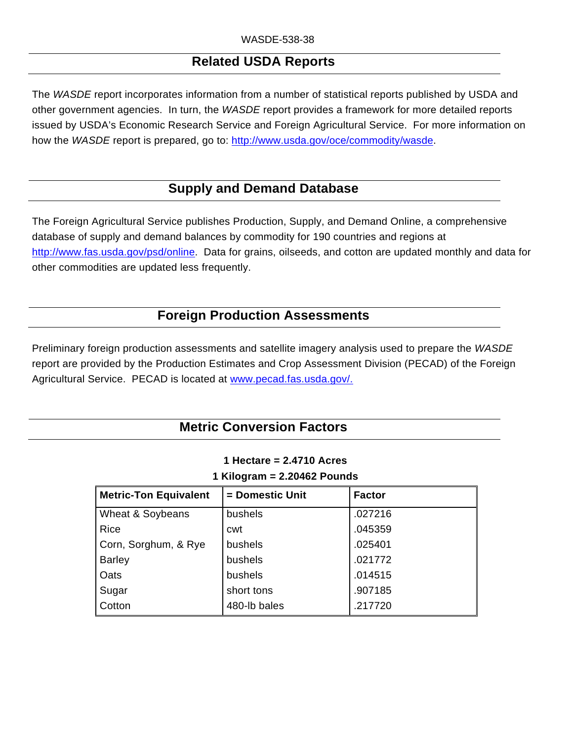## Related USDA Reports

The *WASDE* report incorporates information from a number of statistical reports published by USDA and other government agencies. In turn, the *WASDE* report provides a framework for more detailed reports issued by USDA's Economic Research Service and Foreign Agricultural Service. For more information on how the *WASDE* report is prepared, go to: http://www.usda.gov/oce/commodity/wasde.

## Supply and Demand Database

The Foreign Agricultural Service publishes Production, Supply, and Demand Online, a comprehensive database of supply and demand balances by commodity for 190 countries and regions at http://www.fas.usda.gov/psd/online. Data for grains, oilseeds, and cotton are updated monthly and data for other commodities are updated less frequently.

## Foreign Production Assessments

Preliminary foreign production assessments and satellite imagery analysis used to prepare the *WASDE* report are provided by the Production Estimates and Crop Assessment Division (PECAD) of the Foreign Agricultural Service. PECAD is located at www.pecad.fas.usda.gov/.

## Metric Conversion Factors

**1 Hectare = 2.4710 Acres**

**1 Kilogram = 2.20462 Pounds**

| Metric-Ton Equivalent | = Domestic Unit | Factor |
|---|---|---|
| Wheat & Soybeans | bushels | .027216 |
| Rice | cwt | .045359 |
| Corn, Sorghum, & Rye | bushels | .025401 |
| Barley | bushels | .021772 |
| Oats | bushels | .014515 |
| Sugar | short tons | .907185 |
| Cotton | 480-lb bales | .217720 |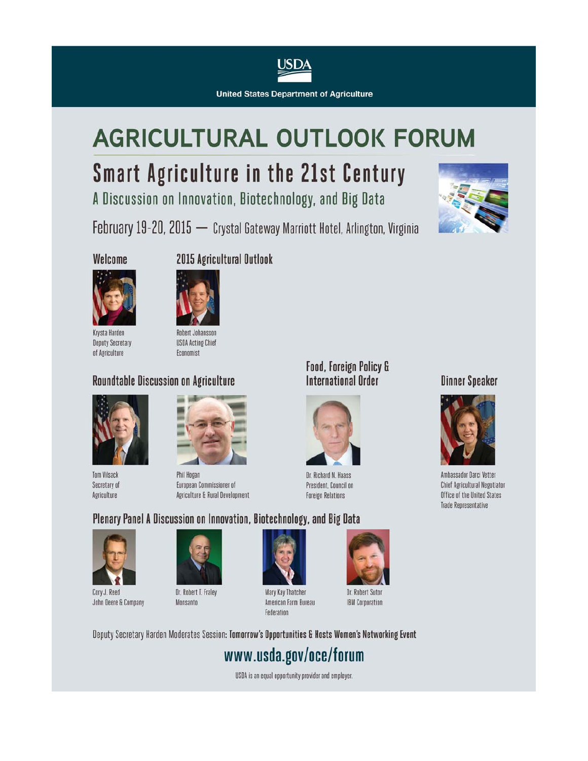USDA

United States Department of Agriculture

# AGRICULTURAL OUTLOOK FORUM

## Smart Agriculture in the 21st Century

### A Discussion on Innovation, Biotechnology, and Big Data

February 19-20, 2015 — Crystal Gateway Marriott Hotel, Arlington, Virginia

### Welcome

Krysta Harden
Deputy Secretary of Agriculture

### 2015 Agricultural Outlook

Robert Johansson
USDA Acting Chief Economist

### Roundtable Discussion on Agriculture

Tom Vilsack
Secretary of Agriculture

Phil Hogan
European Commissioner of Agriculture & Rural Development

### Food, Foreign Policy & International Order

Dr. Richard N. Haass
President, Council on Foreign Relations

### Dinner Speaker

Ambassador Darci Vetter
Chief Agricultural Negotiator
Office of the United States Trade Representative

### Plenary Panel A Discussion on Innovation, Biotechnology, and Big Data

Cory J. Reed
John Deere & Company

Dr. Robert T. Fraley
Monsanto

Mary Kay Thatcher
American Farm Bureau Federation

Dr. Robert Sutor
IBM Corporation

Deputy Secretary Harden Moderates Session: **Tomorrow's Opportunities & Hosts Women's Networking Event**

## www.usda.gov/oce/forum

USDA is an equal opportunity provider and employer.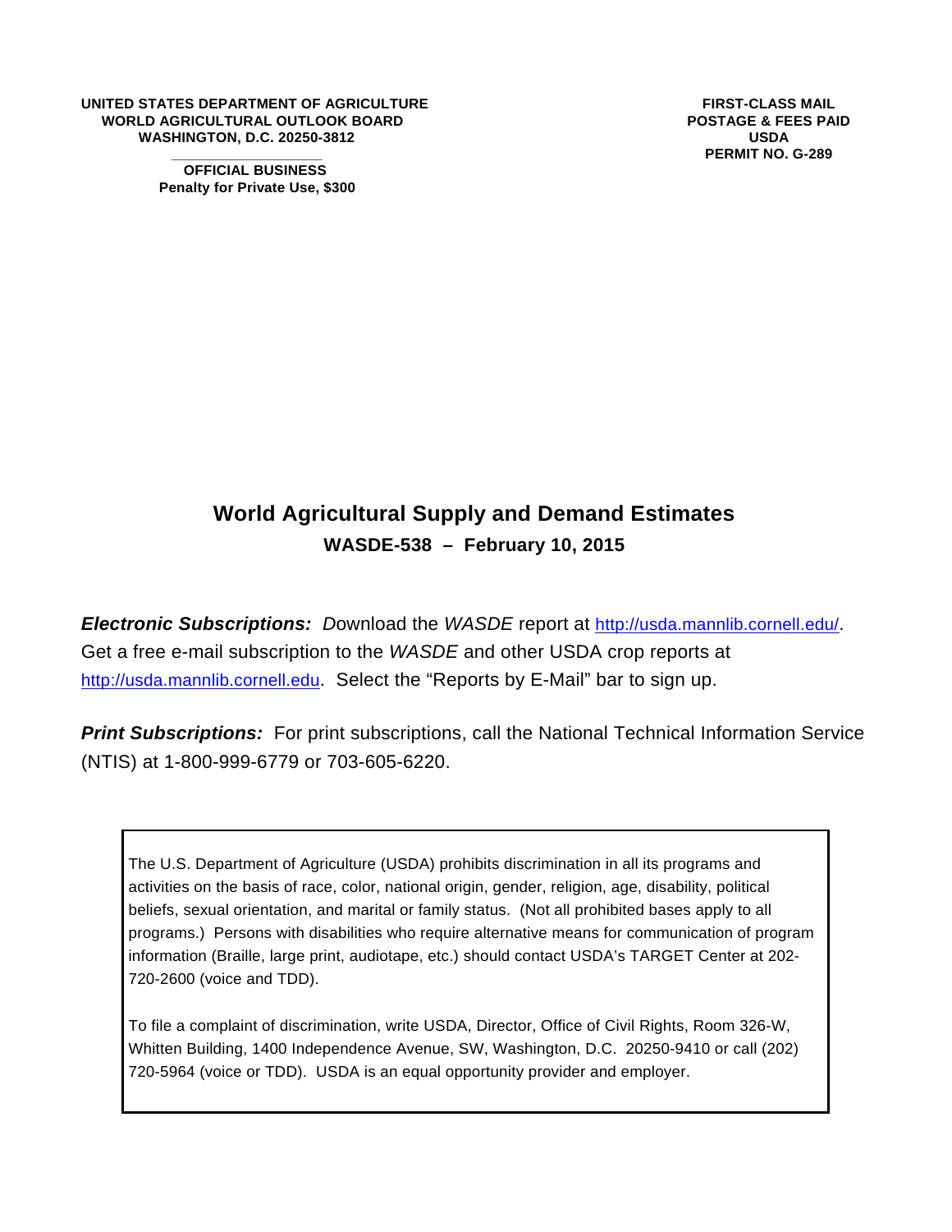**UNITED STATES DEPARTMENT OF AGRICULTURE**
**WORLD AGRICULTURAL OUTLOOK BOARD**
**WASHINGTON, D.C. 20250-3812**

**OFFICIAL BUSINESS**
**Penalty for Private Use, $300**

**FIRST-CLASS MAIL**
**POSTAGE & FEES PAID**
**USDA**
**PERMIT NO. G-289**

# World Agricultural Supply and Demand Estimates

## WASDE-538 – February 10, 2015

***Electronic Subscriptions:*** Download the *WASDE* report at http://usda.mannlib.cornell.edu/. Get a free e-mail subscription to the *WASDE* and other USDA crop reports at http://usda.mannlib.cornell.edu. Select the "Reports by E-Mail" bar to sign up.

***Print Subscriptions:*** For print subscriptions, call the National Technical Information Service (NTIS) at 1-800-999-6779 or 703-605-6220.

The U.S. Department of Agriculture (USDA) prohibits discrimination in all its programs and activities on the basis of race, color, national origin, gender, religion, age, disability, political beliefs, sexual orientation, and marital or family status. (Not all prohibited bases apply to all programs.) Persons with disabilities who require alternative means for communication of program information (Braille, large print, audiotape, etc.) should contact USDA's TARGET Center at 202-720-2600 (voice and TDD).

To file a complaint of discrimination, write USDA, Director, Office of Civil Rights, Room 326-W, Whitten Building, 1400 Independence Avenue, SW, Washington, D.C. 20250-9410 or call (202) 720-5964 (voice or TDD). USDA is an equal opportunity provider and employer.